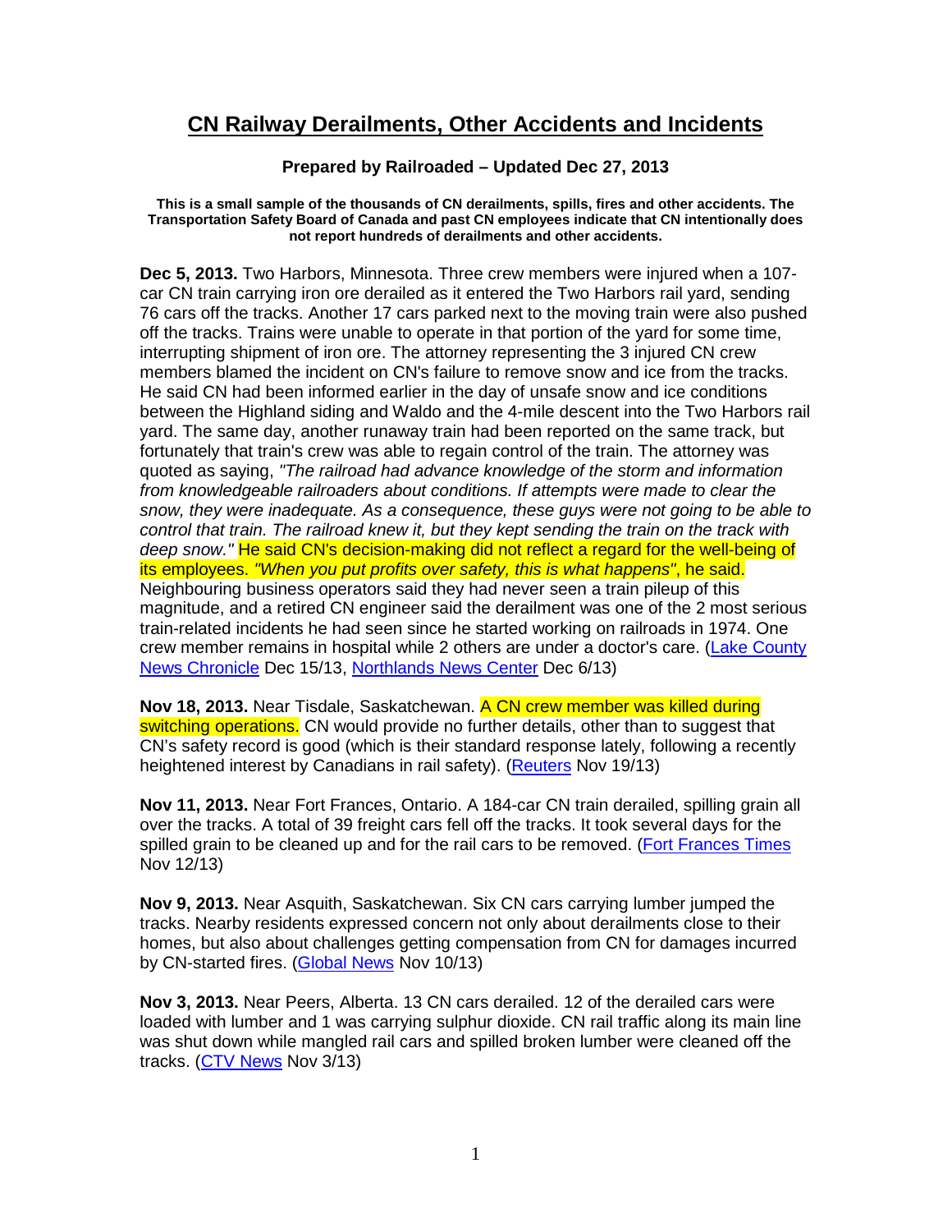# CN Railway Derailments, Other Accidents and Incidents

**Prepared by Railroaded – Updated Dec 27, 2013**

**This is a small sample of the thousands of CN derailments, spills, fires and other accidents. The Transportation Safety Board of Canada and past CN employees indicate that CN intentionally does not report hundreds of derailments and other accidents.**

**Dec 5, 2013.** Two Harbors, Minnesota. Three crew members were injured when a 107-car CN train carrying iron ore derailed as it entered the Two Harbors rail yard, sending 76 cars off the tracks. Another 17 cars parked next to the moving train were also pushed off the tracks. Trains were unable to operate in that portion of the yard for some time, interrupting shipment of iron ore. The attorney representing the 3 injured CN crew members blamed the incident on CN's failure to remove snow and ice from the tracks. He said CN had been informed earlier in the day of unsafe snow and ice conditions between the Highland siding and Waldo and the 4-mile descent into the Two Harbors rail yard. The same day, another runaway train had been reported on the same track, but fortunately that train's crew was able to regain control of the train. The attorney was quoted as saying, *"The railroad had advance knowledge of the storm and information from knowledgeable railroaders about conditions. If attempts were made to clear the snow, they were inadequate. As a consequence, these guys were not going to be able to control that train. The railroad knew it, but they kept sending the train on the track with deep snow."* He said CN's decision-making did not reflect a regard for the well-being of its employees. *"When you put profits over safety, this is what happens"*, he said. Neighbouring business operators said they had never seen a train pileup of this magnitude, and a retired CN engineer said the derailment was one of the 2 most serious train-related incidents he had seen since he started working on railroads in 1974. One crew member remains in hospital while 2 others are under a doctor's care. (Lake County News Chronicle Dec 15/13, Northlands News Center Dec 6/13)

**Nov 18, 2013.** Near Tisdale, Saskatchewan. A CN crew member was killed during switching operations. CN would provide no further details, other than to suggest that CN's safety record is good (which is their standard response lately, following a recently heightened interest by Canadians in rail safety). (Reuters Nov 19/13)

**Nov 11, 2013.** Near Fort Frances, Ontario. A 184-car CN train derailed, spilling grain all over the tracks. A total of 39 freight cars fell off the tracks. It took several days for the spilled grain to be cleaned up and for the rail cars to be removed. (Fort Frances Times Nov 12/13)

**Nov 9, 2013.** Near Asquith, Saskatchewan. Six CN cars carrying lumber jumped the tracks. Nearby residents expressed concern not only about derailments close to their homes, but also about challenges getting compensation from CN for damages incurred by CN-started fires. (Global News Nov 10/13)

**Nov 3, 2013.** Near Peers, Alberta. 13 CN cars derailed. 12 of the derailed cars were loaded with lumber and 1 was carrying sulphur dioxide. CN rail traffic along its main line was shut down while mangled rail cars and spilled broken lumber were cleaned off the tracks. (CTV News Nov 3/13)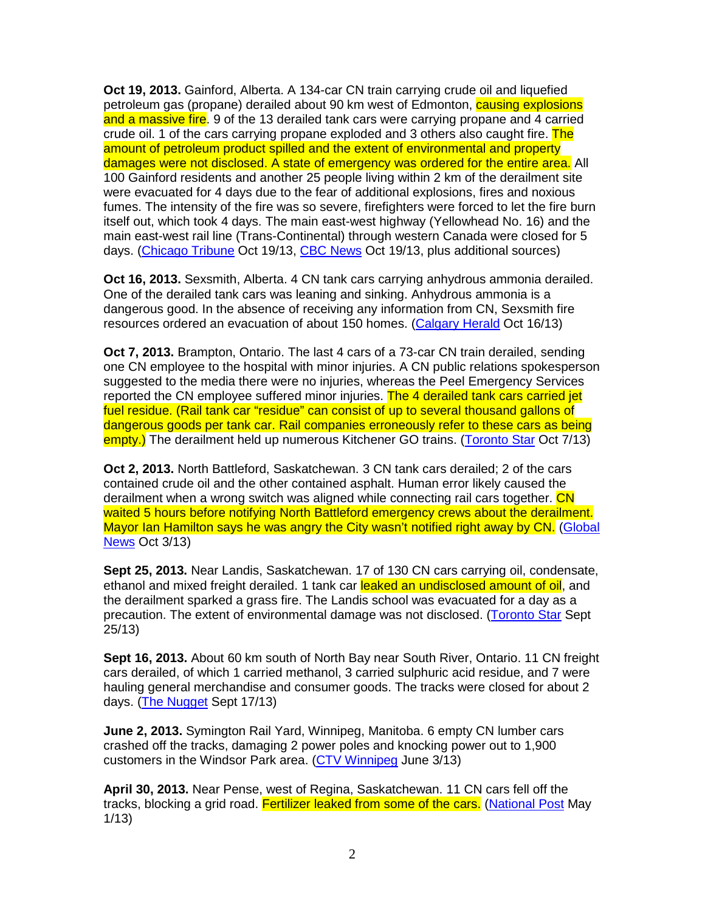**Oct 19, 2013.** Gainford, Alberta. A 134-car CN train carrying crude oil and liquefied petroleum gas (propane) derailed about 90 km west of Edmonton, causing explosions and a massive fire. 9 of the 13 derailed tank cars were carrying propane and 4 carried crude oil. 1 of the cars carrying propane exploded and 3 others also caught fire. The amount of petroleum product spilled and the extent of environmental and property damages were not disclosed. A state of emergency was ordered for the entire area. All 100 Gainford residents and another 25 people living within 2 km of the derailment site were evacuated for 4 days due to the fear of additional explosions, fires and noxious fumes. The intensity of the fire was so severe, firefighters were forced to let the fire burn itself out, which took 4 days. The main east-west highway (Yellowhead No. 16) and the main east-west rail line (Trans-Continental) through western Canada were closed for 5 days. (Chicago Tribune Oct 19/13, CBC News Oct 19/13, plus additional sources)

**Oct 16, 2013.** Sexsmith, Alberta. 4 CN tank cars carrying anhydrous ammonia derailed. One of the derailed tank cars was leaning and sinking. Anhydrous ammonia is a dangerous good. In the absence of receiving any information from CN, Sexsmith fire resources ordered an evacuation of about 150 homes. (Calgary Herald Oct 16/13)

**Oct 7, 2013.** Brampton, Ontario. The last 4 cars of a 73-car CN train derailed, sending one CN employee to the hospital with minor injuries. A CN public relations spokesperson suggested to the media there were no injuries, whereas the Peel Emergency Services reported the CN employee suffered minor injuries. The 4 derailed tank cars carried jet fuel residue. (Rail tank car "residue" can consist of up to several thousand gallons of dangerous goods per tank car. Rail companies erroneously refer to these cars as being empty.) The derailment held up numerous Kitchener GO trains. (Toronto Star Oct 7/13)

**Oct 2, 2013.** North Battleford, Saskatchewan. 3 CN tank cars derailed; 2 of the cars contained crude oil and the other contained asphalt. Human error likely caused the derailment when a wrong switch was aligned while connecting rail cars together. CN waited 5 hours before notifying North Battleford emergency crews about the derailment. Mayor Ian Hamilton says he was angry the City wasn't notified right away by CN. (Global News Oct 3/13)

**Sept 25, 2013.** Near Landis, Saskatchewan. 17 of 130 CN cars carrying oil, condensate, ethanol and mixed freight derailed. 1 tank car leaked an undisclosed amount of oil, and the derailment sparked a grass fire. The Landis school was evacuated for a day as a precaution. The extent of environmental damage was not disclosed. (Toronto Star Sept 25/13)

**Sept 16, 2013.** About 60 km south of North Bay near South River, Ontario. 11 CN freight cars derailed, of which 1 carried methanol, 3 carried sulphuric acid residue, and 7 were hauling general merchandise and consumer goods. The tracks were closed for about 2 days. (The Nugget Sept 17/13)

**June 2, 2013.** Symington Rail Yard, Winnipeg, Manitoba. 6 empty CN lumber cars crashed off the tracks, damaging 2 power poles and knocking power out to 1,900 customers in the Windsor Park area. (CTV Winnipeg June 3/13)

**April 30, 2013.** Near Pense, west of Regina, Saskatchewan. 11 CN cars fell off the tracks, blocking a grid road. Fertilizer leaked from some of the cars. (National Post May 1/13)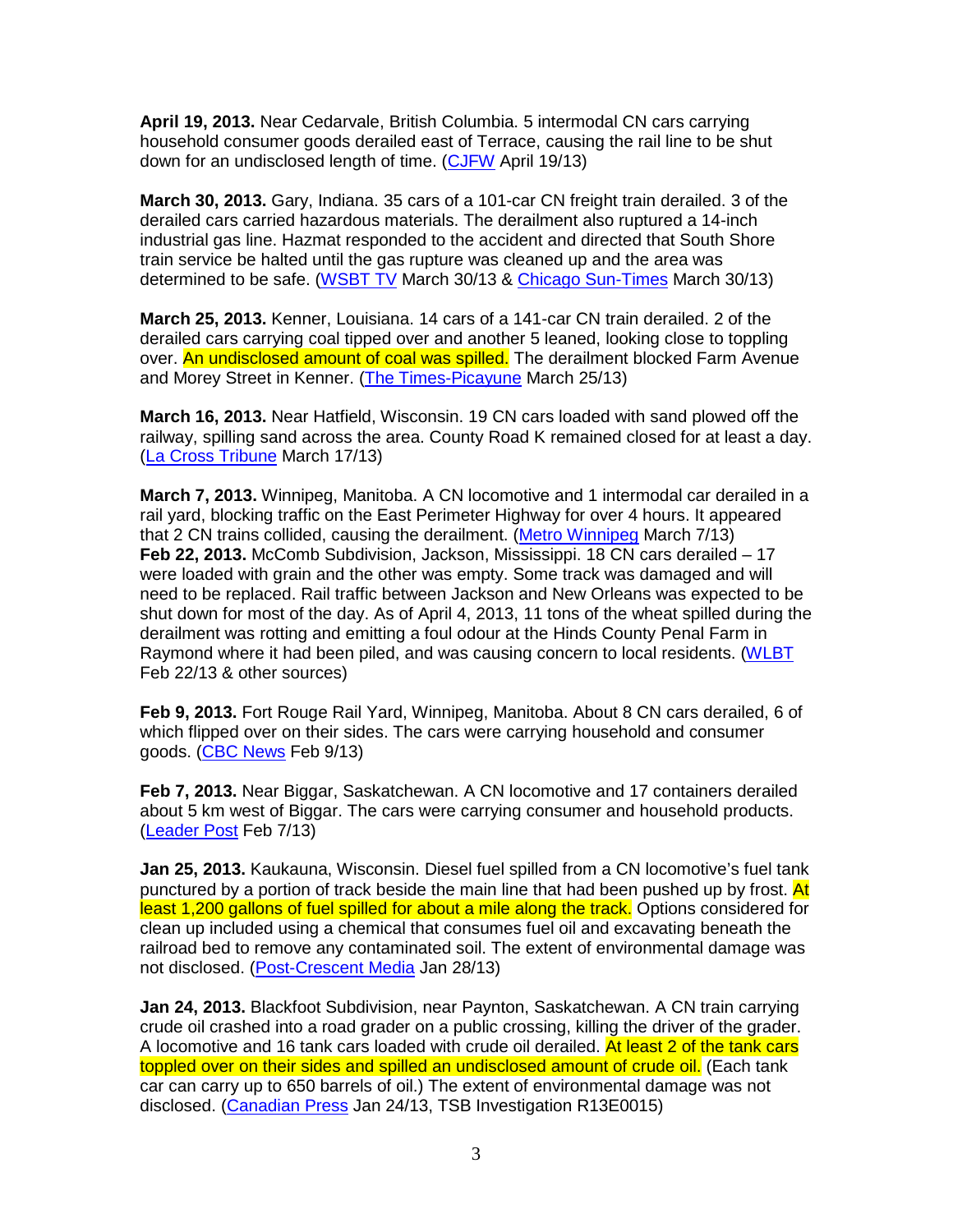**April 19, 2013.** Near Cedarvale, British Columbia. 5 intermodal CN cars carrying household consumer goods derailed east of Terrace, causing the rail line to be shut down for an undisclosed length of time. (CJFW April 19/13)

**March 30, 2013.** Gary, Indiana. 35 cars of a 101-car CN freight train derailed. 3 of the derailed cars carried hazardous materials. The derailment also ruptured a 14-inch industrial gas line. Hazmat responded to the accident and directed that South Shore train service be halted until the gas rupture was cleaned up and the area was determined to be safe. (WSBT TV March 30/13 & Chicago Sun-Times March 30/13)

**March 25, 2013.** Kenner, Louisiana. 14 cars of a 141-car CN train derailed. 2 of the derailed cars carrying coal tipped over and another 5 leaned, looking close to toppling over. An undisclosed amount of coal was spilled. The derailment blocked Farm Avenue and Morey Street in Kenner. (The Times-Picayune March 25/13)

**March 16, 2013.** Near Hatfield, Wisconsin. 19 CN cars loaded with sand plowed off the railway, spilling sand across the area. County Road K remained closed for at least a day. (La Cross Tribune March 17/13)

**March 7, 2013.** Winnipeg, Manitoba. A CN locomotive and 1 intermodal car derailed in a rail yard, blocking traffic on the East Perimeter Highway for over 4 hours. It appeared that 2 CN trains collided, causing the derailment. (Metro Winnipeg March 7/13)

**Feb 22, 2013.** McComb Subdivision, Jackson, Mississippi. 18 CN cars derailed – 17 were loaded with grain and the other was empty. Some track was damaged and will need to be replaced. Rail traffic between Jackson and New Orleans was expected to be shut down for most of the day. As of April 4, 2013, 11 tons of the wheat spilled during the derailment was rotting and emitting a foul odour at the Hinds County Penal Farm in Raymond where it had been piled, and was causing concern to local residents. (WLBT Feb 22/13 & other sources)

**Feb 9, 2013.** Fort Rouge Rail Yard, Winnipeg, Manitoba. About 8 CN cars derailed, 6 of which flipped over on their sides. The cars were carrying household and consumer goods. (CBC News Feb 9/13)

**Feb 7, 2013.** Near Biggar, Saskatchewan. A CN locomotive and 17 containers derailed about 5 km west of Biggar. The cars were carrying consumer and household products. (Leader Post Feb 7/13)

**Jan 25, 2013.** Kaukauna, Wisconsin. Diesel fuel spilled from a CN locomotive's fuel tank punctured by a portion of track beside the main line that had been pushed up by frost. At least 1,200 gallons of fuel spilled for about a mile along the track. Options considered for clean up included using a chemical that consumes fuel oil and excavating beneath the railroad bed to remove any contaminated soil. The extent of environmental damage was not disclosed. (Post-Crescent Media Jan 28/13)

**Jan 24, 2013.** Blackfoot Subdivision, near Paynton, Saskatchewan. A CN train carrying crude oil crashed into a road grader on a public crossing, killing the driver of the grader. A locomotive and 16 tank cars loaded with crude oil derailed. At least 2 of the tank cars toppled over on their sides and spilled an undisclosed amount of crude oil. (Each tank car can carry up to 650 barrels of oil.) The extent of environmental damage was not disclosed. (Canadian Press Jan 24/13, TSB Investigation R13E0015)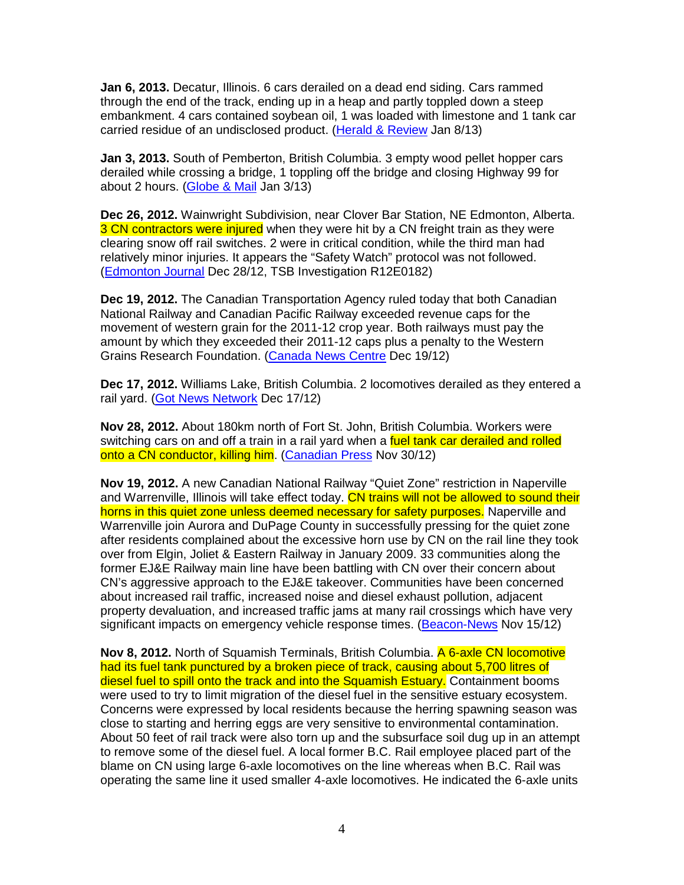**Jan 6, 2013.** Decatur, Illinois. 6 cars derailed on a dead end siding. Cars rammed through the end of the track, ending up in a heap and partly toppled down a steep embankment. 4 cars contained soybean oil, 1 was loaded with limestone and 1 tank car carried residue of an undisclosed product. (Herald & Review Jan 8/13)

**Jan 3, 2013.** South of Pemberton, British Columbia. 3 empty wood pellet hopper cars derailed while crossing a bridge, 1 toppling off the bridge and closing Highway 99 for about 2 hours. (Globe & Mail Jan 3/13)

**Dec 26, 2012.** Wainwright Subdivision, near Clover Bar Station, NE Edmonton, Alberta. 3 CN contractors were injured when they were hit by a CN freight train as they were clearing snow off rail switches. 2 were in critical condition, while the third man had relatively minor injuries. It appears the "Safety Watch" protocol was not followed. (Edmonton Journal Dec 28/12, TSB Investigation R12E0182)

**Dec 19, 2012.** The Canadian Transportation Agency ruled today that both Canadian National Railway and Canadian Pacific Railway exceeded revenue caps for the movement of western grain for the 2011-12 crop year. Both railways must pay the amount by which they exceeded their 2011-12 caps plus a penalty to the Western Grains Research Foundation. (Canada News Centre Dec 19/12)

**Dec 17, 2012.** Williams Lake, British Columbia. 2 locomotives derailed as they entered a rail yard. (Got News Network Dec 17/12)

**Nov 28, 2012.** About 180km north of Fort St. John, British Columbia. Workers were switching cars on and off a train in a rail yard when a fuel tank car derailed and rolled onto a CN conductor, killing him. (Canadian Press Nov 30/12)

**Nov 19, 2012.** A new Canadian National Railway "Quiet Zone" restriction in Naperville and Warrenville, Illinois will take effect today. CN trains will not be allowed to sound their horns in this quiet zone unless deemed necessary for safety purposes. Naperville and Warrenville join Aurora and DuPage County in successfully pressing for the quiet zone after residents complained about the excessive horn use by CN on the rail line they took over from Elgin, Joliet & Eastern Railway in January 2009. 33 communities along the former EJ&E Railway main line have been battling with CN over their concern about CN's aggressive approach to the EJ&E takeover. Communities have been concerned about increased rail traffic, increased noise and diesel exhaust pollution, adjacent property devaluation, and increased traffic jams at many rail crossings which have very significant impacts on emergency vehicle response times. (Beacon-News Nov 15/12)

**Nov 8, 2012.** North of Squamish Terminals, British Columbia. A 6-axle CN locomotive had its fuel tank punctured by a broken piece of track, causing about 5,700 litres of diesel fuel to spill onto the track and into the Squamish Estuary. Containment booms were used to try to limit migration of the diesel fuel in the sensitive estuary ecosystem. Concerns were expressed by local residents because the herring spawning season was close to starting and herring eggs are very sensitive to environmental contamination. About 50 feet of rail track were also torn up and the subsurface soil dug up in an attempt to remove some of the diesel fuel. A local former B.C. Rail employee placed part of the blame on CN using large 6-axle locomotives on the line whereas when B.C. Rail was operating the same line it used smaller 4-axle locomotives. He indicated the 6-axle units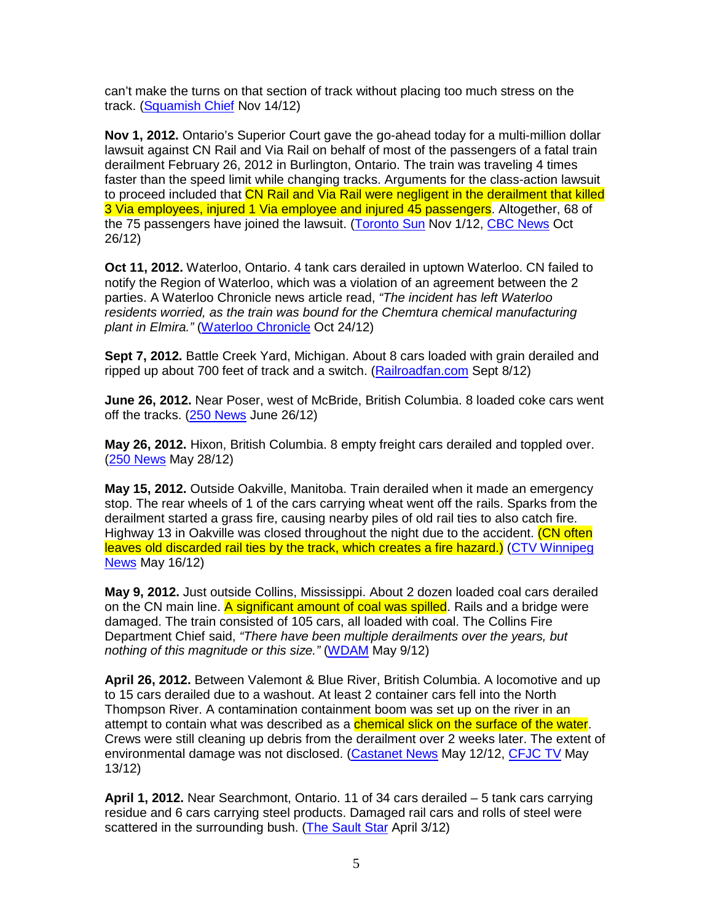can't make the turns on that section of track without placing too much stress on the track. (Squamish Chief Nov 14/12)

**Nov 1, 2012.** Ontario's Superior Court gave the go-ahead today for a multi-million dollar lawsuit against CN Rail and Via Rail on behalf of most of the passengers of a fatal train derailment February 26, 2012 in Burlington, Ontario. The train was traveling 4 times faster than the speed limit while changing tracks. Arguments for the class-action lawsuit to proceed included that CN Rail and Via Rail were negligent in the derailment that killed 3 Via employees, injured 1 Via employee and injured 45 passengers. Altogether, 68 of the 75 passengers have joined the lawsuit. (Toronto Sun Nov 1/12, CBC News Oct 26/12)

**Oct 11, 2012.** Waterloo, Ontario. 4 tank cars derailed in uptown Waterloo. CN failed to notify the Region of Waterloo, which was a violation of an agreement between the 2 parties. A Waterloo Chronicle news article read, *"The incident has left Waterloo residents worried, as the train was bound for the Chemtura chemical manufacturing plant in Elmira."* (Waterloo Chronicle Oct 24/12)

**Sept 7, 2012.** Battle Creek Yard, Michigan. About 8 cars loaded with grain derailed and ripped up about 700 feet of track and a switch. (Railroadfan.com Sept 8/12)

**June 26, 2012.** Near Poser, west of McBride, British Columbia. 8 loaded coke cars went off the tracks. (250 News June 26/12)

**May 26, 2012.** Hixon, British Columbia. 8 empty freight cars derailed and toppled over. (250 News May 28/12)

**May 15, 2012.** Outside Oakville, Manitoba. Train derailed when it made an emergency stop. The rear wheels of 1 of the cars carrying wheat went off the rails. Sparks from the derailment started a grass fire, causing nearby piles of old rail ties to also catch fire. Highway 13 in Oakville was closed throughout the night due to the accident. (CN often leaves old discarded rail ties by the track, which creates a fire hazard.) (CTV Winnipeg News May 16/12)

**May 9, 2012.** Just outside Collins, Mississippi. About 2 dozen loaded coal cars derailed on the CN main line. A significant amount of coal was spilled. Rails and a bridge were damaged. The train consisted of 105 cars, all loaded with coal. The Collins Fire Department Chief said, *"There have been multiple derailments over the years, but nothing of this magnitude or this size."* (WDAM May 9/12)

**April 26, 2012.** Between Valemont & Blue River, British Columbia. A locomotive and up to 15 cars derailed due to a washout. At least 2 container cars fell into the North Thompson River. A contamination containment boom was set up on the river in an attempt to contain what was described as a chemical slick on the surface of the water. Crews were still cleaning up debris from the derailment over 2 weeks later. The extent of environmental damage was not disclosed. (Castanet News May 12/12, CFJC TV May 13/12)

**April 1, 2012.** Near Searchmont, Ontario. 11 of 34 cars derailed – 5 tank cars carrying residue and 6 cars carrying steel products. Damaged rail cars and rolls of steel were scattered in the surrounding bush. (The Sault Star April 3/12)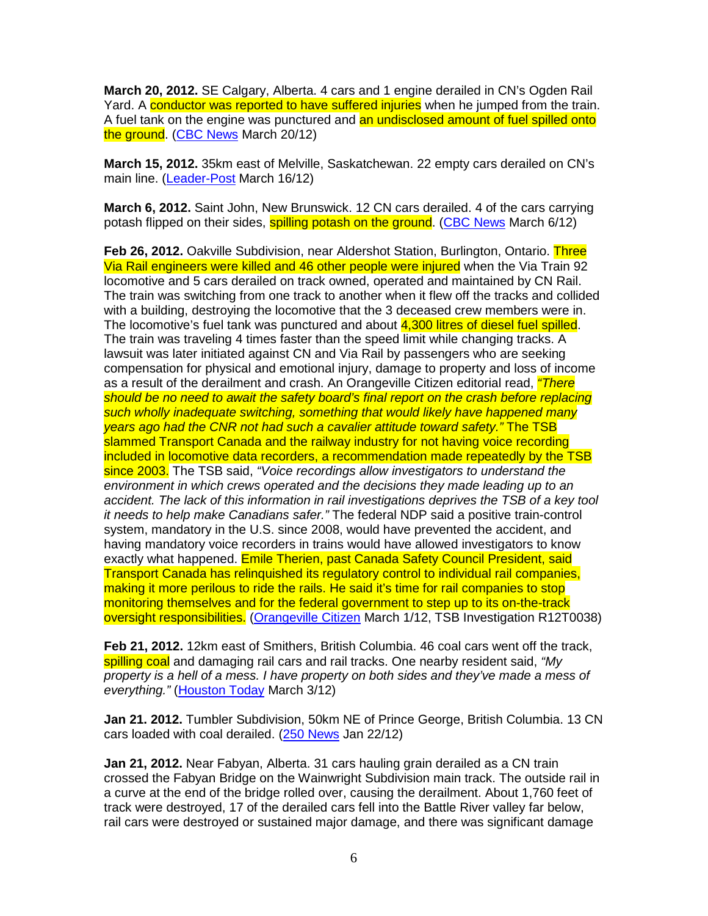**March 20, 2012.** SE Calgary, Alberta. 4 cars and 1 engine derailed in CN's Ogden Rail Yard. A conductor was reported to have suffered injuries when he jumped from the train. A fuel tank on the engine was punctured and an undisclosed amount of fuel spilled onto the ground. (CBC News March 20/12)

**March 15, 2012.** 35km east of Melville, Saskatchewan. 22 empty cars derailed on CN's main line. (Leader-Post March 16/12)

**March 6, 2012.** Saint John, New Brunswick. 12 CN cars derailed. 4 of the cars carrying potash flipped on their sides, spilling potash on the ground. (CBC News March 6/12)

**Feb 26, 2012.** Oakville Subdivision, near Aldershot Station, Burlington, Ontario. Three Via Rail engineers were killed and 46 other people were injured when the Via Train 92 locomotive and 5 cars derailed on track owned, operated and maintained by CN Rail. The train was switching from one track to another when it flew off the tracks and collided with a building, destroying the locomotive that the 3 deceased crew members were in. The locomotive's fuel tank was punctured and about 4,300 litres of diesel fuel spilled. The train was traveling 4 times faster than the speed limit while changing tracks. A lawsuit was later initiated against CN and Via Rail by passengers who are seeking compensation for physical and emotional injury, damage to property and loss of income as a result of the derailment and crash. An Orangeville Citizen editorial read, *"There should be no need to await the safety board's final report on the crash before replacing such wholly inadequate switching, something that would likely have happened many years ago had the CNR not had such a cavalier attitude toward safety."* The TSB slammed Transport Canada and the railway industry for not having voice recording included in locomotive data recorders, a recommendation made repeatedly by the TSB since 2003. The TSB said, *"Voice recordings allow investigators to understand the environment in which crews operated and the decisions they made leading up to an accident. The lack of this information in rail investigations deprives the TSB of a key tool it needs to help make Canadians safer."* The federal NDP said a positive train-control system, mandatory in the U.S. since 2008, would have prevented the accident, and having mandatory voice recorders in trains would have allowed investigators to know exactly what happened. Emile Therien, past Canada Safety Council President, said Transport Canada has relinquished its regulatory control to individual rail companies, making it more perilous to ride the rails. He said it's time for rail companies to stop monitoring themselves and for the federal government to step up to its on-the-track oversight responsibilities. (Orangeville Citizen March 1/12, TSB Investigation R12T0038)

**Feb 21, 2012.** 12km east of Smithers, British Columbia. 46 coal cars went off the track, spilling coal and damaging rail cars and rail tracks. One nearby resident said, *"My property is a hell of a mess. I have property on both sides and they've made a mess of everything."* (Houston Today March 3/12)

**Jan 21. 2012.** Tumbler Subdivision, 50km NE of Prince George, British Columbia. 13 CN cars loaded with coal derailed. (250 News Jan 22/12)

**Jan 21, 2012.** Near Fabyan, Alberta. 31 cars hauling grain derailed as a CN train crossed the Fabyan Bridge on the Wainwright Subdivision main track. The outside rail in a curve at the end of the bridge rolled over, causing the derailment. About 1,760 feet of track were destroyed, 17 of the derailed cars fell into the Battle River valley far below, rail cars were destroyed or sustained major damage, and there was significant damage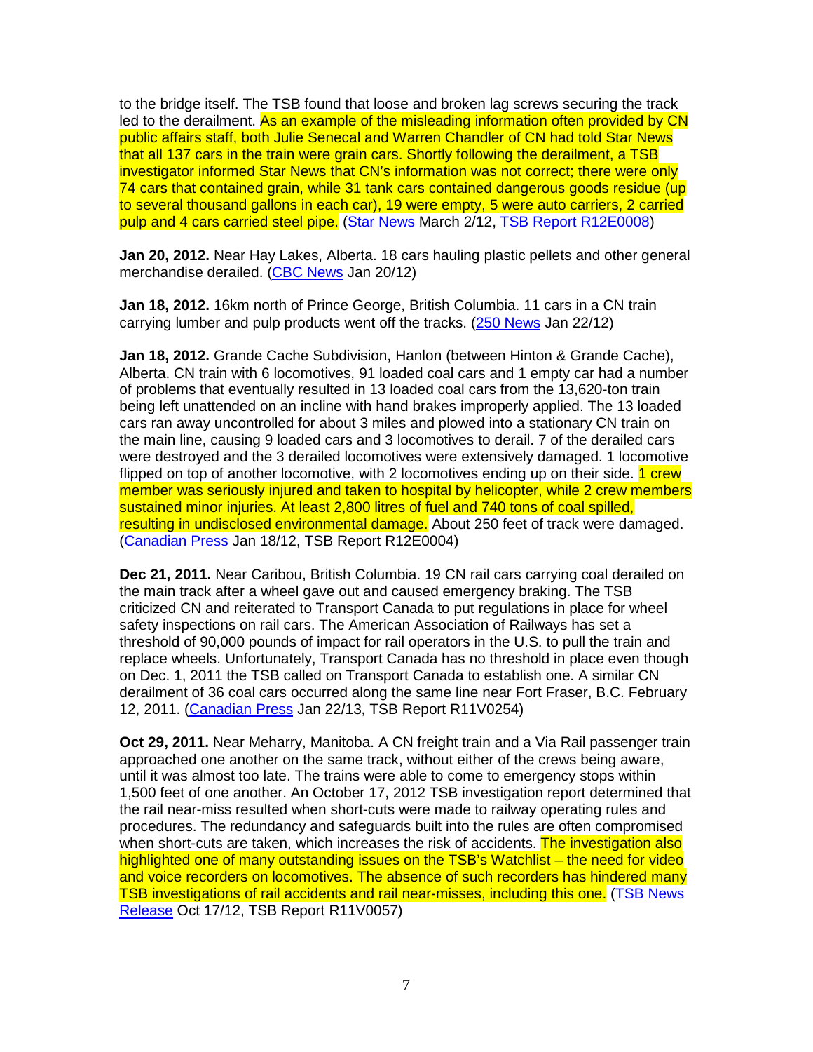to the bridge itself. The TSB found that loose and broken lag screws securing the track led to the derailment. As an example of the misleading information often provided by CN public affairs staff, both Julie Senecal and Warren Chandler of CN had told Star News that all 137 cars in the train were grain cars. Shortly following the derailment, a TSB investigator informed Star News that CN's information was not correct; there were only 74 cars that contained grain, while 31 tank cars contained dangerous goods residue (up to several thousand gallons in each car), 19 were empty, 5 were auto carriers, 2 carried pulp and 4 cars carried steel pipe. (Star News March 2/12, TSB Report R12E0008)

**Jan 20, 2012.** Near Hay Lakes, Alberta. 18 cars hauling plastic pellets and other general merchandise derailed. (CBC News Jan 20/12)

**Jan 18, 2012.** 16km north of Prince George, British Columbia. 11 cars in a CN train carrying lumber and pulp products went off the tracks. (250 News Jan 22/12)

**Jan 18, 2012.** Grande Cache Subdivision, Hanlon (between Hinton & Grande Cache), Alberta. CN train with 6 locomotives, 91 loaded coal cars and 1 empty car had a number of problems that eventually resulted in 13 loaded coal cars from the 13,620-ton train being left unattended on an incline with hand brakes improperly applied. The 13 loaded cars ran away uncontrolled for about 3 miles and plowed into a stationary CN train on the main line, causing 9 loaded cars and 3 locomotives to derail. 7 of the derailed cars were destroyed and the 3 derailed locomotives were extensively damaged. 1 locomotive flipped on top of another locomotive, with 2 locomotives ending up on their side. 1 crew member was seriously injured and taken to hospital by helicopter, while 2 crew members sustained minor injuries. At least 2,800 litres of fuel and 740 tons of coal spilled, resulting in undisclosed environmental damage. About 250 feet of track were damaged. (Canadian Press Jan 18/12, TSB Report R12E0004)

**Dec 21, 2011.** Near Caribou, British Columbia. 19 CN rail cars carrying coal derailed on the main track after a wheel gave out and caused emergency braking. The TSB criticized CN and reiterated to Transport Canada to put regulations in place for wheel safety inspections on rail cars. The American Association of Railways has set a threshold of 90,000 pounds of impact for rail operators in the U.S. to pull the train and replace wheels. Unfortunately, Transport Canada has no threshold in place even though on Dec. 1, 2011 the TSB called on Transport Canada to establish one. A similar CN derailment of 36 coal cars occurred along the same line near Fort Fraser, B.C. February 12, 2011. (Canadian Press Jan 22/13, TSB Report R11V0254)

**Oct 29, 2011.** Near Meharry, Manitoba. A CN freight train and a Via Rail passenger train approached one another on the same track, without either of the crews being aware, until it was almost too late. The trains were able to come to emergency stops within 1,500 feet of one another. An October 17, 2012 TSB investigation report determined that the rail near-miss resulted when short-cuts were made to railway operating rules and procedures. The redundancy and safeguards built into the rules are often compromised when short-cuts are taken, which increases the risk of accidents. The investigation also highlighted one of many outstanding issues on the TSB's Watchlist – the need for video and voice recorders on locomotives. The absence of such recorders has hindered many TSB investigations of rail accidents and rail near-misses, including this one. (TSB News Release Oct 17/12, TSB Report R11V0057)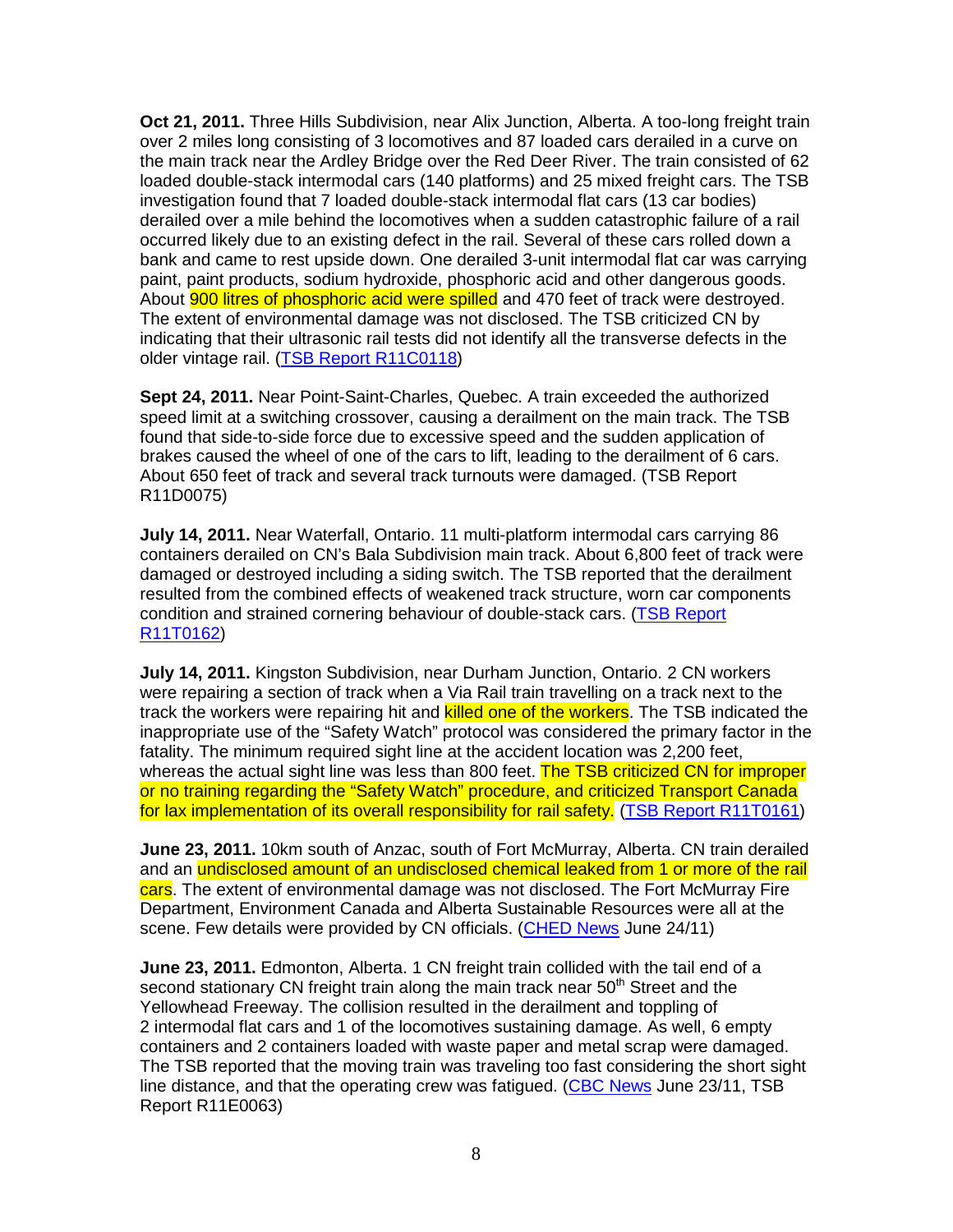**Oct 21, 2011.** Three Hills Subdivision, near Alix Junction, Alberta. A too-long freight train over 2 miles long consisting of 3 locomotives and 87 loaded cars derailed in a curve on the main track near the Ardley Bridge over the Red Deer River. The train consisted of 62 loaded double-stack intermodal cars (140 platforms) and 25 mixed freight cars. The TSB investigation found that 7 loaded double-stack intermodal flat cars (13 car bodies) derailed over a mile behind the locomotives when a sudden catastrophic failure of a rail occurred likely due to an existing defect in the rail. Several of these cars rolled down a bank and came to rest upside down. One derailed 3-unit intermodal flat car was carrying paint, paint products, sodium hydroxide, phosphoric acid and other dangerous goods. About 900 litres of phosphoric acid were spilled and 470 feet of track were destroyed. The extent of environmental damage was not disclosed. The TSB criticized CN by indicating that their ultrasonic rail tests did not identify all the transverse defects in the older vintage rail. (TSB Report R11C0118)

**Sept 24, 2011.** Near Point-Saint-Charles, Quebec. A train exceeded the authorized speed limit at a switching crossover, causing a derailment on the main track. The TSB found that side-to-side force due to excessive speed and the sudden application of brakes caused the wheel of one of the cars to lift, leading to the derailment of 6 cars. About 650 feet of track and several track turnouts were damaged. (TSB Report R11D0075)

**July 14, 2011.** Near Waterfall, Ontario. 11 multi-platform intermodal cars carrying 86 containers derailed on CN's Bala Subdivision main track. About 6,800 feet of track were damaged or destroyed including a siding switch. The TSB reported that the derailment resulted from the combined effects of weakened track structure, worn car components condition and strained cornering behaviour of double-stack cars. (TSB Report R11T0162)

**July 14, 2011.** Kingston Subdivision, near Durham Junction, Ontario. 2 CN workers were repairing a section of track when a Via Rail train travelling on a track next to the track the workers were repairing hit and killed one of the workers. The TSB indicated the inappropriate use of the "Safety Watch" protocol was considered the primary factor in the fatality. The minimum required sight line at the accident location was 2,200 feet, whereas the actual sight line was less than 800 feet. The TSB criticized CN for improper or no training regarding the "Safety Watch" procedure, and criticized Transport Canada for lax implementation of its overall responsibility for rail safety. (TSB Report R11T0161)

**June 23, 2011.** 10km south of Anzac, south of Fort McMurray, Alberta. CN train derailed and an undisclosed amount of an undisclosed chemical leaked from 1 or more of the rail cars. The extent of environmental damage was not disclosed. The Fort McMurray Fire Department, Environment Canada and Alberta Sustainable Resources were all at the scene. Few details were provided by CN officials. (CHED News June 24/11)

**June 23, 2011.** Edmonton, Alberta. 1 CN freight train collided with the tail end of a second stationary CN freight train along the main track near 50th Street and the Yellowhead Freeway. The collision resulted in the derailment and toppling of 2 intermodal flat cars and 1 of the locomotives sustaining damage. As well, 6 empty containers and 2 containers loaded with waste paper and metal scrap were damaged. The TSB reported that the moving train was traveling too fast considering the short sight line distance, and that the operating crew was fatigued. (CBC News June 23/11, TSB Report R11E0063)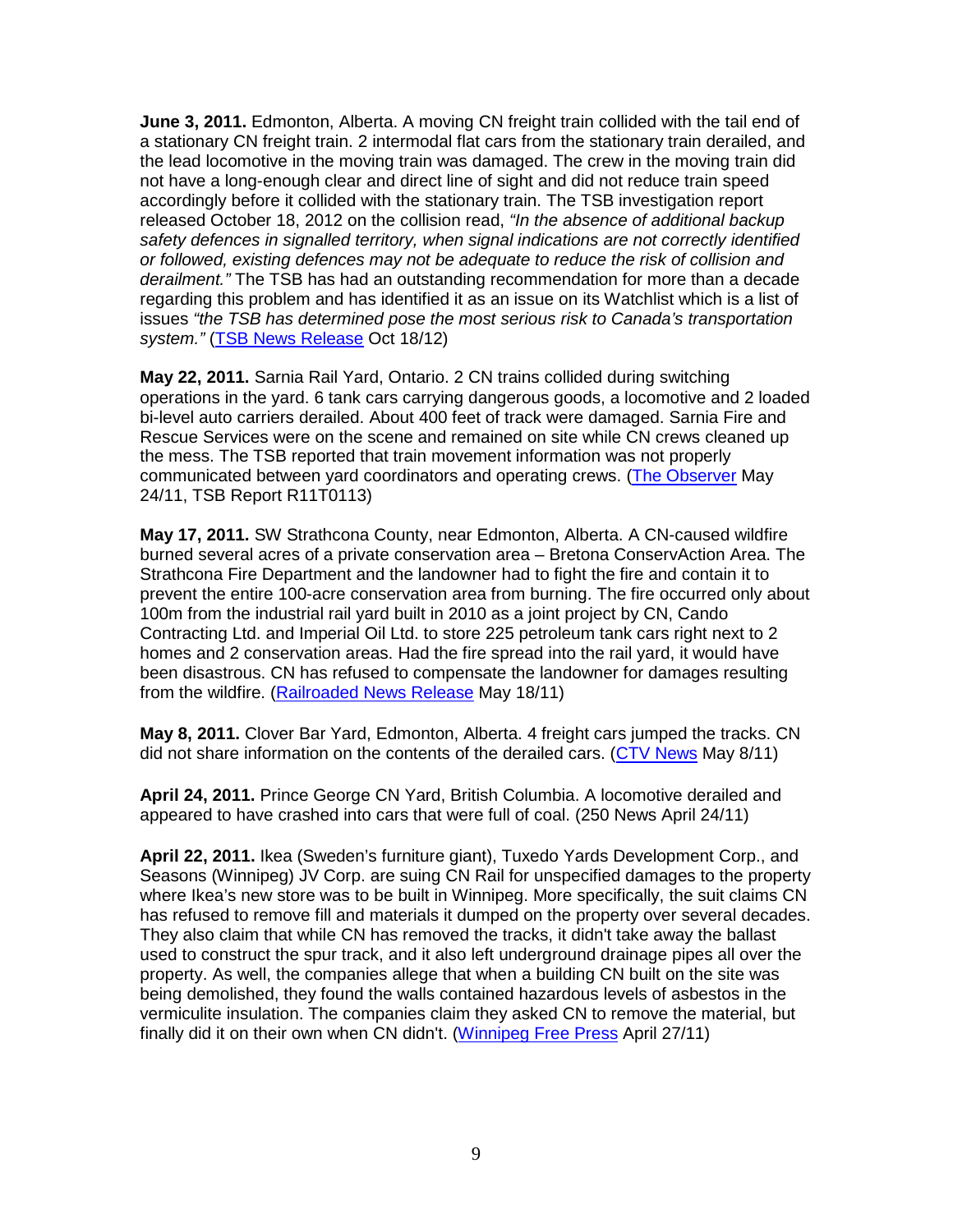**June 3, 2011.** Edmonton, Alberta. A moving CN freight train collided with the tail end of a stationary CN freight train. 2 intermodal flat cars from the stationary train derailed, and the lead locomotive in the moving train was damaged. The crew in the moving train did not have a long-enough clear and direct line of sight and did not reduce train speed accordingly before it collided with the stationary train. The TSB investigation report released October 18, 2012 on the collision read, *"In the absence of additional backup safety defences in signalled territory, when signal indications are not correctly identified or followed, existing defences may not be adequate to reduce the risk of collision and derailment."* The TSB has had an outstanding recommendation for more than a decade regarding this problem and has identified it as an issue on its Watchlist which is a list of issues *"the TSB has determined pose the most serious risk to Canada's transportation system."* (TSB News Release Oct 18/12)

**May 22, 2011.** Sarnia Rail Yard, Ontario. 2 CN trains collided during switching operations in the yard. 6 tank cars carrying dangerous goods, a locomotive and 2 loaded bi-level auto carriers derailed. About 400 feet of track were damaged. Sarnia Fire and Rescue Services were on the scene and remained on site while CN crews cleaned up the mess. The TSB reported that train movement information was not properly communicated between yard coordinators and operating crews. (The Observer May 24/11, TSB Report R11T0113)

**May 17, 2011.** SW Strathcona County, near Edmonton, Alberta. A CN-caused wildfire burned several acres of a private conservation area – Bretona ConservAction Area. The Strathcona Fire Department and the landowner had to fight the fire and contain it to prevent the entire 100-acre conservation area from burning. The fire occurred only about 100m from the industrial rail yard built in 2010 as a joint project by CN, Cando Contracting Ltd. and Imperial Oil Ltd. to store 225 petroleum tank cars right next to 2 homes and 2 conservation areas. Had the fire spread into the rail yard, it would have been disastrous. CN has refused to compensate the landowner for damages resulting from the wildfire. (Railroaded News Release May 18/11)

**May 8, 2011.** Clover Bar Yard, Edmonton, Alberta. 4 freight cars jumped the tracks. CN did not share information on the contents of the derailed cars. (CTV News May 8/11)

**April 24, 2011.** Prince George CN Yard, British Columbia. A locomotive derailed and appeared to have crashed into cars that were full of coal. (250 News April 24/11)

**April 22, 2011.** Ikea (Sweden's furniture giant), Tuxedo Yards Development Corp., and Seasons (Winnipeg) JV Corp. are suing CN Rail for unspecified damages to the property where Ikea's new store was to be built in Winnipeg. More specifically, the suit claims CN has refused to remove fill and materials it dumped on the property over several decades. They also claim that while CN has removed the tracks, it didn't take away the ballast used to construct the spur track, and it also left underground drainage pipes all over the property. As well, the companies allege that when a building CN built on the site was being demolished, they found the walls contained hazardous levels of asbestos in the vermiculite insulation. The companies claim they asked CN to remove the material, but finally did it on their own when CN didn't. (Winnipeg Free Press April 27/11)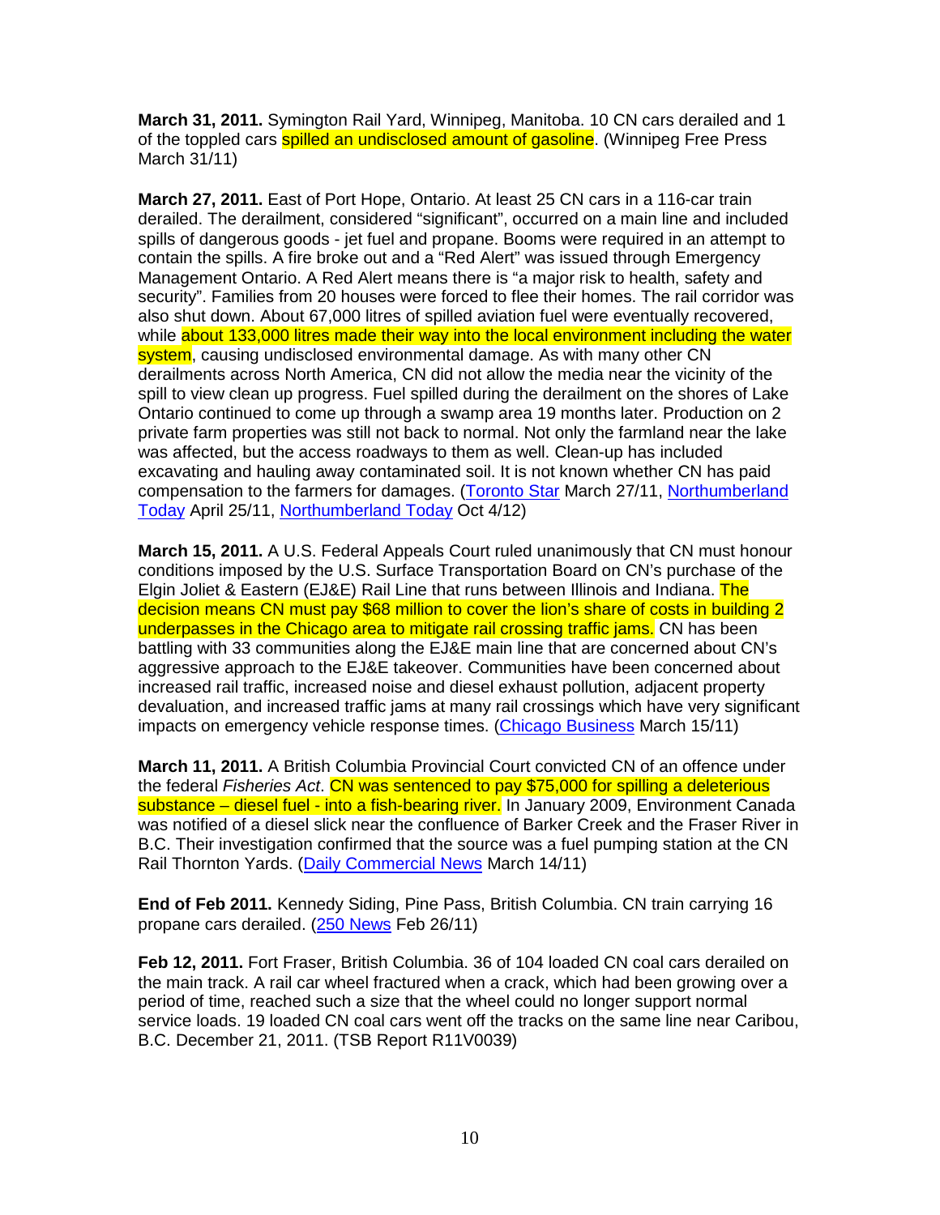**March 31, 2011.** Symington Rail Yard, Winnipeg, Manitoba. 10 CN cars derailed and 1 of the toppled cars spilled an undisclosed amount of gasoline. (Winnipeg Free Press March 31/11)

**March 27, 2011.** East of Port Hope, Ontario. At least 25 CN cars in a 116-car train derailed. The derailment, considered "significant", occurred on a main line and included spills of dangerous goods - jet fuel and propane. Booms were required in an attempt to contain the spills. A fire broke out and a "Red Alert" was issued through Emergency Management Ontario. A Red Alert means there is "a major risk to health, safety and security". Families from 20 houses were forced to flee their homes. The rail corridor was also shut down. About 67,000 litres of spilled aviation fuel were eventually recovered, while about 133,000 litres made their way into the local environment including the water system, causing undisclosed environmental damage. As with many other CN derailments across North America, CN did not allow the media near the vicinity of the spill to view clean up progress. Fuel spilled during the derailment on the shores of Lake Ontario continued to come up through a swamp area 19 months later. Production on 2 private farm properties was still not back to normal. Not only the farmland near the lake was affected, but the access roadways to them as well. Clean-up has included excavating and hauling away contaminated soil. It is not known whether CN has paid compensation to the farmers for damages. (Toronto Star March 27/11, Northumberland Today April 25/11, Northumberland Today Oct 4/12)

**March 15, 2011.** A U.S. Federal Appeals Court ruled unanimously that CN must honour conditions imposed by the U.S. Surface Transportation Board on CN's purchase of the Elgin Joliet & Eastern (EJ&E) Rail Line that runs between Illinois and Indiana. The decision means CN must pay $68 million to cover the lion's share of costs in building 2 underpasses in the Chicago area to mitigate rail crossing traffic jams. CN has been battling with 33 communities along the EJ&E main line that are concerned about CN's aggressive approach to the EJ&E takeover. Communities have been concerned about increased rail traffic, increased noise and diesel exhaust pollution, adjacent property devaluation, and increased traffic jams at many rail crossings which have very significant impacts on emergency vehicle response times. (Chicago Business March 15/11)

**March 11, 2011.** A British Columbia Provincial Court convicted CN of an offence under the federal *Fisheries Act*. CN was sentenced to pay $75,000 for spilling a deleterious substance – diesel fuel - into a fish-bearing river. In January 2009, Environment Canada was notified of a diesel slick near the confluence of Barker Creek and the Fraser River in B.C. Their investigation confirmed that the source was a fuel pumping station at the CN Rail Thornton Yards. (Daily Commercial News March 14/11)

**End of Feb 2011.** Kennedy Siding, Pine Pass, British Columbia. CN train carrying 16 propane cars derailed. (250 News Feb 26/11)

**Feb 12, 2011.** Fort Fraser, British Columbia. 36 of 104 loaded CN coal cars derailed on the main track. A rail car wheel fractured when a crack, which had been growing over a period of time, reached such a size that the wheel could no longer support normal service loads. 19 loaded CN coal cars went off the tracks on the same line near Caribou, B.C. December 21, 2011. (TSB Report R11V0039)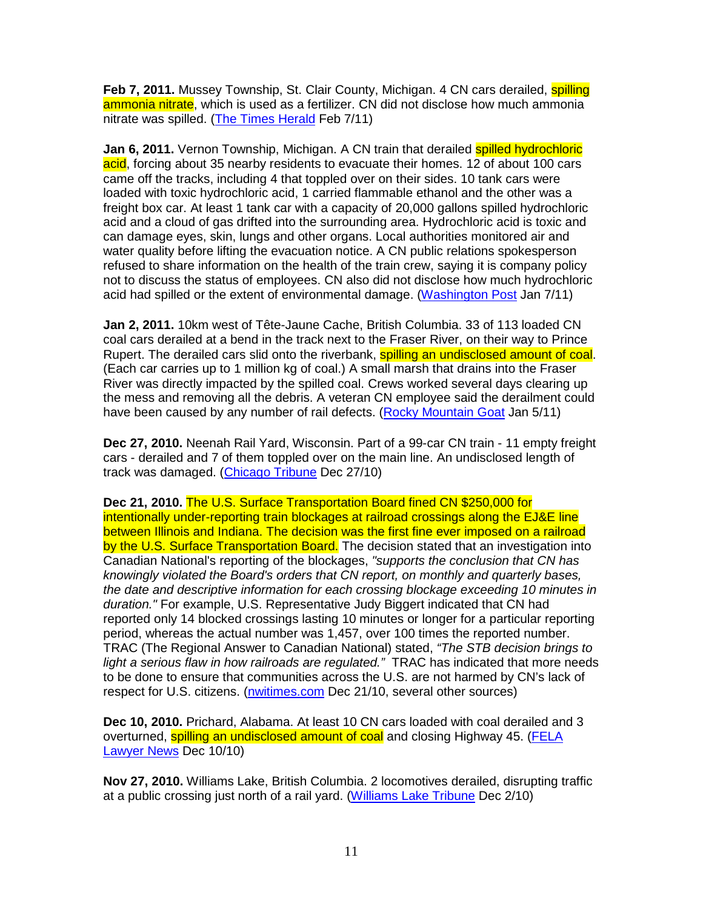**Feb 7, 2011.** Mussey Township, St. Clair County, Michigan. 4 CN cars derailed, spilling ammonia nitrate, which is used as a fertilizer. CN did not disclose how much ammonia nitrate was spilled. (The Times Herald Feb 7/11)

**Jan 6, 2011.** Vernon Township, Michigan. A CN train that derailed spilled hydrochloric acid, forcing about 35 nearby residents to evacuate their homes. 12 of about 100 cars came off the tracks, including 4 that toppled over on their sides. 10 tank cars were loaded with toxic hydrochloric acid, 1 carried flammable ethanol and the other was a freight box car. At least 1 tank car with a capacity of 20,000 gallons spilled hydrochloric acid and a cloud of gas drifted into the surrounding area. Hydrochloric acid is toxic and can damage eyes, skin, lungs and other organs. Local authorities monitored air and water quality before lifting the evacuation notice. A CN public relations spokesperson refused to share information on the health of the train crew, saying it is company policy not to discuss the status of employees. CN also did not disclose how much hydrochloric acid had spilled or the extent of environmental damage. (Washington Post Jan 7/11)

**Jan 2, 2011.** 10km west of Tête-Jaune Cache, British Columbia. 33 of 113 loaded CN coal cars derailed at a bend in the track next to the Fraser River, on their way to Prince Rupert. The derailed cars slid onto the riverbank, spilling an undisclosed amount of coal. (Each car carries up to 1 million kg of coal.) A small marsh that drains into the Fraser River was directly impacted by the spilled coal. Crews worked several days clearing up the mess and removing all the debris. A veteran CN employee said the derailment could have been caused by any number of rail defects. (Rocky Mountain Goat Jan 5/11)

**Dec 27, 2010.** Neenah Rail Yard, Wisconsin. Part of a 99-car CN train - 11 empty freight cars - derailed and 7 of them toppled over on the main line. An undisclosed length of track was damaged. (Chicago Tribune Dec 27/10)

**Dec 21, 2010.** The U.S. Surface Transportation Board fined CN $250,000 for intentionally under-reporting train blockages at railroad crossings along the EJ&E line between Illinois and Indiana. The decision was the first fine ever imposed on a railroad by the U.S. Surface Transportation Board. The decision stated that an investigation into Canadian National's reporting of the blockages, *"supports the conclusion that CN has knowingly violated the Board's orders that CN report, on monthly and quarterly bases, the date and descriptive information for each crossing blockage exceeding 10 minutes in duration."* For example, U.S. Representative Judy Biggert indicated that CN had reported only 14 blocked crossings lasting 10 minutes or longer for a particular reporting period, whereas the actual number was 1,457, over 100 times the reported number. TRAC (The Regional Answer to Canadian National) stated, *"The STB decision brings to light a serious flaw in how railroads are regulated."* TRAC has indicated that more needs to be done to ensure that communities across the U.S. are not harmed by CN's lack of respect for U.S. citizens. (nwitimes.com Dec 21/10, several other sources)

**Dec 10, 2010.** Prichard, Alabama. At least 10 CN cars loaded with coal derailed and 3 overturned, spilling an undisclosed amount of coal and closing Highway 45. (FELA Lawyer News Dec 10/10)

**Nov 27, 2010.** Williams Lake, British Columbia. 2 locomotives derailed, disrupting traffic at a public crossing just north of a rail yard. (Williams Lake Tribune Dec 2/10)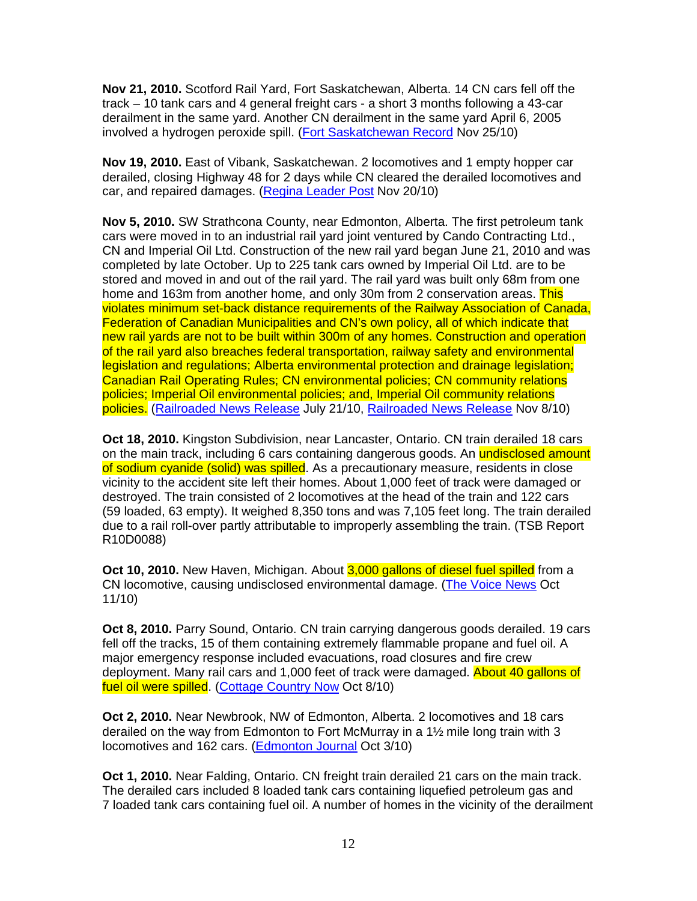**Nov 21, 2010.** Scotford Rail Yard, Fort Saskatchewan, Alberta. 14 CN cars fell off the track – 10 tank cars and 4 general freight cars - a short 3 months following a 43-car derailment in the same yard. Another CN derailment in the same yard April 6, 2005 involved a hydrogen peroxide spill. (Fort Saskatchewan Record Nov 25/10)

**Nov 19, 2010.** East of Vibank, Saskatchewan. 2 locomotives and 1 empty hopper car derailed, closing Highway 48 for 2 days while CN cleared the derailed locomotives and car, and repaired damages. (Regina Leader Post Nov 20/10)

**Nov 5, 2010.** SW Strathcona County, near Edmonton, Alberta. The first petroleum tank cars were moved in to an industrial rail yard joint ventured by Cando Contracting Ltd., CN and Imperial Oil Ltd. Construction of the new rail yard began June 21, 2010 and was completed by late October. Up to 225 tank cars owned by Imperial Oil Ltd. are to be stored and moved in and out of the rail yard. The rail yard was built only 68m from one home and 163m from another home, and only 30m from 2 conservation areas. This violates minimum set-back distance requirements of the Railway Association of Canada, Federation of Canadian Municipalities and CN's own policy, all of which indicate that new rail yards are not to be built within 300m of any homes. Construction and operation of the rail yard also breaches federal transportation, railway safety and environmental legislation and regulations; Alberta environmental protection and drainage legislation; Canadian Rail Operating Rules; CN environmental policies; CN community relations policies; Imperial Oil environmental policies; and, Imperial Oil community relations policies. (Railroaded News Release July 21/10, Railroaded News Release Nov 8/10)

**Oct 18, 2010.** Kingston Subdivision, near Lancaster, Ontario. CN train derailed 18 cars on the main track, including 6 cars containing dangerous goods. An undisclosed amount of sodium cyanide (solid) was spilled. As a precautionary measure, residents in close vicinity to the accident site left their homes. About 1,000 feet of track were damaged or destroyed. The train consisted of 2 locomotives at the head of the train and 122 cars (59 loaded, 63 empty). It weighed 8,350 tons and was 7,105 feet long. The train derailed due to a rail roll-over partly attributable to improperly assembling the train. (TSB Report R10D0088)

**Oct 10, 2010.** New Haven, Michigan. About 3,000 gallons of diesel fuel spilled from a CN locomotive, causing undisclosed environmental damage. (The Voice News Oct 11/10)

**Oct 8, 2010.** Parry Sound, Ontario. CN train carrying dangerous goods derailed. 19 cars fell off the tracks, 15 of them containing extremely flammable propane and fuel oil. A major emergency response included evacuations, road closures and fire crew deployment. Many rail cars and 1,000 feet of track were damaged. About 40 gallons of fuel oil were spilled. (Cottage Country Now Oct 8/10)

**Oct 2, 2010.** Near Newbrook, NW of Edmonton, Alberta. 2 locomotives and 18 cars derailed on the way from Edmonton to Fort McMurray in a 1½ mile long train with 3 locomotives and 162 cars. (Edmonton Journal Oct 3/10)

**Oct 1, 2010.** Near Falding, Ontario. CN freight train derailed 21 cars on the main track. The derailed cars included 8 loaded tank cars containing liquefied petroleum gas and 7 loaded tank cars containing fuel oil. A number of homes in the vicinity of the derailment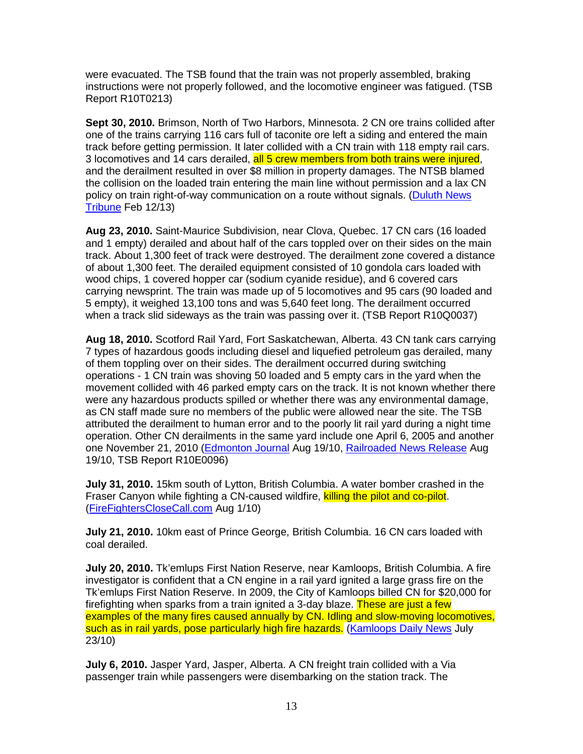were evacuated. The TSB found that the train was not properly assembled, braking instructions were not properly followed, and the locomotive engineer was fatigued. (TSB Report R10T0213)

**Sept 30, 2010.** Brimson, North of Two Harbors, Minnesota. 2 CN ore trains collided after one of the trains carrying 116 cars full of taconite ore left a siding and entered the main track before getting permission. It later collided with a CN train with 118 empty rail cars. 3 locomotives and 14 cars derailed, all 5 crew members from both trains were injured, and the derailment resulted in over $8 million in property damages. The NTSB blamed the collision on the loaded train entering the main line without permission and a lax CN policy on train right-of-way communication on a route without signals. (Duluth News Tribune Feb 12/13)

**Aug 23, 2010.** Saint-Maurice Subdivision, near Clova, Quebec. 17 CN cars (16 loaded and 1 empty) derailed and about half of the cars toppled over on their sides on the main track. About 1,300 feet of track were destroyed. The derailment zone covered a distance of about 1,300 feet. The derailed equipment consisted of 10 gondola cars loaded with wood chips, 1 covered hopper car (sodium cyanide residue), and 6 covered cars carrying newsprint. The train was made up of 5 locomotives and 95 cars (90 loaded and 5 empty), it weighed 13,100 tons and was 5,640 feet long. The derailment occurred when a track slid sideways as the train was passing over it. (TSB Report R10Q0037)

**Aug 18, 2010.** Scotford Rail Yard, Fort Saskatchewan, Alberta. 43 CN tank cars carrying 7 types of hazardous goods including diesel and liquefied petroleum gas derailed, many of them toppling over on their sides. The derailment occurred during switching operations - 1 CN train was shoving 50 loaded and 5 empty cars in the yard when the movement collided with 46 parked empty cars on the track. It is not known whether there were any hazardous products spilled or whether there was any environmental damage, as CN staff made sure no members of the public were allowed near the site. The TSB attributed the derailment to human error and to the poorly lit rail yard during a night time operation. Other CN derailments in the same yard include one April 6, 2005 and another one November 21, 2010 (Edmonton Journal Aug 19/10, Railroaded News Release Aug 19/10, TSB Report R10E0096)

**July 31, 2010.** 15km south of Lytton, British Columbia. A water bomber crashed in the Fraser Canyon while fighting a CN-caused wildfire, killing the pilot and co-pilot. (FireFightersCloseCall.com Aug 1/10)

**July 21, 2010.** 10km east of Prince George, British Columbia. 16 CN cars loaded with coal derailed.

**July 20, 2010.** Tk'emlups First Nation Reserve, near Kamloops, British Columbia. A fire investigator is confident that a CN engine in a rail yard ignited a large grass fire on the Tk'emlups First Nation Reserve. In 2009, the City of Kamloops billed CN for $20,000 for firefighting when sparks from a train ignited a 3-day blaze. These are just a few examples of the many fires caused annually by CN. Idling and slow-moving locomotives, such as in rail yards, pose particularly high fire hazards. (Kamloops Daily News July 23/10)

**July 6, 2010.** Jasper Yard, Jasper, Alberta. A CN freight train collided with a Via passenger train while passengers were disembarking on the station track. The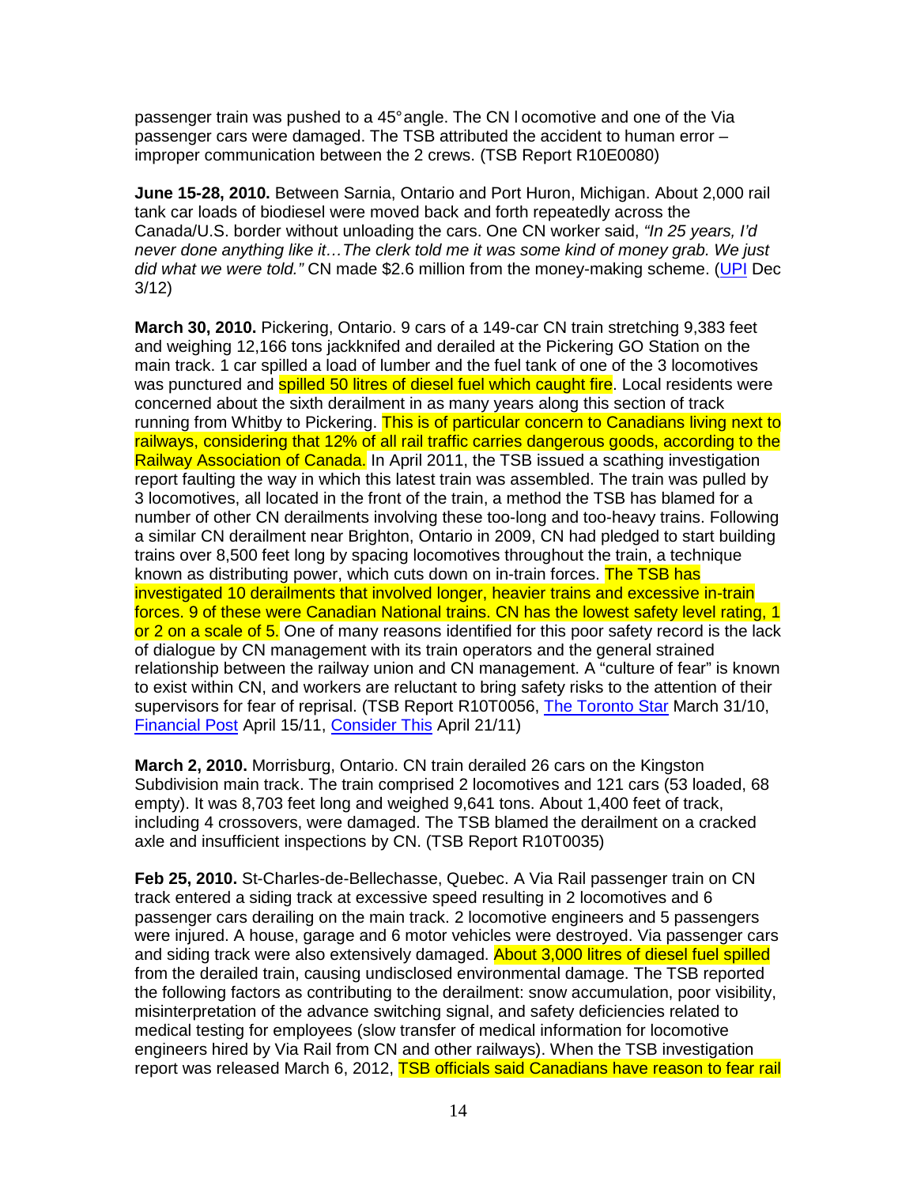passenger train was pushed to a 45° angle. The CN locomotive and one of the Via passenger cars were damaged. The TSB attributed the accident to human error – improper communication between the 2 crews. (TSB Report R10E0080)

**June 15-28, 2010.** Between Sarnia, Ontario and Port Huron, Michigan. About 2,000 rail tank car loads of biodiesel were moved back and forth repeatedly across the Canada/U.S. border without unloading the cars. One CN worker said, *"In 25 years, I'd never done anything like it…The clerk told me it was some kind of money grab. We just did what we were told."* CN made $2.6 million from the money-making scheme. (UPI Dec 3/12)

**March 30, 2010.** Pickering, Ontario. 9 cars of a 149-car CN train stretching 9,383 feet and weighing 12,166 tons jackknifed and derailed at the Pickering GO Station on the main track. 1 car spilled a load of lumber and the fuel tank of one of the 3 locomotives was punctured and spilled 50 litres of diesel fuel which caught fire. Local residents were concerned about the sixth derailment in as many years along this section of track running from Whitby to Pickering. This is of particular concern to Canadians living next to railways, considering that 12% of all rail traffic carries dangerous goods, according to the Railway Association of Canada. In April 2011, the TSB issued a scathing investigation report faulting the way in which this latest train was assembled. The train was pulled by 3 locomotives, all located in the front of the train, a method the TSB has blamed for a number of other CN derailments involving these too-long and too-heavy trains. Following a similar CN derailment near Brighton, Ontario in 2009, CN had pledged to start building trains over 8,500 feet long by spacing locomotives throughout the train, a technique known as distributing power, which cuts down on in-train forces. The TSB has investigated 10 derailments that involved longer, heavier trains and excessive in-train forces. 9 of these were Canadian National trains. CN has the lowest safety level rating, 1 or 2 on a scale of 5. One of many reasons identified for this poor safety record is the lack of dialogue by CN management with its train operators and the general strained relationship between the railway union and CN management. A "culture of fear" is known to exist within CN, and workers are reluctant to bring safety risks to the attention of their supervisors for fear of reprisal. (TSB Report R10T0056, The Toronto Star March 31/10, Financial Post April 15/11, Consider This April 21/11)

**March 2, 2010.** Morrisburg, Ontario. CN train derailed 26 cars on the Kingston Subdivision main track. The train comprised 2 locomotives and 121 cars (53 loaded, 68 empty). It was 8,703 feet long and weighed 9,641 tons. About 1,400 feet of track, including 4 crossovers, were damaged. The TSB blamed the derailment on a cracked axle and insufficient inspections by CN. (TSB Report R10T0035)

**Feb 25, 2010.** St-Charles-de-Bellechasse, Quebec. A Via Rail passenger train on CN track entered a siding track at excessive speed resulting in 2 locomotives and 6 passenger cars derailing on the main track. 2 locomotive engineers and 5 passengers were injured. A house, garage and 6 motor vehicles were destroyed. Via passenger cars and siding track were also extensively damaged. About 3,000 litres of diesel fuel spilled from the derailed train, causing undisclosed environmental damage. The TSB reported the following factors as contributing to the derailment: snow accumulation, poor visibility, misinterpretation of the advance switching signal, and safety deficiencies related to medical testing for employees (slow transfer of medical information for locomotive engineers hired by Via Rail from CN and other railways). When the TSB investigation report was released March 6, 2012, TSB officials said Canadians have reason to fear rail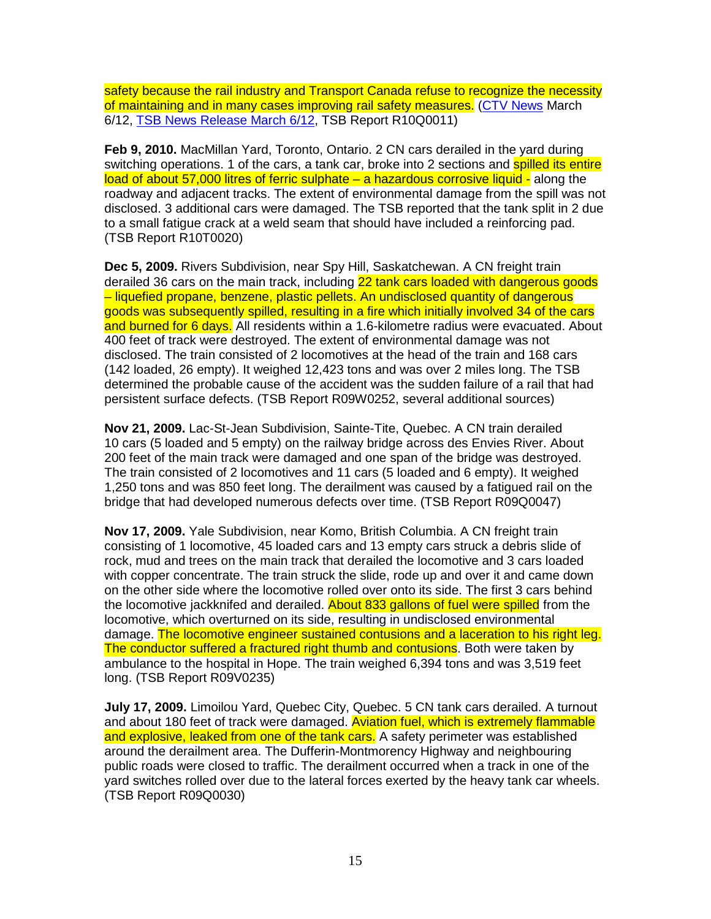safety because the rail industry and Transport Canada refuse to recognize the necessity of maintaining and in many cases improving rail safety measures. (CTV News March 6/12, TSB News Release March 6/12, TSB Report R10Q0011)

**Feb 9, 2010.** MacMillan Yard, Toronto, Ontario. 2 CN cars derailed in the yard during switching operations. 1 of the cars, a tank car, broke into 2 sections and spilled its entire load of about 57,000 litres of ferric sulphate – a hazardous corrosive liquid - along the roadway and adjacent tracks. The extent of environmental damage from the spill was not disclosed. 3 additional cars were damaged. The TSB reported that the tank split in 2 due to a small fatigue crack at a weld seam that should have included a reinforcing pad. (TSB Report R10T0020)

**Dec 5, 2009.** Rivers Subdivision, near Spy Hill, Saskatchewan. A CN freight train derailed 36 cars on the main track, including 22 tank cars loaded with dangerous goods – liquefied propane, benzene, plastic pellets. An undisclosed quantity of dangerous goods was subsequently spilled, resulting in a fire which initially involved 34 of the cars and burned for 6 days. All residents within a 1.6-kilometre radius were evacuated. About 400 feet of track were destroyed. The extent of environmental damage was not disclosed. The train consisted of 2 locomotives at the head of the train and 168 cars (142 loaded, 26 empty). It weighed 12,423 tons and was over 2 miles long. The TSB determined the probable cause of the accident was the sudden failure of a rail that had persistent surface defects. (TSB Report R09W0252, several additional sources)

**Nov 21, 2009.** Lac-St-Jean Subdivision, Sainte-Tite, Quebec. A CN train derailed 10 cars (5 loaded and 5 empty) on the railway bridge across des Envies River. About 200 feet of the main track were damaged and one span of the bridge was destroyed. The train consisted of 2 locomotives and 11 cars (5 loaded and 6 empty). It weighed 1,250 tons and was 850 feet long. The derailment was caused by a fatigued rail on the bridge that had developed numerous defects over time. (TSB Report R09Q0047)

**Nov 17, 2009.** Yale Subdivision, near Komo, British Columbia. A CN freight train consisting of 1 locomotive, 45 loaded cars and 13 empty cars struck a debris slide of rock, mud and trees on the main track that derailed the locomotive and 3 cars loaded with copper concentrate. The train struck the slide, rode up and over it and came down on the other side where the locomotive rolled over onto its side. The first 3 cars behind the locomotive jackknifed and derailed. About 833 gallons of fuel were spilled from the locomotive, which overturned on its side, resulting in undisclosed environmental damage. The locomotive engineer sustained contusions and a laceration to his right leg. The conductor suffered a fractured right thumb and contusions. Both were taken by ambulance to the hospital in Hope. The train weighed 6,394 tons and was 3,519 feet long. (TSB Report R09V0235)

**July 17, 2009.** Limoilou Yard, Quebec City, Quebec. 5 CN tank cars derailed. A turnout and about 180 feet of track were damaged. Aviation fuel, which is extremely flammable and explosive, leaked from one of the tank cars. A safety perimeter was established around the derailment area. The Dufferin-Montmorency Highway and neighbouring public roads were closed to traffic. The derailment occurred when a track in one of the yard switches rolled over due to the lateral forces exerted by the heavy tank car wheels. (TSB Report R09Q0030)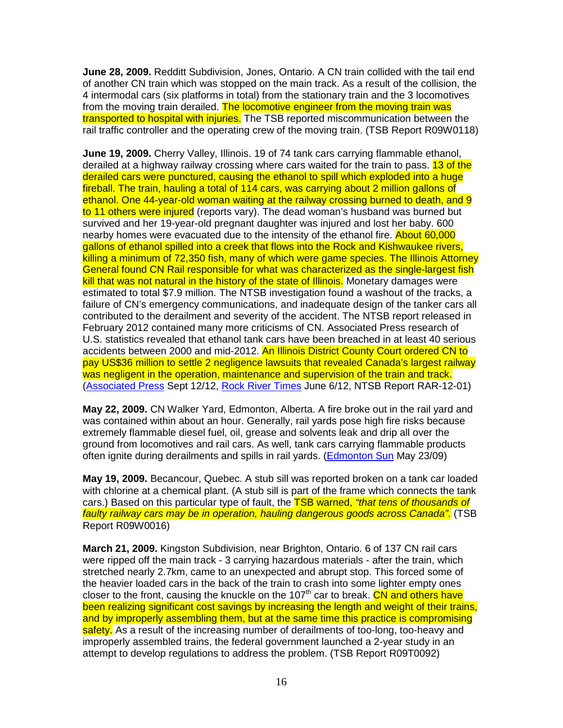**June 28, 2009.** Redditt Subdivision, Jones, Ontario. A CN train collided with the tail end of another CN train which was stopped on the main track. As a result of the collision, the 4 intermodal cars (six platforms in total) from the stationary train and the 3 locomotives from the moving train derailed. The locomotive engineer from the moving train was transported to hospital with injuries. The TSB reported miscommunication between the rail traffic controller and the operating crew of the moving train. (TSB Report R09W0118)

**June 19, 2009.** Cherry Valley, Illinois. 19 of 74 tank cars carrying flammable ethanol, derailed at a highway railway crossing where cars waited for the train to pass. 13 of the derailed cars were punctured, causing the ethanol to spill which exploded into a huge fireball. The train, hauling a total of 114 cars, was carrying about 2 million gallons of ethanol. One 44-year-old woman waiting at the railway crossing burned to death, and 9 to 11 others were injured (reports vary). The dead woman's husband was burned but survived and her 19-year-old pregnant daughter was injured and lost her baby. 600 nearby homes were evacuated due to the intensity of the ethanol fire. About 60,000 gallons of ethanol spilled into a creek that flows into the Rock and Kishwaukee rivers, killing a minimum of 72,350 fish, many of which were game species. The Illinois Attorney General found CN Rail responsible for what was characterized as the single-largest fish kill that was not natural in the history of the state of Illinois. Monetary damages were estimated to total $7.9 million. The NTSB investigation found a washout of the tracks, a failure of CN's emergency communications, and inadequate design of the tanker cars all contributed to the derailment and severity of the accident. The NTSB report released in February 2012 contained many more criticisms of CN. Associated Press research of U.S. statistics revealed that ethanol tank cars have been breached in at least 40 serious accidents between 2000 and mid-2012. An Illinois District County Court ordered CN to pay US$36 million to settle 2 negligence lawsuits that revealed Canada's largest railway was negligent in the operation, maintenance and supervision of the train and track. (Associated Press Sept 12/12, Rock River Times June 6/12, NTSB Report RAR-12-01)

**May 22, 2009.** CN Walker Yard, Edmonton, Alberta. A fire broke out in the rail yard and was contained within about an hour. Generally, rail yards pose high fire risks because extremely flammable diesel fuel, oil, grease and solvents leak and drip all over the ground from locomotives and rail cars. As well, tank cars carrying flammable products often ignite during derailments and spills in rail yards. (Edmonton Sun May 23/09)

**May 19, 2009.** Becancour, Quebec. A stub sill was reported broken on a tank car loaded with chlorine at a chemical plant. (A stub sill is part of the frame which connects the tank cars.) Based on this particular type of fault, the TSB warned, *"that tens of thousands of faulty railway cars may be in operation, hauling dangerous goods across Canada"*. (TSB Report R09W0016)

**March 21, 2009.** Kingston Subdivision, near Brighton, Ontario. 6 of 137 CN rail cars were ripped off the main track - 3 carrying hazardous materials - after the train, which stretched nearly 2.7km, came to an unexpected and abrupt stop. This forced some of the heavier loaded cars in the back of the train to crash into some lighter empty ones closer to the front, causing the knuckle on the 107th car to break. CN and others have been realizing significant cost savings by increasing the length and weight of their trains, and by improperly assembling them, but at the same time this practice is compromising safety. As a result of the increasing number of derailments of too-long, too-heavy and improperly assembled trains, the federal government launched a 2-year study in an attempt to develop regulations to address the problem. (TSB Report R09T0092)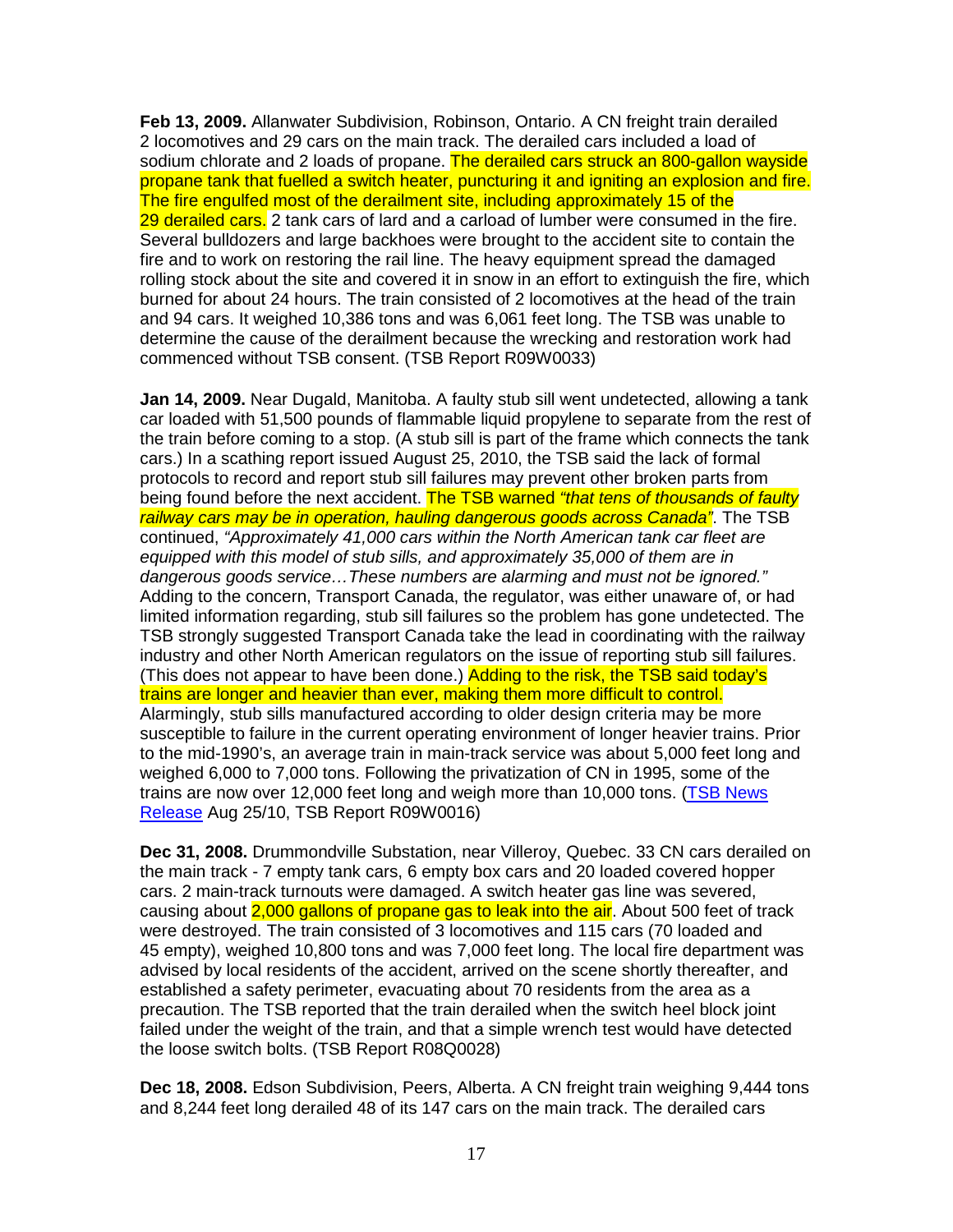**Feb 13, 2009.** Allanwater Subdivision, Robinson, Ontario. A CN freight train derailed 2 locomotives and 29 cars on the main track. The derailed cars included a load of sodium chlorate and 2 loads of propane. The derailed cars struck an 800-gallon wayside propane tank that fuelled a switch heater, puncturing it and igniting an explosion and fire. The fire engulfed most of the derailment site, including approximately 15 of the 29 derailed cars. 2 tank cars of lard and a carload of lumber were consumed in the fire. Several bulldozers and large backhoes were brought to the accident site to contain the fire and to work on restoring the rail line. The heavy equipment spread the damaged rolling stock about the site and covered it in snow in an effort to extinguish the fire, which burned for about 24 hours. The train consisted of 2 locomotives at the head of the train and 94 cars. It weighed 10,386 tons and was 6,061 feet long. The TSB was unable to determine the cause of the derailment because the wrecking and restoration work had commenced without TSB consent. (TSB Report R09W0033)

**Jan 14, 2009.** Near Dugald, Manitoba. A faulty stub sill went undetected, allowing a tank car loaded with 51,500 pounds of flammable liquid propylene to separate from the rest of the train before coming to a stop. (A stub sill is part of the frame which connects the tank cars.) In a scathing report issued August 25, 2010, the TSB said the lack of formal protocols to record and report stub sill failures may prevent other broken parts from being found before the next accident. The TSB warned *"that tens of thousands of faulty railway cars may be in operation, hauling dangerous goods across Canada"*. The TSB continued, *"Approximately 41,000 cars within the North American tank car fleet are equipped with this model of stub sills, and approximately 35,000 of them are in dangerous goods service…These numbers are alarming and must not be ignored."* Adding to the concern, Transport Canada, the regulator, was either unaware of, or had limited information regarding, stub sill failures so the problem has gone undetected. The TSB strongly suggested Transport Canada take the lead in coordinating with the railway industry and other North American regulators on the issue of reporting stub sill failures. (This does not appear to have been done.) Adding to the risk, the TSB said today's trains are longer and heavier than ever, making them more difficult to control. Alarmingly, stub sills manufactured according to older design criteria may be more susceptible to failure in the current operating environment of longer heavier trains. Prior to the mid-1990's, an average train in main-track service was about 5,000 feet long and weighed 6,000 to 7,000 tons. Following the privatization of CN in 1995, some of the trains are now over 12,000 feet long and weigh more than 10,000 tons. (TSB News Release Aug 25/10, TSB Report R09W0016)

**Dec 31, 2008.** Drummondville Substation, near Villeroy, Quebec. 33 CN cars derailed on the main track - 7 empty tank cars, 6 empty box cars and 20 loaded covered hopper cars. 2 main-track turnouts were damaged. A switch heater gas line was severed, causing about 2,000 gallons of propane gas to leak into the air. About 500 feet of track were destroyed. The train consisted of 3 locomotives and 115 cars (70 loaded and 45 empty), weighed 10,800 tons and was 7,000 feet long. The local fire department was advised by local residents of the accident, arrived on the scene shortly thereafter, and established a safety perimeter, evacuating about 70 residents from the area as a precaution. The TSB reported that the train derailed when the switch heel block joint failed under the weight of the train, and that a simple wrench test would have detected the loose switch bolts. (TSB Report R08Q0028)

**Dec 18, 2008.** Edson Subdivision, Peers, Alberta. A CN freight train weighing 9,444 tons and 8,244 feet long derailed 48 of its 147 cars on the main track. The derailed cars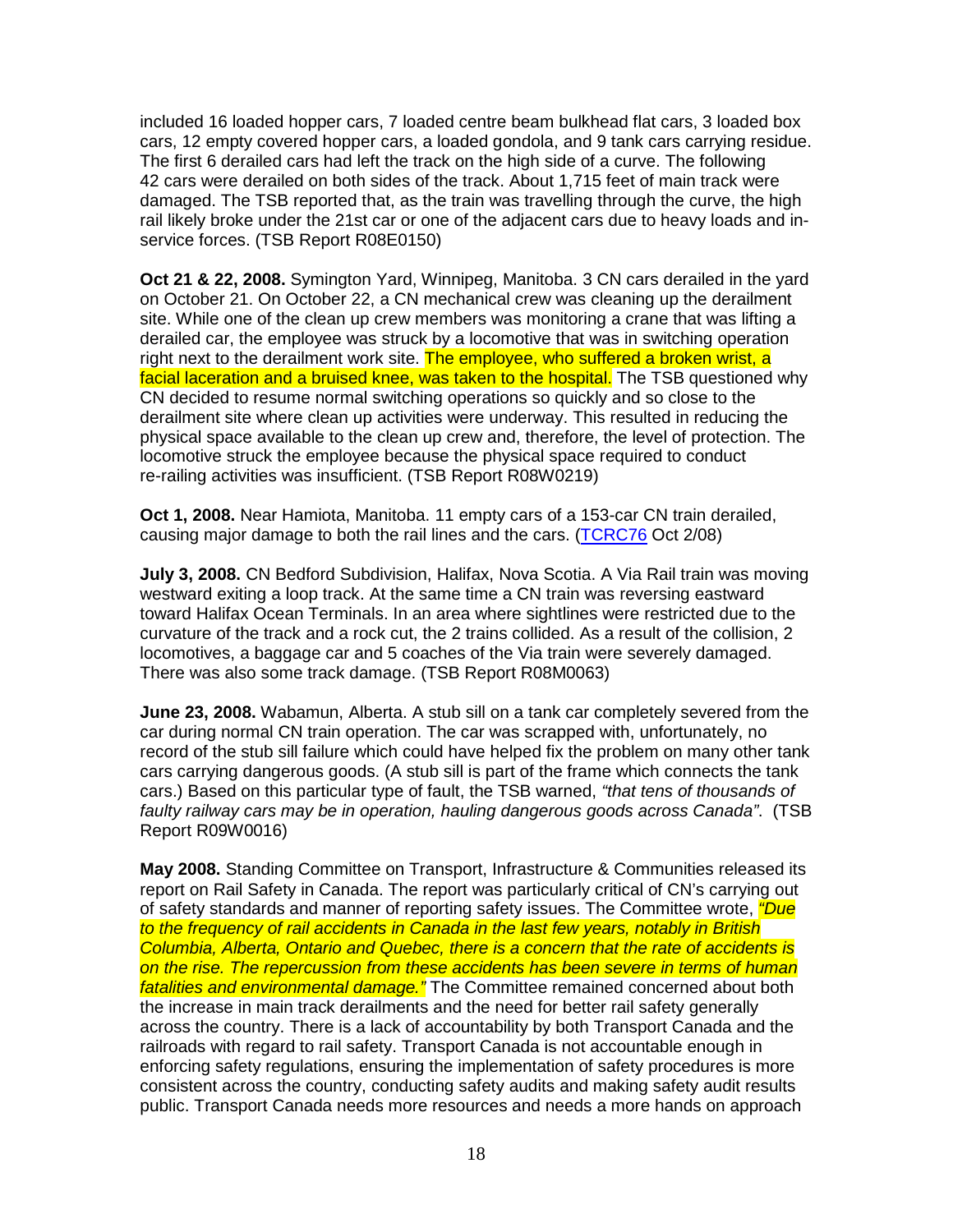included 16 loaded hopper cars, 7 loaded centre beam bulkhead flat cars, 3 loaded box cars, 12 empty covered hopper cars, a loaded gondola, and 9 tank cars carrying residue. The first 6 derailed cars had left the track on the high side of a curve. The following 42 cars were derailed on both sides of the track. About 1,715 feet of main track were damaged. The TSB reported that, as the train was travelling through the curve, the high rail likely broke under the 21st car or one of the adjacent cars due to heavy loads and in-service forces. (TSB Report R08E0150)

**Oct 21 & 22, 2008.** Symington Yard, Winnipeg, Manitoba. 3 CN cars derailed in the yard on October 21. On October 22, a CN mechanical crew was cleaning up the derailment site. While one of the clean up crew members was monitoring a crane that was lifting a derailed car, the employee was struck by a locomotive that was in switching operation right next to the derailment work site. The employee, who suffered a broken wrist, a facial laceration and a bruised knee, was taken to the hospital. The TSB questioned why CN decided to resume normal switching operations so quickly and so close to the derailment site where clean up activities were underway. This resulted in reducing the physical space available to the clean up crew and, therefore, the level of protection. The locomotive struck the employee because the physical space required to conduct re-railing activities was insufficient. (TSB Report R08W0219)

**Oct 1, 2008.** Near Hamiota, Manitoba. 11 empty cars of a 153-car CN train derailed, causing major damage to both the rail lines and the cars. (TCRC76 Oct 2/08)

**July 3, 2008.** CN Bedford Subdivision, Halifax, Nova Scotia. A Via Rail train was moving westward exiting a loop track. At the same time a CN train was reversing eastward toward Halifax Ocean Terminals. In an area where sightlines were restricted due to the curvature of the track and a rock cut, the 2 trains collided. As a result of the collision, 2 locomotives, a baggage car and 5 coaches of the Via train were severely damaged. There was also some track damage. (TSB Report R08M0063)

**June 23, 2008.** Wabamun, Alberta. A stub sill on a tank car completely severed from the car during normal CN train operation. The car was scrapped with, unfortunately, no record of the stub sill failure which could have helped fix the problem on many other tank cars carrying dangerous goods. (A stub sill is part of the frame which connects the tank cars.) Based on this particular type of fault, the TSB warned, *"that tens of thousands of faulty railway cars may be in operation, hauling dangerous goods across Canada".* (TSB Report R09W0016)

**May 2008.** Standing Committee on Transport, Infrastructure & Communities released its report on Rail Safety in Canada. The report was particularly critical of CN's carrying out of safety standards and manner of reporting safety issues. The Committee wrote, *"Due to the frequency of rail accidents in Canada in the last few years, notably in British Columbia, Alberta, Ontario and Quebec, there is a concern that the rate of accidents is on the rise. The repercussion from these accidents has been severe in terms of human fatalities and environmental damage."* The Committee remained concerned about both the increase in main track derailments and the need for better rail safety generally across the country. There is a lack of accountability by both Transport Canada and the railroads with regard to rail safety. Transport Canada is not accountable enough in enforcing safety regulations, ensuring the implementation of safety procedures is more consistent across the country, conducting safety audits and making safety audit results public. Transport Canada needs more resources and needs a more hands on approach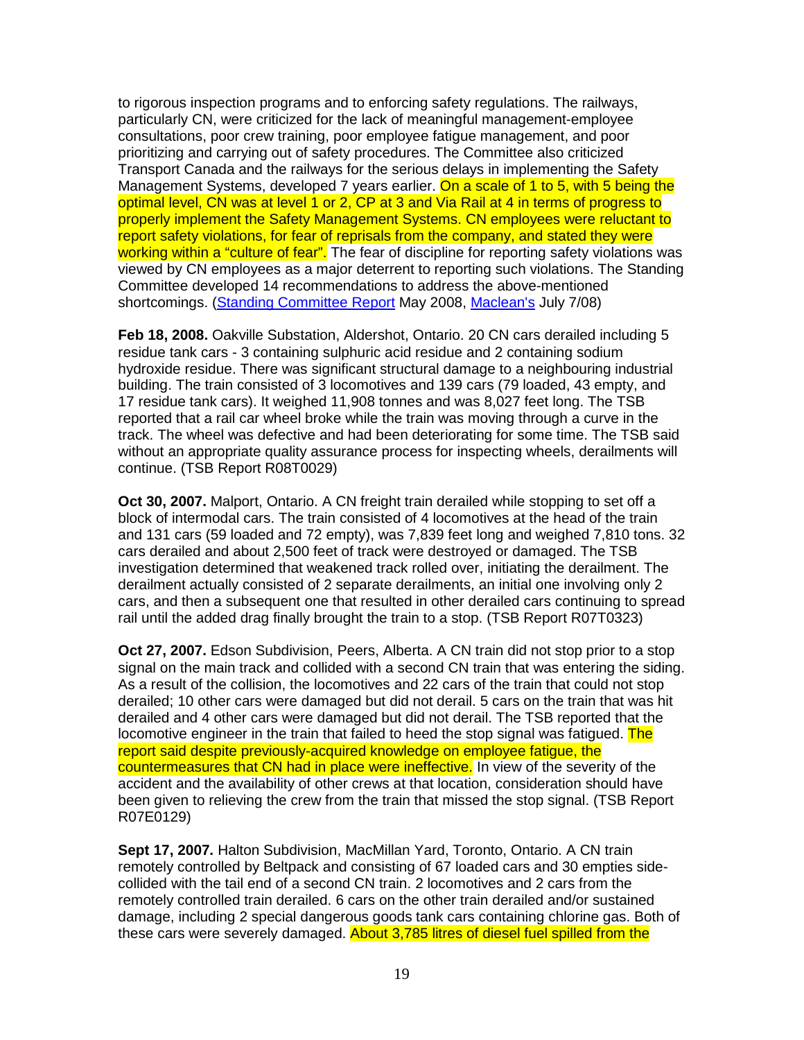to rigorous inspection programs and to enforcing safety regulations. The railways, particularly CN, were criticized for the lack of meaningful management-employee consultations, poor crew training, poor employee fatigue management, and poor prioritizing and carrying out of safety procedures. The Committee also criticized Transport Canada and the railways for the serious delays in implementing the Safety Management Systems, developed 7 years earlier. On a scale of 1 to 5, with 5 being the optimal level, CN was at level 1 or 2, CP at 3 and Via Rail at 4 in terms of progress to properly implement the Safety Management Systems. CN employees were reluctant to report safety violations, for fear of reprisals from the company, and stated they were working within a "culture of fear". The fear of discipline for reporting safety violations was viewed by CN employees as a major deterrent to reporting such violations. The Standing Committee developed 14 recommendations to address the above-mentioned shortcomings. (Standing Committee Report May 2008, Maclean's July 7/08)

**Feb 18, 2008.** Oakville Substation, Aldershot, Ontario. 20 CN cars derailed including 5 residue tank cars - 3 containing sulphuric acid residue and 2 containing sodium hydroxide residue. There was significant structural damage to a neighbouring industrial building. The train consisted of 3 locomotives and 139 cars (79 loaded, 43 empty, and 17 residue tank cars). It weighed 11,908 tonnes and was 8,027 feet long. The TSB reported that a rail car wheel broke while the train was moving through a curve in the track. The wheel was defective and had been deteriorating for some time. The TSB said without an appropriate quality assurance process for inspecting wheels, derailments will continue. (TSB Report R08T0029)

**Oct 30, 2007.** Malport, Ontario. A CN freight train derailed while stopping to set off a block of intermodal cars. The train consisted of 4 locomotives at the head of the train and 131 cars (59 loaded and 72 empty), was 7,839 feet long and weighed 7,810 tons. 32 cars derailed and about 2,500 feet of track were destroyed or damaged. The TSB investigation determined that weakened track rolled over, initiating the derailment. The derailment actually consisted of 2 separate derailments, an initial one involving only 2 cars, and then a subsequent one that resulted in other derailed cars continuing to spread rail until the added drag finally brought the train to a stop. (TSB Report R07T0323)

**Oct 27, 2007.** Edson Subdivision, Peers, Alberta. A CN train did not stop prior to a stop signal on the main track and collided with a second CN train that was entering the siding. As a result of the collision, the locomotives and 22 cars of the train that could not stop derailed; 10 other cars were damaged but did not derail. 5 cars on the train that was hit derailed and 4 other cars were damaged but did not derail. The TSB reported that the locomotive engineer in the train that failed to heed the stop signal was fatigued. The report said despite previously-acquired knowledge on employee fatigue, the countermeasures that CN had in place were ineffective. In view of the severity of the accident and the availability of other crews at that location, consideration should have been given to relieving the crew from the train that missed the stop signal. (TSB Report R07E0129)

**Sept 17, 2007.** Halton Subdivision, MacMillan Yard, Toronto, Ontario. A CN train remotely controlled by Beltpack and consisting of 67 loaded cars and 30 empties side-collided with the tail end of a second CN train. 2 locomotives and 2 cars from the remotely controlled train derailed. 6 cars on the other train derailed and/or sustained damage, including 2 special dangerous goods tank cars containing chlorine gas. Both of these cars were severely damaged. About 3,785 litres of diesel fuel spilled from the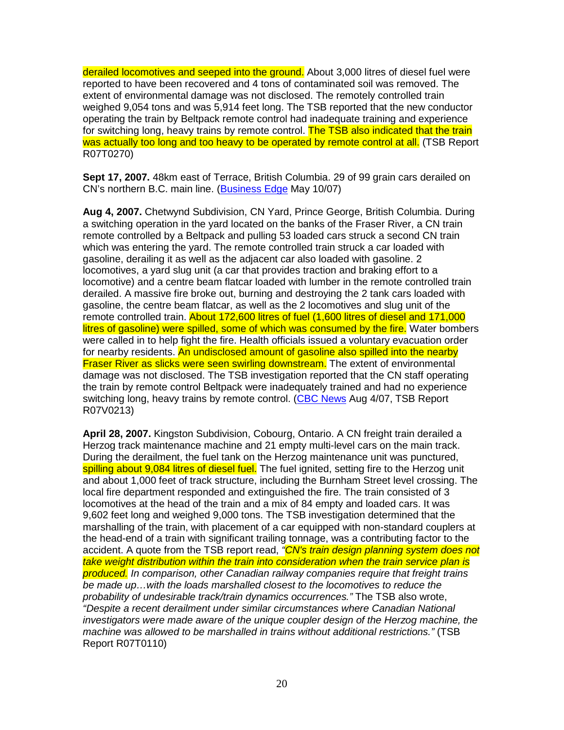derailed locomotives and seeped into the ground. About 3,000 litres of diesel fuel were reported to have been recovered and 4 tons of contaminated soil was removed. The extent of environmental damage was not disclosed. The remotely controlled train weighed 9,054 tons and was 5,914 feet long. The TSB reported that the new conductor operating the train by Beltpack remote control had inadequate training and experience for switching long, heavy trains by remote control. The TSB also indicated that the train was actually too long and too heavy to be operated by remote control at all. (TSB Report R07T0270)

**Sept 17, 2007.** 48km east of Terrace, British Columbia. 29 of 99 grain cars derailed on CN's northern B.C. main line. (Business Edge May 10/07)

**Aug 4, 2007.** Chetwynd Subdivision, CN Yard, Prince George, British Columbia. During a switching operation in the yard located on the banks of the Fraser River, a CN train remote controlled by a Beltpack and pulling 53 loaded cars struck a second CN train which was entering the yard. The remote controlled train struck a car loaded with gasoline, derailing it as well as the adjacent car also loaded with gasoline. 2 locomotives, a yard slug unit (a car that provides traction and braking effort to a locomotive) and a centre beam flatcar loaded with lumber in the remote controlled train derailed. A massive fire broke out, burning and destroying the 2 tank cars loaded with gasoline, the centre beam flatcar, as well as the 2 locomotives and slug unit of the remote controlled train. About 172,600 litres of fuel (1,600 litres of diesel and 171,000 litres of gasoline) were spilled, some of which was consumed by the fire. Water bombers were called in to help fight the fire. Health officials issued a voluntary evacuation order for nearby residents. An undisclosed amount of gasoline also spilled into the nearby Fraser River as slicks were seen swirling downstream. The extent of environmental damage was not disclosed. The TSB investigation reported that the CN staff operating the train by remote control Beltpack were inadequately trained and had no experience switching long, heavy trains by remote control. (CBC News Aug 4/07, TSB Report R07V0213)

**April 28, 2007.** Kingston Subdivision, Cobourg, Ontario. A CN freight train derailed a Herzog track maintenance machine and 21 empty multi-level cars on the main track. During the derailment, the fuel tank on the Herzog maintenance unit was punctured, spilling about 9,084 litres of diesel fuel. The fuel ignited, setting fire to the Herzog unit and about 1,000 feet of track structure, including the Burnham Street level crossing. The local fire department responded and extinguished the fire. The train consisted of 3 locomotives at the head of the train and a mix of 84 empty and loaded cars. It was 9,602 feet long and weighed 9,000 tons. The TSB investigation determined that the marshalling of the train, with placement of a car equipped with non-standard couplers at the head-end of a train with significant trailing tonnage, was a contributing factor to the accident. A quote from the TSB report read, *"CN's train design planning system does not take weight distribution within the train into consideration when the train service plan is produced. In comparison, other Canadian railway companies require that freight trains be made up…with the loads marshalled closest to the locomotives to reduce the probability of undesirable track/train dynamics occurrences."* The TSB also wrote, *"Despite a recent derailment under similar circumstances where Canadian National investigators were made aware of the unique coupler design of the Herzog machine, the machine was allowed to be marshalled in trains without additional restrictions."* (TSB Report R07T0110)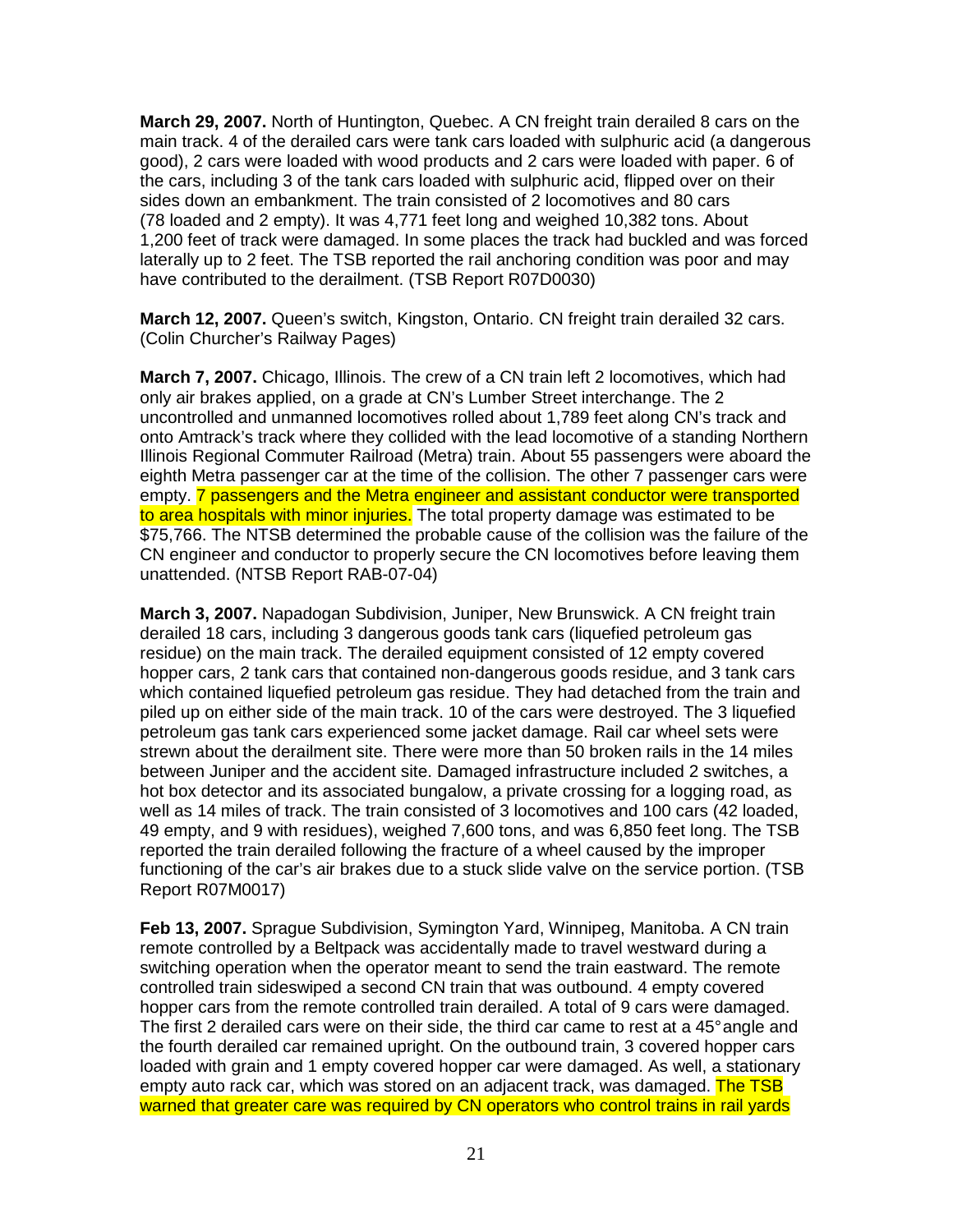**March 29, 2007.** North of Huntington, Quebec. A CN freight train derailed 8 cars on the main track. 4 of the derailed cars were tank cars loaded with sulphuric acid (a dangerous good), 2 cars were loaded with wood products and 2 cars were loaded with paper. 6 of the cars, including 3 of the tank cars loaded with sulphuric acid, flipped over on their sides down an embankment. The train consisted of 2 locomotives and 80 cars (78 loaded and 2 empty). It was 4,771 feet long and weighed 10,382 tons. About 1,200 feet of track were damaged. In some places the track had buckled and was forced laterally up to 2 feet. The TSB reported the rail anchoring condition was poor and may have contributed to the derailment. (TSB Report R07D0030)

**March 12, 2007.** Queen's switch, Kingston, Ontario. CN freight train derailed 32 cars. (Colin Churcher's Railway Pages)

**March 7, 2007.** Chicago, Illinois. The crew of a CN train left 2 locomotives, which had only air brakes applied, on a grade at CN's Lumber Street interchange. The 2 uncontrolled and unmanned locomotives rolled about 1,789 feet along CN's track and onto Amtrack's track where they collided with the lead locomotive of a standing Northern Illinois Regional Commuter Railroad (Metra) train. About 55 passengers were aboard the eighth Metra passenger car at the time of the collision. The other 7 passenger cars were empty. 7 passengers and the Metra engineer and assistant conductor were transported to area hospitals with minor injuries. The total property damage was estimated to be $75,766. The NTSB determined the probable cause of the collision was the failure of the CN engineer and conductor to properly secure the CN locomotives before leaving them unattended. (NTSB Report RAB-07-04)

**March 3, 2007.** Napadogan Subdivision, Juniper, New Brunswick. A CN freight train derailed 18 cars, including 3 dangerous goods tank cars (liquefied petroleum gas residue) on the main track. The derailed equipment consisted of 12 empty covered hopper cars, 2 tank cars that contained non-dangerous goods residue, and 3 tank cars which contained liquefied petroleum gas residue. They had detached from the train and piled up on either side of the main track. 10 of the cars were destroyed. The 3 liquefied petroleum gas tank cars experienced some jacket damage. Rail car wheel sets were strewn about the derailment site. There were more than 50 broken rails in the 14 miles between Juniper and the accident site. Damaged infrastructure included 2 switches, a hot box detector and its associated bungalow, a private crossing for a logging road, as well as 14 miles of track. The train consisted of 3 locomotives and 100 cars (42 loaded, 49 empty, and 9 with residues), weighed 7,600 tons, and was 6,850 feet long. The TSB reported the train derailed following the fracture of a wheel caused by the improper functioning of the car's air brakes due to a stuck slide valve on the service portion. (TSB Report R07M0017)

**Feb 13, 2007.** Sprague Subdivision, Symington Yard, Winnipeg, Manitoba. A CN train remote controlled by a Beltpack was accidentally made to travel westward during a switching operation when the operator meant to send the train eastward. The remote controlled train sideswiped a second CN train that was outbound. 4 empty covered hopper cars from the remote controlled train derailed. A total of 9 cars were damaged. The first 2 derailed cars were on their side, the third car came to rest at a 45° angle and the fourth derailed car remained upright. On the outbound train, 3 covered hopper cars loaded with grain and 1 empty covered hopper car were damaged. As well, a stationary empty auto rack car, which was stored on an adjacent track, was damaged. The TSB warned that greater care was required by CN operators who control trains in rail yards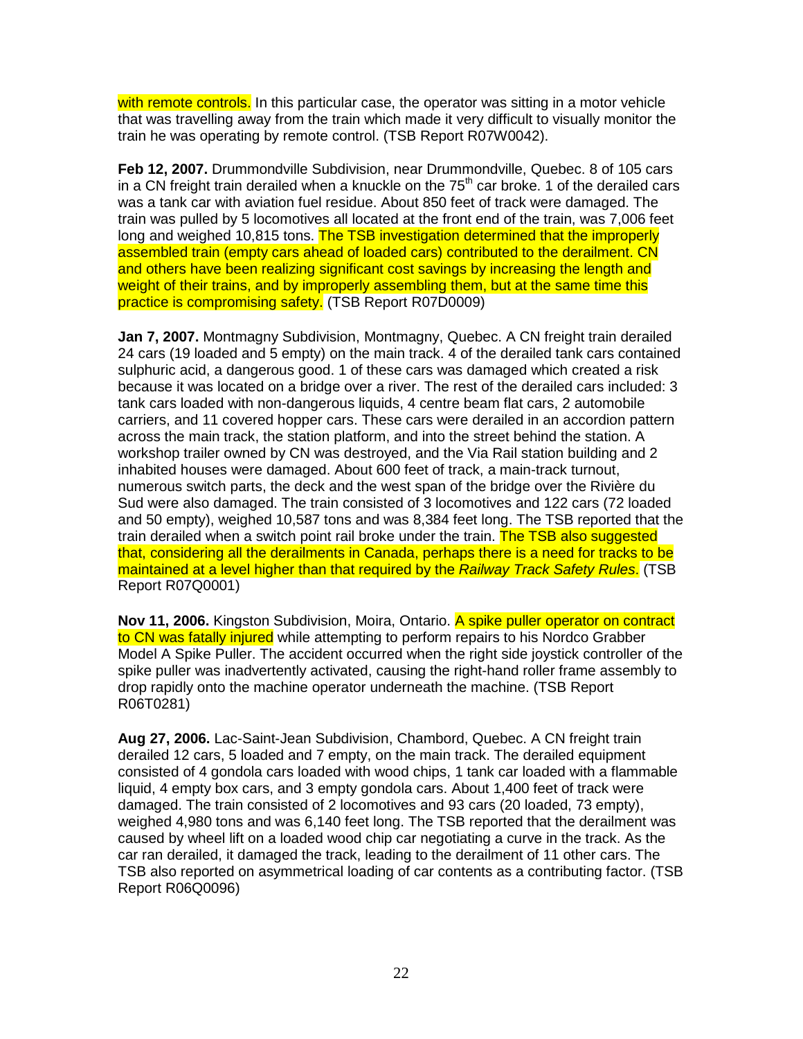with remote controls. In this particular case, the operator was sitting in a motor vehicle that was travelling away from the train which made it very difficult to visually monitor the train he was operating by remote control. (TSB Report R07W0042).

**Feb 12, 2007.** Drummondville Subdivision, near Drummondville, Quebec. 8 of 105 cars in a CN freight train derailed when a knuckle on the 75th car broke. 1 of the derailed cars was a tank car with aviation fuel residue. About 850 feet of track were damaged. The train was pulled by 5 locomotives all located at the front end of the train, was 7,006 feet long and weighed 10,815 tons. The TSB investigation determined that the improperly assembled train (empty cars ahead of loaded cars) contributed to the derailment. CN and others have been realizing significant cost savings by increasing the length and weight of their trains, and by improperly assembling them, but at the same time this practice is compromising safety. (TSB Report R07D0009)

**Jan 7, 2007.** Montmagny Subdivision, Montmagny, Quebec. A CN freight train derailed 24 cars (19 loaded and 5 empty) on the main track. 4 of the derailed tank cars contained sulphuric acid, a dangerous good. 1 of these cars was damaged which created a risk because it was located on a bridge over a river. The rest of the derailed cars included: 3 tank cars loaded with non-dangerous liquids, 4 centre beam flat cars, 2 automobile carriers, and 11 covered hopper cars. These cars were derailed in an accordion pattern across the main track, the station platform, and into the street behind the station. A workshop trailer owned by CN was destroyed, and the Via Rail station building and 2 inhabited houses were damaged. About 600 feet of track, a main-track turnout, numerous switch parts, the deck and the west span of the bridge over the Rivière du Sud were also damaged. The train consisted of 3 locomotives and 122 cars (72 loaded and 50 empty), weighed 10,587 tons and was 8,384 feet long. The TSB reported that the train derailed when a switch point rail broke under the train. The TSB also suggested that, considering all the derailments in Canada, perhaps there is a need for tracks to be maintained at a level higher than that required by the *Railway Track Safety Rules*. (TSB Report R07Q0001)

**Nov 11, 2006.** Kingston Subdivision, Moira, Ontario. A spike puller operator on contract to CN was fatally injured while attempting to perform repairs to his Nordco Grabber Model A Spike Puller. The accident occurred when the right side joystick controller of the spike puller was inadvertently activated, causing the right-hand roller frame assembly to drop rapidly onto the machine operator underneath the machine. (TSB Report R06T0281)

**Aug 27, 2006.** Lac-Saint-Jean Subdivision, Chambord, Quebec. A CN freight train derailed 12 cars, 5 loaded and 7 empty, on the main track. The derailed equipment consisted of 4 gondola cars loaded with wood chips, 1 tank car loaded with a flammable liquid, 4 empty box cars, and 3 empty gondola cars. About 1,400 feet of track were damaged. The train consisted of 2 locomotives and 93 cars (20 loaded, 73 empty), weighed 4,980 tons and was 6,140 feet long. The TSB reported that the derailment was caused by wheel lift on a loaded wood chip car negotiating a curve in the track. As the car ran derailed, it damaged the track, leading to the derailment of 11 other cars. The TSB also reported on asymmetrical loading of car contents as a contributing factor. (TSB Report R06Q0096)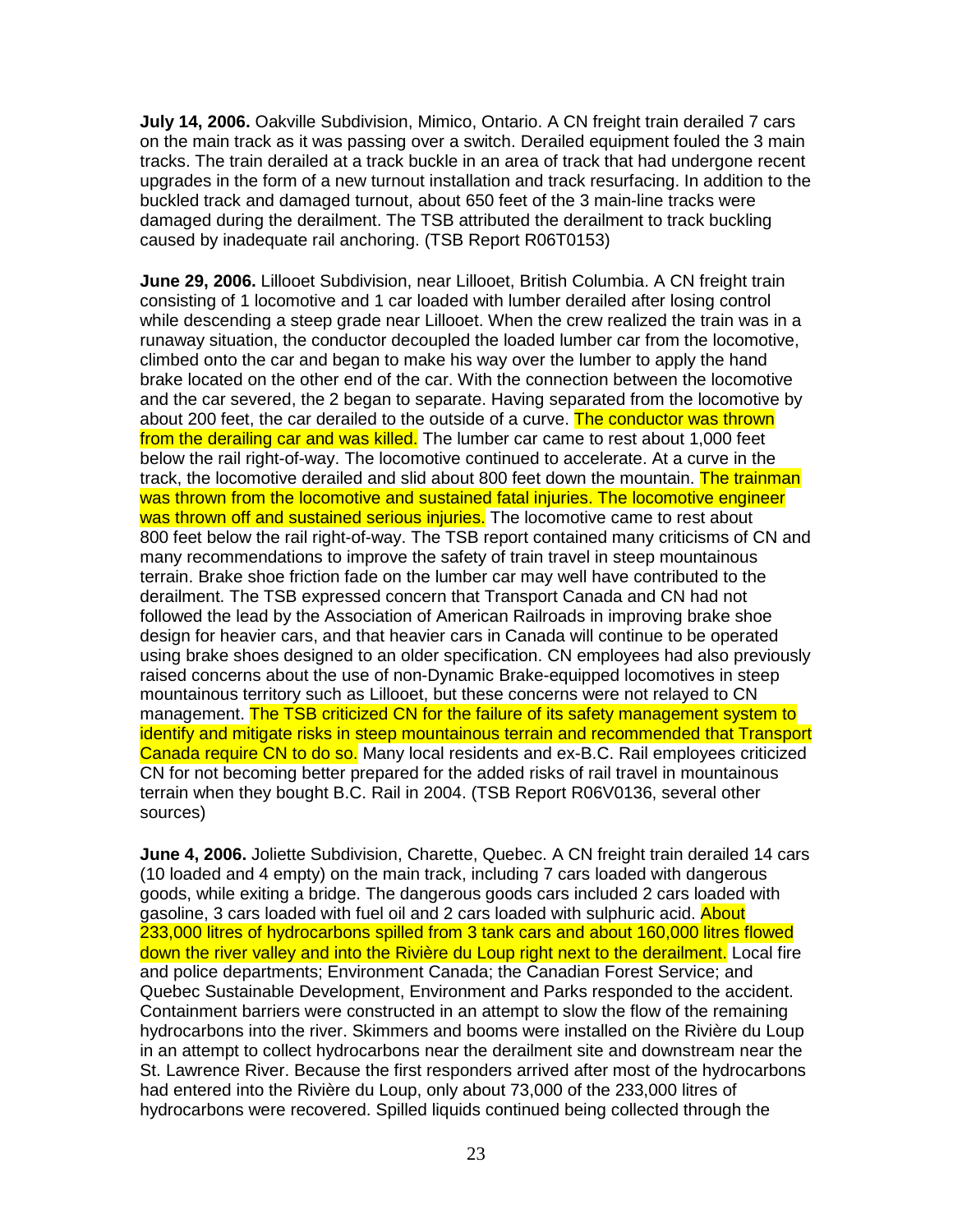**July 14, 2006.** Oakville Subdivision, Mimico, Ontario. A CN freight train derailed 7 cars on the main track as it was passing over a switch. Derailed equipment fouled the 3 main tracks. The train derailed at a track buckle in an area of track that had undergone recent upgrades in the form of a new turnout installation and track resurfacing. In addition to the buckled track and damaged turnout, about 650 feet of the 3 main-line tracks were damaged during the derailment. The TSB attributed the derailment to track buckling caused by inadequate rail anchoring. (TSB Report R06T0153)

**June 29, 2006.** Lillooet Subdivision, near Lillooet, British Columbia. A CN freight train consisting of 1 locomotive and 1 car loaded with lumber derailed after losing control while descending a steep grade near Lillooet. When the crew realized the train was in a runaway situation, the conductor decoupled the loaded lumber car from the locomotive, climbed onto the car and began to make his way over the lumber to apply the hand brake located on the other end of the car. With the connection between the locomotive and the car severed, the 2 began to separate. Having separated from the locomotive by about 200 feet, the car derailed to the outside of a curve. The conductor was thrown from the derailing car and was killed. The lumber car came to rest about 1,000 feet below the rail right-of-way. The locomotive continued to accelerate. At a curve in the track, the locomotive derailed and slid about 800 feet down the mountain. The trainman was thrown from the locomotive and sustained fatal injuries. The locomotive engineer was thrown off and sustained serious injuries. The locomotive came to rest about 800 feet below the rail right-of-way. The TSB report contained many criticisms of CN and many recommendations to improve the safety of train travel in steep mountainous terrain. Brake shoe friction fade on the lumber car may well have contributed to the derailment. The TSB expressed concern that Transport Canada and CN had not followed the lead by the Association of American Railroads in improving brake shoe design for heavier cars, and that heavier cars in Canada will continue to be operated using brake shoes designed to an older specification. CN employees had also previously raised concerns about the use of non-Dynamic Brake-equipped locomotives in steep mountainous territory such as Lillooet, but these concerns were not relayed to CN management. The TSB criticized CN for the failure of its safety management system to identify and mitigate risks in steep mountainous terrain and recommended that Transport Canada require CN to do so. Many local residents and ex-B.C. Rail employees criticized CN for not becoming better prepared for the added risks of rail travel in mountainous terrain when they bought B.C. Rail in 2004. (TSB Report R06V0136, several other sources)

**June 4, 2006.** Joliette Subdivision, Charette, Quebec. A CN freight train derailed 14 cars (10 loaded and 4 empty) on the main track, including 7 cars loaded with dangerous goods, while exiting a bridge. The dangerous goods cars included 2 cars loaded with gasoline, 3 cars loaded with fuel oil and 2 cars loaded with sulphuric acid. About 233,000 litres of hydrocarbons spilled from 3 tank cars and about 160,000 litres flowed down the river valley and into the Rivière du Loup right next to the derailment. Local fire and police departments; Environment Canada; the Canadian Forest Service; and Quebec Sustainable Development, Environment and Parks responded to the accident. Containment barriers were constructed in an attempt to slow the flow of the remaining hydrocarbons into the river. Skimmers and booms were installed on the Rivière du Loup in an attempt to collect hydrocarbons near the derailment site and downstream near the St. Lawrence River. Because the first responders arrived after most of the hydrocarbons had entered into the Rivière du Loup, only about 73,000 of the 233,000 litres of hydrocarbons were recovered. Spilled liquids continued being collected through the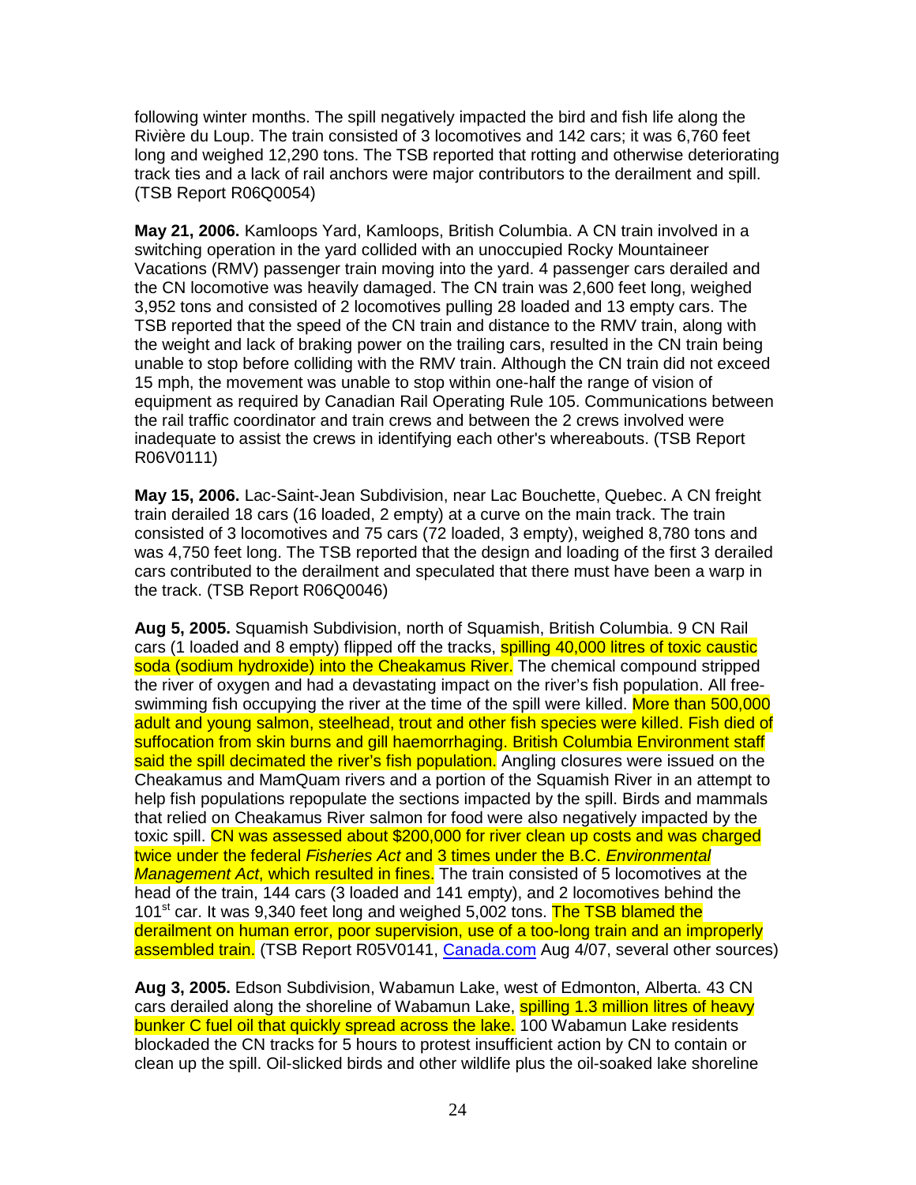following winter months. The spill negatively impacted the bird and fish life along the Rivière du Loup. The train consisted of 3 locomotives and 142 cars; it was 6,760 feet long and weighed 12,290 tons. The TSB reported that rotting and otherwise deteriorating track ties and a lack of rail anchors were major contributors to the derailment and spill. (TSB Report R06Q0054)

**May 21, 2006.** Kamloops Yard, Kamloops, British Columbia. A CN train involved in a switching operation in the yard collided with an unoccupied Rocky Mountaineer Vacations (RMV) passenger train moving into the yard. 4 passenger cars derailed and the CN locomotive was heavily damaged. The CN train was 2,600 feet long, weighed 3,952 tons and consisted of 2 locomotives pulling 28 loaded and 13 empty cars. The TSB reported that the speed of the CN train and distance to the RMV train, along with the weight and lack of braking power on the trailing cars, resulted in the CN train being unable to stop before colliding with the RMV train. Although the CN train did not exceed 15 mph, the movement was unable to stop within one-half the range of vision of equipment as required by Canadian Rail Operating Rule 105. Communications between the rail traffic coordinator and train crews and between the 2 crews involved were inadequate to assist the crews in identifying each other's whereabouts. (TSB Report R06V0111)

**May 15, 2006.** Lac-Saint-Jean Subdivision, near Lac Bouchette, Quebec. A CN freight train derailed 18 cars (16 loaded, 2 empty) at a curve on the main track. The train consisted of 3 locomotives and 75 cars (72 loaded, 3 empty), weighed 8,780 tons and was 4,750 feet long. The TSB reported that the design and loading of the first 3 derailed cars contributed to the derailment and speculated that there must have been a warp in the track. (TSB Report R06Q0046)

**Aug 5, 2005.** Squamish Subdivision, north of Squamish, British Columbia. 9 CN Rail cars (1 loaded and 8 empty) flipped off the tracks, spilling 40,000 litres of toxic caustic soda (sodium hydroxide) into the Cheakamus River. The chemical compound stripped the river of oxygen and had a devastating impact on the river's fish population. All free-swimming fish occupying the river at the time of the spill were killed. More than 500,000 adult and young salmon, steelhead, trout and other fish species were killed. Fish died of suffocation from skin burns and gill haemorrhaging. British Columbia Environment staff said the spill decimated the river's fish population. Angling closures were issued on the Cheakamus and MamQuam rivers and a portion of the Squamish River in an attempt to help fish populations repopulate the sections impacted by the spill. Birds and mammals that relied on Cheakamus River salmon for food were also negatively impacted by the toxic spill. CN was assessed about $200,000 for river clean up costs and was charged twice under the federal *Fisheries Act* and 3 times under the B.C. *Environmental Management Act*, which resulted in fines. The train consisted of 5 locomotives at the head of the train, 144 cars (3 loaded and 141 empty), and 2 locomotives behind the 101st car. It was 9,340 feet long and weighed 5,002 tons. The TSB blamed the derailment on human error, poor supervision, use of a too-long train and an improperly assembled train. (TSB Report R05V0141, Canada.com Aug 4/07, several other sources)

**Aug 3, 2005.** Edson Subdivision, Wabamun Lake, west of Edmonton, Alberta. 43 CN cars derailed along the shoreline of Wabamun Lake, spilling 1.3 million litres of heavy bunker C fuel oil that quickly spread across the lake. 100 Wabamun Lake residents blockaded the CN tracks for 5 hours to protest insufficient action by CN to contain or clean up the spill. Oil-slicked birds and other wildlife plus the oil-soaked lake shoreline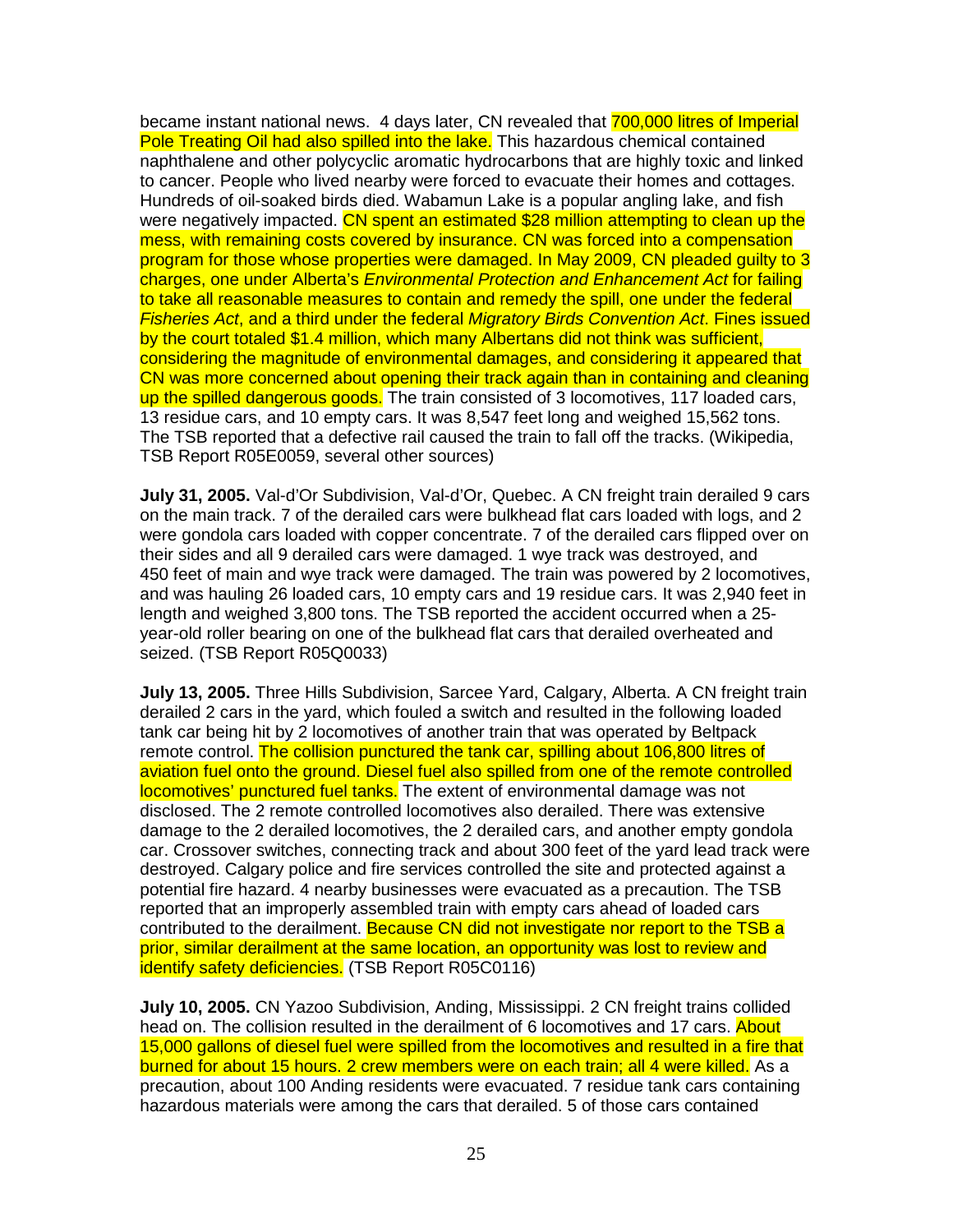became instant national news. 4 days later, CN revealed that 700,000 litres of Imperial Pole Treating Oil had also spilled into the lake. This hazardous chemical contained naphthalene and other polycyclic aromatic hydrocarbons that are highly toxic and linked to cancer. People who lived nearby were forced to evacuate their homes and cottages. Hundreds of oil-soaked birds died. Wabamun Lake is a popular angling lake, and fish were negatively impacted. CN spent an estimated $28 million attempting to clean up the mess, with remaining costs covered by insurance. CN was forced into a compensation program for those whose properties were damaged. In May 2009, CN pleaded guilty to 3 charges, one under Alberta's *Environmental Protection and Enhancement Act* for failing to take all reasonable measures to contain and remedy the spill, one under the federal *Fisheries Act*, and a third under the federal *Migratory Birds Convention Act*. Fines issued by the court totaled $1.4 million, which many Albertans did not think was sufficient, considering the magnitude of environmental damages, and considering it appeared that CN was more concerned about opening their track again than in containing and cleaning up the spilled dangerous goods. The train consisted of 3 locomotives, 117 loaded cars, 13 residue cars, and 10 empty cars. It was 8,547 feet long and weighed 15,562 tons. The TSB reported that a defective rail caused the train to fall off the tracks. (Wikipedia, TSB Report R05E0059, several other sources)

**July 31, 2005.** Val-d'Or Subdivision, Val-d'Or, Quebec. A CN freight train derailed 9 cars on the main track. 7 of the derailed cars were bulkhead flat cars loaded with logs, and 2 were gondola cars loaded with copper concentrate. 7 of the derailed cars flipped over on their sides and all 9 derailed cars were damaged. 1 wye track was destroyed, and 450 feet of main and wye track were damaged. The train was powered by 2 locomotives, and was hauling 26 loaded cars, 10 empty cars and 19 residue cars. It was 2,940 feet in length and weighed 3,800 tons. The TSB reported the accident occurred when a 25-year-old roller bearing on one of the bulkhead flat cars that derailed overheated and seized. (TSB Report R05Q0033)

**July 13, 2005.** Three Hills Subdivision, Sarcee Yard, Calgary, Alberta. A CN freight train derailed 2 cars in the yard, which fouled a switch and resulted in the following loaded tank car being hit by 2 locomotives of another train that was operated by Beltpack remote control. The collision punctured the tank car, spilling about 106,800 litres of aviation fuel onto the ground. Diesel fuel also spilled from one of the remote controlled locomotives' punctured fuel tanks. The extent of environmental damage was not disclosed. The 2 remote controlled locomotives also derailed. There was extensive damage to the 2 derailed locomotives, the 2 derailed cars, and another empty gondola car. Crossover switches, connecting track and about 300 feet of the yard lead track were destroyed. Calgary police and fire services controlled the site and protected against a potential fire hazard. 4 nearby businesses were evacuated as a precaution. The TSB reported that an improperly assembled train with empty cars ahead of loaded cars contributed to the derailment. Because CN did not investigate nor report to the TSB a prior, similar derailment at the same location, an opportunity was lost to review and identify safety deficiencies. (TSB Report R05C0116)

**July 10, 2005.** CN Yazoo Subdivision, Anding, Mississippi. 2 CN freight trains collided head on. The collision resulted in the derailment of 6 locomotives and 17 cars. About 15,000 gallons of diesel fuel were spilled from the locomotives and resulted in a fire that burned for about 15 hours. 2 crew members were on each train; all 4 were killed. As a precaution, about 100 Anding residents were evacuated. 7 residue tank cars containing hazardous materials were among the cars that derailed. 5 of those cars contained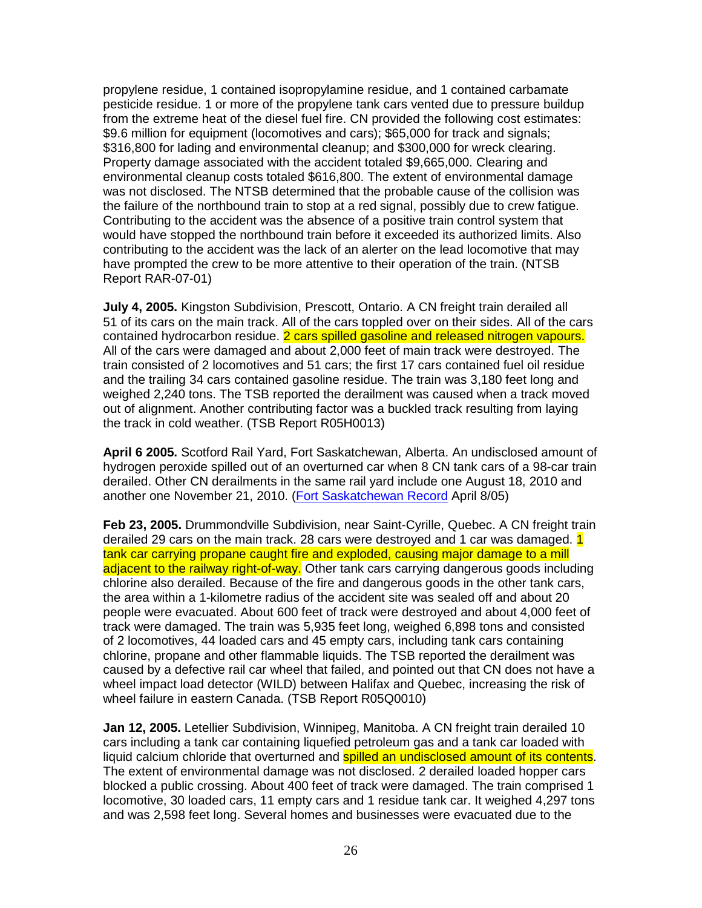propylene residue, 1 contained isopropylamine residue, and 1 contained carbamate pesticide residue. 1 or more of the propylene tank cars vented due to pressure buildup from the extreme heat of the diesel fuel fire. CN provided the following cost estimates: $9.6 million for equipment (locomotives and cars); $65,000 for track and signals; $316,800 for lading and environmental cleanup; and $300,000 for wreck clearing. Property damage associated with the accident totaled $9,665,000. Clearing and environmental cleanup costs totaled $616,800. The extent of environmental damage was not disclosed. The NTSB determined that the probable cause of the collision was the failure of the northbound train to stop at a red signal, possibly due to crew fatigue. Contributing to the accident was the absence of a positive train control system that would have stopped the northbound train before it exceeded its authorized limits. Also contributing to the accident was the lack of an alerter on the lead locomotive that may have prompted the crew to be more attentive to their operation of the train. (NTSB Report RAR-07-01)

**July 4, 2005.** Kingston Subdivision, Prescott, Ontario. A CN freight train derailed all 51 of its cars on the main track. All of the cars toppled over on their sides. All of the cars contained hydrocarbon residue. 2 cars spilled gasoline and released nitrogen vapours. All of the cars were damaged and about 2,000 feet of main track were destroyed. The train consisted of 2 locomotives and 51 cars; the first 17 cars contained fuel oil residue and the trailing 34 cars contained gasoline residue. The train was 3,180 feet long and weighed 2,240 tons. The TSB reported the derailment was caused when a track moved out of alignment. Another contributing factor was a buckled track resulting from laying the track in cold weather. (TSB Report R05H0013)

**April 6 2005.** Scotford Rail Yard, Fort Saskatchewan, Alberta. An undisclosed amount of hydrogen peroxide spilled out of an overturned car when 8 CN tank cars of a 98-car train derailed. Other CN derailments in the same rail yard include one August 18, 2010 and another one November 21, 2010. (Fort Saskatchewan Record April 8/05)

**Feb 23, 2005.** Drummondville Subdivision, near Saint-Cyrille, Quebec. A CN freight train derailed 29 cars on the main track. 28 cars were destroyed and 1 car was damaged. 1 tank car carrying propane caught fire and exploded, causing major damage to a mill adjacent to the railway right-of-way. Other tank cars carrying dangerous goods including chlorine also derailed. Because of the fire and dangerous goods in the other tank cars, the area within a 1-kilometre radius of the accident site was sealed off and about 20 people were evacuated. About 600 feet of track were destroyed and about 4,000 feet of track were damaged. The train was 5,935 feet long, weighed 6,898 tons and consisted of 2 locomotives, 44 loaded cars and 45 empty cars, including tank cars containing chlorine, propane and other flammable liquids. The TSB reported the derailment was caused by a defective rail car wheel that failed, and pointed out that CN does not have a wheel impact load detector (WILD) between Halifax and Quebec, increasing the risk of wheel failure in eastern Canada. (TSB Report R05Q0010)

**Jan 12, 2005.** Letellier Subdivision, Winnipeg, Manitoba. A CN freight train derailed 10 cars including a tank car containing liquefied petroleum gas and a tank car loaded with liquid calcium chloride that overturned and spilled an undisclosed amount of its contents. The extent of environmental damage was not disclosed. 2 derailed loaded hopper cars blocked a public crossing. About 400 feet of track were damaged. The train comprised 1 locomotive, 30 loaded cars, 11 empty cars and 1 residue tank car. It weighed 4,297 tons and was 2,598 feet long. Several homes and businesses were evacuated due to the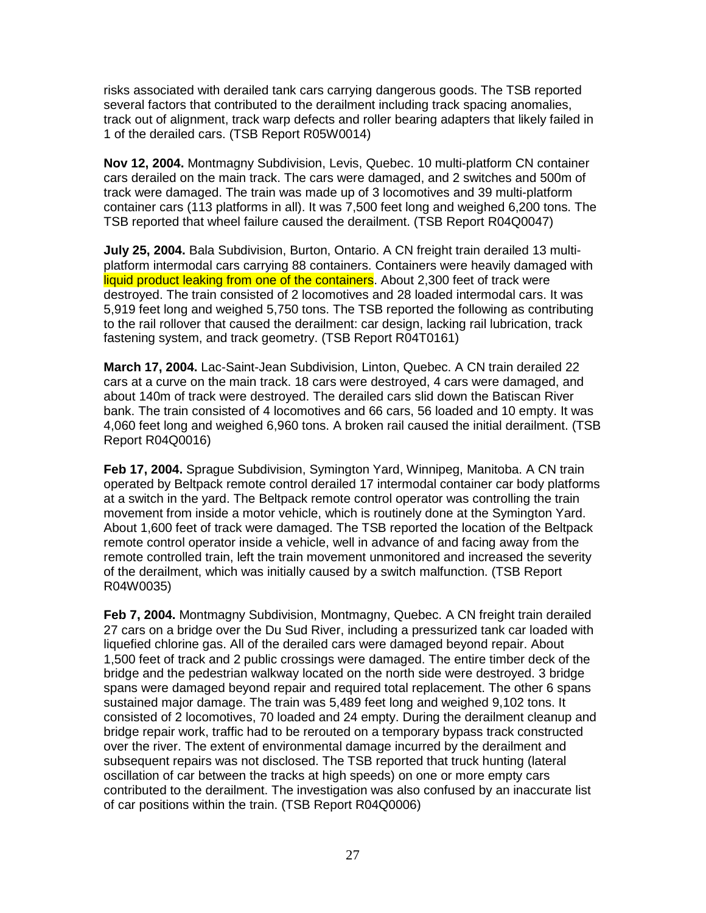risks associated with derailed tank cars carrying dangerous goods. The TSB reported several factors that contributed to the derailment including track spacing anomalies, track out of alignment, track warp defects and roller bearing adapters that likely failed in 1 of the derailed cars. (TSB Report R05W0014)

**Nov 12, 2004.** Montmagny Subdivision, Levis, Quebec. 10 multi-platform CN container cars derailed on the main track. The cars were damaged, and 2 switches and 500m of track were damaged. The train was made up of 3 locomotives and 39 multi-platform container cars (113 platforms in all). It was 7,500 feet long and weighed 6,200 tons. The TSB reported that wheel failure caused the derailment. (TSB Report R04Q0047)

**July 25, 2004.** Bala Subdivision, Burton, Ontario. A CN freight train derailed 13 multi-platform intermodal cars carrying 88 containers. Containers were heavily damaged with liquid product leaking from one of the containers. About 2,300 feet of track were destroyed. The train consisted of 2 locomotives and 28 loaded intermodal cars. It was 5,919 feet long and weighed 5,750 tons. The TSB reported the following as contributing to the rail rollover that caused the derailment: car design, lacking rail lubrication, track fastening system, and track geometry. (TSB Report R04T0161)

**March 17, 2004.** Lac-Saint-Jean Subdivision, Linton, Quebec. A CN train derailed 22 cars at a curve on the main track. 18 cars were destroyed, 4 cars were damaged, and about 140m of track were destroyed. The derailed cars slid down the Batiscan River bank. The train consisted of 4 locomotives and 66 cars, 56 loaded and 10 empty. It was 4,060 feet long and weighed 6,960 tons. A broken rail caused the initial derailment. (TSB Report R04Q0016)

**Feb 17, 2004.** Sprague Subdivision, Symington Yard, Winnipeg, Manitoba. A CN train operated by Beltpack remote control derailed 17 intermodal container car body platforms at a switch in the yard. The Beltpack remote control operator was controlling the train movement from inside a motor vehicle, which is routinely done at the Symington Yard. About 1,600 feet of track were damaged. The TSB reported the location of the Beltpack remote control operator inside a vehicle, well in advance of and facing away from the remote controlled train, left the train movement unmonitored and increased the severity of the derailment, which was initially caused by a switch malfunction. (TSB Report R04W0035)

**Feb 7, 2004.** Montmagny Subdivision, Montmagny, Quebec. A CN freight train derailed 27 cars on a bridge over the Du Sud River, including a pressurized tank car loaded with liquefied chlorine gas. All of the derailed cars were damaged beyond repair. About 1,500 feet of track and 2 public crossings were damaged. The entire timber deck of the bridge and the pedestrian walkway located on the north side were destroyed. 3 bridge spans were damaged beyond repair and required total replacement. The other 6 spans sustained major damage. The train was 5,489 feet long and weighed 9,102 tons. It consisted of 2 locomotives, 70 loaded and 24 empty. During the derailment cleanup and bridge repair work, traffic had to be rerouted on a temporary bypass track constructed over the river. The extent of environmental damage incurred by the derailment and subsequent repairs was not disclosed. The TSB reported that truck hunting (lateral oscillation of car between the tracks at high speeds) on one or more empty cars contributed to the derailment. The investigation was also confused by an inaccurate list of car positions within the train. (TSB Report R04Q0006)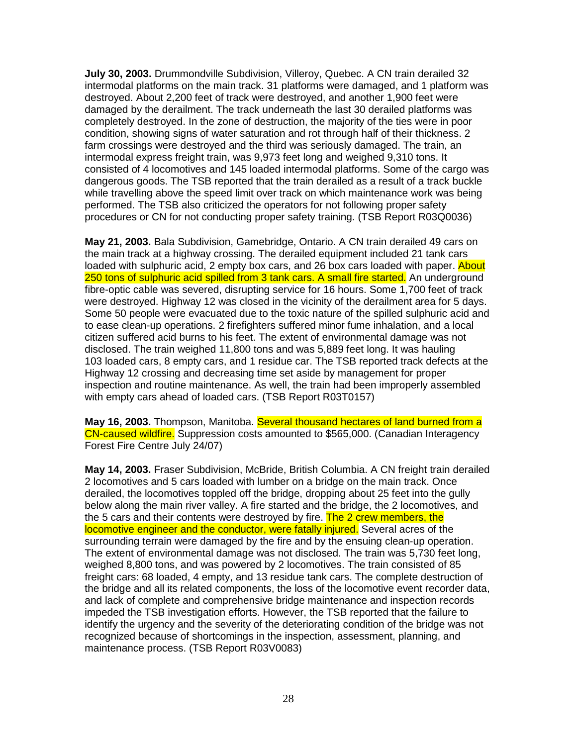**July 30, 2003.** Drummondville Subdivision, Villeroy, Quebec. A CN train derailed 32 intermodal platforms on the main track. 31 platforms were damaged, and 1 platform was destroyed. About 2,200 feet of track were destroyed, and another 1,900 feet were damaged by the derailment. The track underneath the last 30 derailed platforms was completely destroyed. In the zone of destruction, the majority of the ties were in poor condition, showing signs of water saturation and rot through half of their thickness. 2 farm crossings were destroyed and the third was seriously damaged. The train, an intermodal express freight train, was 9,973 feet long and weighed 9,310 tons. It consisted of 4 locomotives and 145 loaded intermodal platforms. Some of the cargo was dangerous goods. The TSB reported that the train derailed as a result of a track buckle while travelling above the speed limit over track on which maintenance work was being performed. The TSB also criticized the operators for not following proper safety procedures or CN for not conducting proper safety training. (TSB Report R03Q0036)

**May 21, 2003.** Bala Subdivision, Gamebridge, Ontario. A CN train derailed 49 cars on the main track at a highway crossing. The derailed equipment included 21 tank cars loaded with sulphuric acid, 2 empty box cars, and 26 box cars loaded with paper. About 250 tons of sulphuric acid spilled from 3 tank cars. A small fire started. An underground fibre-optic cable was severed, disrupting service for 16 hours. Some 1,700 feet of track were destroyed. Highway 12 was closed in the vicinity of the derailment area for 5 days. Some 50 people were evacuated due to the toxic nature of the spilled sulphuric acid and to ease clean-up operations. 2 firefighters suffered minor fume inhalation, and a local citizen suffered acid burns to his feet. The extent of environmental damage was not disclosed. The train weighed 11,800 tons and was 5,889 feet long. It was hauling 103 loaded cars, 8 empty cars, and 1 residue car. The TSB reported track defects at the Highway 12 crossing and decreasing time set aside by management for proper inspection and routine maintenance. As well, the train had been improperly assembled with empty cars ahead of loaded cars. (TSB Report R03T0157)

**May 16, 2003.** Thompson, Manitoba. Several thousand hectares of land burned from a CN-caused wildfire. Suppression costs amounted to $565,000. (Canadian Interagency Forest Fire Centre July 24/07)

**May 14, 2003.** Fraser Subdivision, McBride, British Columbia. A CN freight train derailed 2 locomotives and 5 cars loaded with lumber on a bridge on the main track. Once derailed, the locomotives toppled off the bridge, dropping about 25 feet into the gully below along the main river valley. A fire started and the bridge, the 2 locomotives, and the 5 cars and their contents were destroyed by fire. The 2 crew members, the locomotive engineer and the conductor, were fatally injured. Several acres of the surrounding terrain were damaged by the fire and by the ensuing clean-up operation. The extent of environmental damage was not disclosed. The train was 5,730 feet long, weighed 8,800 tons, and was powered by 2 locomotives. The train consisted of 85 freight cars: 68 loaded, 4 empty, and 13 residue tank cars. The complete destruction of the bridge and all its related components, the loss of the locomotive event recorder data, and lack of complete and comprehensive bridge maintenance and inspection records impeded the TSB investigation efforts. However, the TSB reported that the failure to identify the urgency and the severity of the deteriorating condition of the bridge was not recognized because of shortcomings in the inspection, assessment, planning, and maintenance process. (TSB Report R03V0083)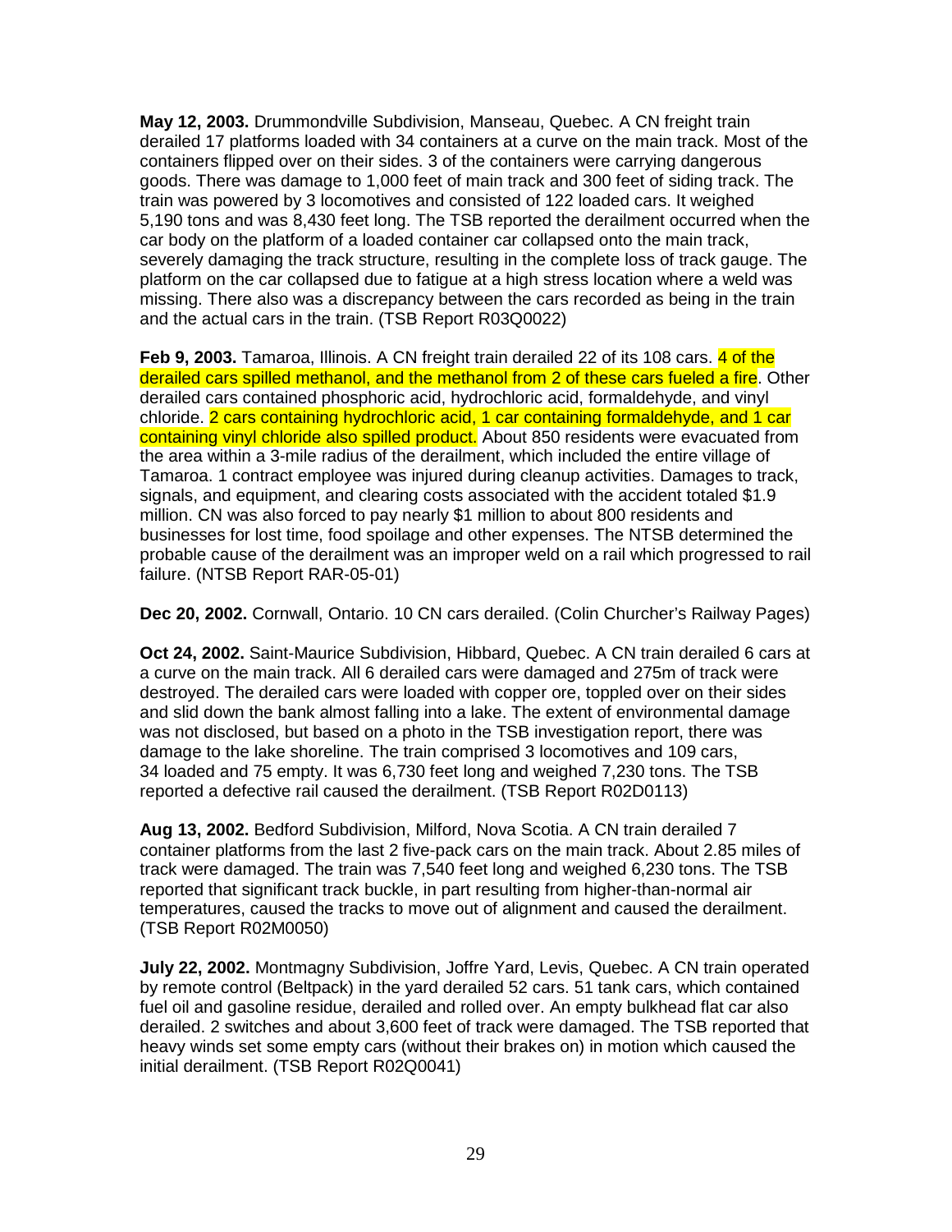**May 12, 2003.** Drummondville Subdivision, Manseau, Quebec. A CN freight train derailed 17 platforms loaded with 34 containers at a curve on the main track. Most of the containers flipped over on their sides. 3 of the containers were carrying dangerous goods. There was damage to 1,000 feet of main track and 300 feet of siding track. The train was powered by 3 locomotives and consisted of 122 loaded cars. It weighed 5,190 tons and was 8,430 feet long. The TSB reported the derailment occurred when the car body on the platform of a loaded container car collapsed onto the main track, severely damaging the track structure, resulting in the complete loss of track gauge. The platform on the car collapsed due to fatigue at a high stress location where a weld was missing. There also was a discrepancy between the cars recorded as being in the train and the actual cars in the train. (TSB Report R03Q0022)

**Feb 9, 2003.** Tamaroa, Illinois. A CN freight train derailed 22 of its 108 cars. 4 of the derailed cars spilled methanol, and the methanol from 2 of these cars fueled a fire. Other derailed cars contained phosphoric acid, hydrochloric acid, formaldehyde, and vinyl chloride. 2 cars containing hydrochloric acid, 1 car containing formaldehyde, and 1 car containing vinyl chloride also spilled product. About 850 residents were evacuated from the area within a 3-mile radius of the derailment, which included the entire village of Tamaroa. 1 contract employee was injured during cleanup activities. Damages to track, signals, and equipment, and clearing costs associated with the accident totaled $1.9 million. CN was also forced to pay nearly $1 million to about 800 residents and businesses for lost time, food spoilage and other expenses. The NTSB determined the probable cause of the derailment was an improper weld on a rail which progressed to rail failure. (NTSB Report RAR-05-01)

**Dec 20, 2002.** Cornwall, Ontario. 10 CN cars derailed. (Colin Churcher's Railway Pages)

**Oct 24, 2002.** Saint-Maurice Subdivision, Hibbard, Quebec. A CN train derailed 6 cars at a curve on the main track. All 6 derailed cars were damaged and 275m of track were destroyed. The derailed cars were loaded with copper ore, toppled over on their sides and slid down the bank almost falling into a lake. The extent of environmental damage was not disclosed, but based on a photo in the TSB investigation report, there was damage to the lake shoreline. The train comprised 3 locomotives and 109 cars, 34 loaded and 75 empty. It was 6,730 feet long and weighed 7,230 tons. The TSB reported a defective rail caused the derailment. (TSB Report R02D0113)

**Aug 13, 2002.** Bedford Subdivision, Milford, Nova Scotia. A CN train derailed 7 container platforms from the last 2 five-pack cars on the main track. About 2.85 miles of track were damaged. The train was 7,540 feet long and weighed 6,230 tons. The TSB reported that significant track buckle, in part resulting from higher-than-normal air temperatures, caused the tracks to move out of alignment and caused the derailment. (TSB Report R02M0050)

**July 22, 2002.** Montmagny Subdivision, Joffre Yard, Levis, Quebec. A CN train operated by remote control (Beltpack) in the yard derailed 52 cars. 51 tank cars, which contained fuel oil and gasoline residue, derailed and rolled over. An empty bulkhead flat car also derailed. 2 switches and about 3,600 feet of track were damaged. The TSB reported that heavy winds set some empty cars (without their brakes on) in motion which caused the initial derailment. (TSB Report R02Q0041)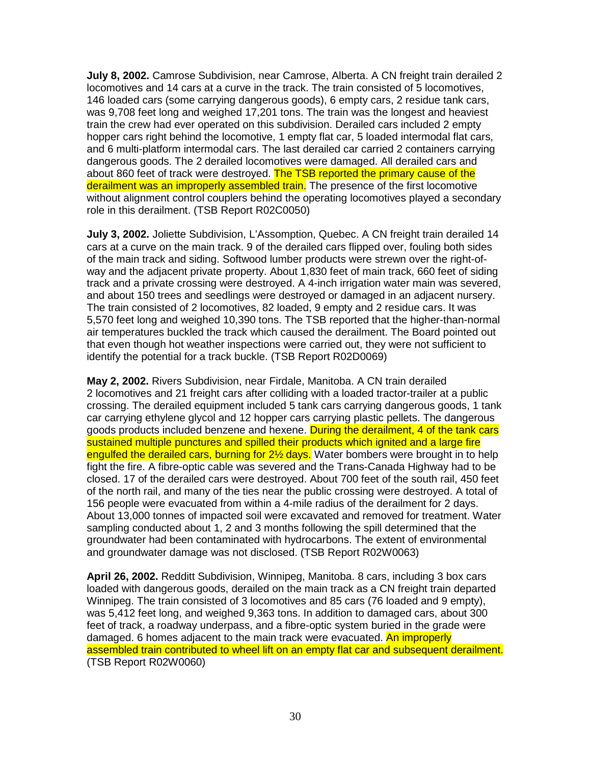**July 8, 2002.** Camrose Subdivision, near Camrose, Alberta. A CN freight train derailed 2 locomotives and 14 cars at a curve in the track. The train consisted of 5 locomotives, 146 loaded cars (some carrying dangerous goods), 6 empty cars, 2 residue tank cars, was 9,708 feet long and weighed 17,201 tons. The train was the longest and heaviest train the crew had ever operated on this subdivision. Derailed cars included 2 empty hopper cars right behind the locomotive, 1 empty flat car, 5 loaded intermodal flat cars, and 6 multi-platform intermodal cars. The last derailed car carried 2 containers carrying dangerous goods. The 2 derailed locomotives were damaged. All derailed cars and about 860 feet of track were destroyed. The TSB reported the primary cause of the derailment was an improperly assembled train. The presence of the first locomotive without alignment control couplers behind the operating locomotives played a secondary role in this derailment. (TSB Report R02C0050)

**July 3, 2002.** Joliette Subdivision, L'Assomption, Quebec. A CN freight train derailed 14 cars at a curve on the main track. 9 of the derailed cars flipped over, fouling both sides of the main track and siding. Softwood lumber products were strewn over the right-of-way and the adjacent private property. About 1,830 feet of main track, 660 feet of siding track and a private crossing were destroyed. A 4-inch irrigation water main was severed, and about 150 trees and seedlings were destroyed or damaged in an adjacent nursery. The train consisted of 2 locomotives, 82 loaded, 9 empty and 2 residue cars. It was 5,570 feet long and weighed 10,390 tons. The TSB reported that the higher-than-normal air temperatures buckled the track which caused the derailment. The Board pointed out that even though hot weather inspections were carried out, they were not sufficient to identify the potential for a track buckle. (TSB Report R02D0069)

**May 2, 2002.** Rivers Subdivision, near Firdale, Manitoba. A CN train derailed 2 locomotives and 21 freight cars after colliding with a loaded tractor-trailer at a public crossing. The derailed equipment included 5 tank cars carrying dangerous goods, 1 tank car carrying ethylene glycol and 12 hopper cars carrying plastic pellets. The dangerous goods products included benzene and hexene. During the derailment, 4 of the tank cars sustained multiple punctures and spilled their products which ignited and a large fire engulfed the derailed cars, burning for 2½ days. Water bombers were brought in to help fight the fire. A fibre-optic cable was severed and the Trans-Canada Highway had to be closed. 17 of the derailed cars were destroyed. About 700 feet of the south rail, 450 feet of the north rail, and many of the ties near the public crossing were destroyed. A total of 156 people were evacuated from within a 4-mile radius of the derailment for 2 days. About 13,000 tonnes of impacted soil were excavated and removed for treatment. Water sampling conducted about 1, 2 and 3 months following the spill determined that the groundwater had been contaminated with hydrocarbons. The extent of environmental and groundwater damage was not disclosed. (TSB Report R02W0063)

**April 26, 2002.** Redditt Subdivision, Winnipeg, Manitoba. 8 cars, including 3 box cars loaded with dangerous goods, derailed on the main track as a CN freight train departed Winnipeg. The train consisted of 3 locomotives and 85 cars (76 loaded and 9 empty), was 5,412 feet long, and weighed 9,363 tons. In addition to damaged cars, about 300 feet of track, a roadway underpass, and a fibre-optic system buried in the grade were damaged. 6 homes adjacent to the main track were evacuated. An improperly assembled train contributed to wheel lift on an empty flat car and subsequent derailment. (TSB Report R02W0060)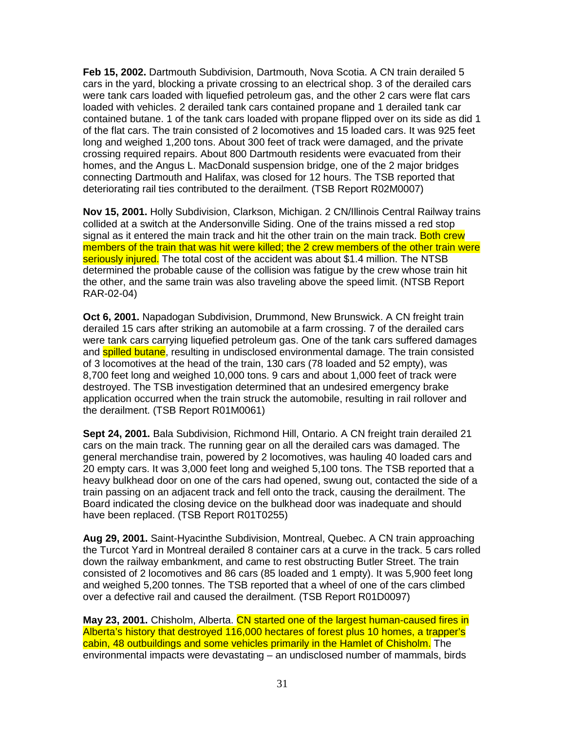**Feb 15, 2002.** Dartmouth Subdivision, Dartmouth, Nova Scotia. A CN train derailed 5 cars in the yard, blocking a private crossing to an electrical shop. 3 of the derailed cars were tank cars loaded with liquefied petroleum gas, and the other 2 cars were flat cars loaded with vehicles. 2 derailed tank cars contained propane and 1 derailed tank car contained butane. 1 of the tank cars loaded with propane flipped over on its side as did 1 of the flat cars. The train consisted of 2 locomotives and 15 loaded cars. It was 925 feet long and weighed 1,200 tons. About 300 feet of track were damaged, and the private crossing required repairs. About 800 Dartmouth residents were evacuated from their homes, and the Angus L. MacDonald suspension bridge, one of the 2 major bridges connecting Dartmouth and Halifax, was closed for 12 hours. The TSB reported that deteriorating rail ties contributed to the derailment. (TSB Report R02M0007)

**Nov 15, 2001.** Holly Subdivision, Clarkson, Michigan. 2 CN/Illinois Central Railway trains collided at a switch at the Andersonville Siding. One of the trains missed a red stop signal as it entered the main track and hit the other train on the main track. Both crew members of the train that was hit were killed; the 2 crew members of the other train were seriously injured. The total cost of the accident was about $1.4 million. The NTSB determined the probable cause of the collision was fatigue by the crew whose train hit the other, and the same train was also traveling above the speed limit. (NTSB Report RAR-02-04)

**Oct 6, 2001.** Napadogan Subdivision, Drummond, New Brunswick. A CN freight train derailed 15 cars after striking an automobile at a farm crossing. 7 of the derailed cars were tank cars carrying liquefied petroleum gas. One of the tank cars suffered damages and spilled butane, resulting in undisclosed environmental damage. The train consisted of 3 locomotives at the head of the train, 130 cars (78 loaded and 52 empty), was 8,700 feet long and weighed 10,000 tons. 9 cars and about 1,000 feet of track were destroyed. The TSB investigation determined that an undesired emergency brake application occurred when the train struck the automobile, resulting in rail rollover and the derailment. (TSB Report R01M0061)

**Sept 24, 2001.** Bala Subdivision, Richmond Hill, Ontario. A CN freight train derailed 21 cars on the main track. The running gear on all the derailed cars was damaged. The general merchandise train, powered by 2 locomotives, was hauling 40 loaded cars and 20 empty cars. It was 3,000 feet long and weighed 5,100 tons. The TSB reported that a heavy bulkhead door on one of the cars had opened, swung out, contacted the side of a train passing on an adjacent track and fell onto the track, causing the derailment. The Board indicated the closing device on the bulkhead door was inadequate and should have been replaced. (TSB Report R01T0255)

**Aug 29, 2001.** Saint-Hyacinthe Subdivision, Montreal, Quebec. A CN train approaching the Turcot Yard in Montreal derailed 8 container cars at a curve in the track. 5 cars rolled down the railway embankment, and came to rest obstructing Butler Street. The train consisted of 2 locomotives and 86 cars (85 loaded and 1 empty). It was 5,900 feet long and weighed 5,200 tonnes. The TSB reported that a wheel of one of the cars climbed over a defective rail and caused the derailment. (TSB Report R01D0097)

**May 23, 2001.** Chisholm, Alberta. CN started one of the largest human-caused fires in Alberta's history that destroyed 116,000 hectares of forest plus 10 homes, a trapper's cabin, 48 outbuildings and some vehicles primarily in the Hamlet of Chisholm. The environmental impacts were devastating – an undisclosed number of mammals, birds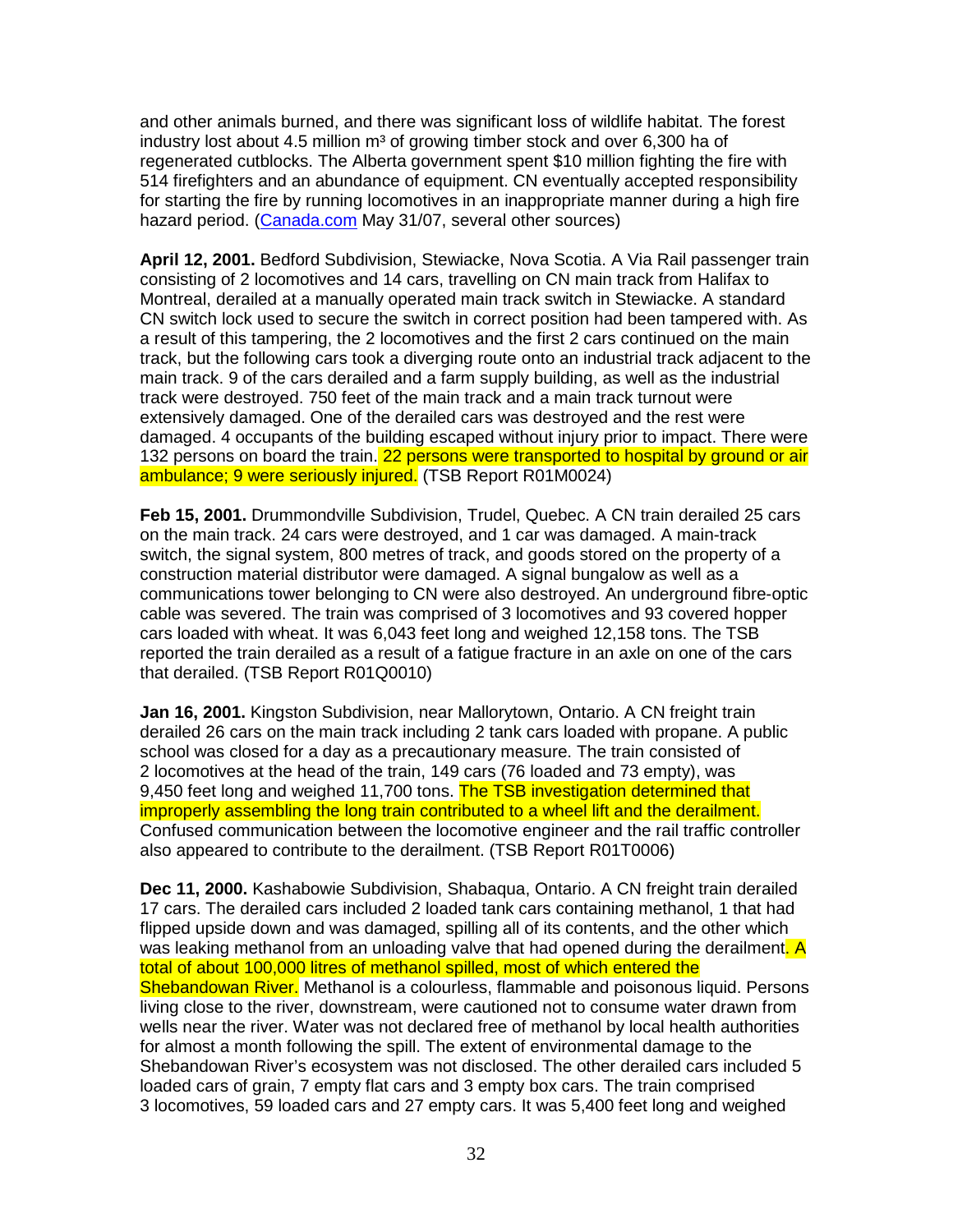and other animals burned, and there was significant loss of wildlife habitat. The forest industry lost about 4.5 million m³ of growing timber stock and over 6,300 ha of regenerated cutblocks. The Alberta government spent $10 million fighting the fire with 514 firefighters and an abundance of equipment. CN eventually accepted responsibility for starting the fire by running locomotives in an inappropriate manner during a high fire hazard period. (Canada.com May 31/07, several other sources)

**April 12, 2001.** Bedford Subdivision, Stewiacke, Nova Scotia. A Via Rail passenger train consisting of 2 locomotives and 14 cars, travelling on CN main track from Halifax to Montreal, derailed at a manually operated main track switch in Stewiacke. A standard CN switch lock used to secure the switch in correct position had been tampered with. As a result of this tampering, the 2 locomotives and the first 2 cars continued on the main track, but the following cars took a diverging route onto an industrial track adjacent to the main track. 9 of the cars derailed and a farm supply building, as well as the industrial track were destroyed. 750 feet of the main track and a main track turnout were extensively damaged. One of the derailed cars was destroyed and the rest were damaged. 4 occupants of the building escaped without injury prior to impact. There were 132 persons on board the train. 22 persons were transported to hospital by ground or air ambulance; 9 were seriously injured. (TSB Report R01M0024)

**Feb 15, 2001.** Drummondville Subdivision, Trudel, Quebec. A CN train derailed 25 cars on the main track. 24 cars were destroyed, and 1 car was damaged. A main-track switch, the signal system, 800 metres of track, and goods stored on the property of a construction material distributor were damaged. A signal bungalow as well as a communications tower belonging to CN were also destroyed. An underground fibre-optic cable was severed. The train was comprised of 3 locomotives and 93 covered hopper cars loaded with wheat. It was 6,043 feet long and weighed 12,158 tons. The TSB reported the train derailed as a result of a fatigue fracture in an axle on one of the cars that derailed. (TSB Report R01Q0010)

**Jan 16, 2001.** Kingston Subdivision, near Mallorytown, Ontario. A CN freight train derailed 26 cars on the main track including 2 tank cars loaded with propane. A public school was closed for a day as a precautionary measure. The train consisted of 2 locomotives at the head of the train, 149 cars (76 loaded and 73 empty), was 9,450 feet long and weighed 11,700 tons. The TSB investigation determined that improperly assembling the long train contributed to a wheel lift and the derailment. Confused communication between the locomotive engineer and the rail traffic controller also appeared to contribute to the derailment. (TSB Report R01T0006)

**Dec 11, 2000.** Kashabowie Subdivision, Shabaqua, Ontario. A CN freight train derailed 17 cars. The derailed cars included 2 loaded tank cars containing methanol, 1 that had flipped upside down and was damaged, spilling all of its contents, and the other which was leaking methanol from an unloading valve that had opened during the derailment. A total of about 100,000 litres of methanol spilled, most of which entered the Shebandowan River. Methanol is a colourless, flammable and poisonous liquid. Persons living close to the river, downstream, were cautioned not to consume water drawn from wells near the river. Water was not declared free of methanol by local health authorities for almost a month following the spill. The extent of environmental damage to the Shebandowan River's ecosystem was not disclosed. The other derailed cars included 5 loaded cars of grain, 7 empty flat cars and 3 empty box cars. The train comprised 3 locomotives, 59 loaded cars and 27 empty cars. It was 5,400 feet long and weighed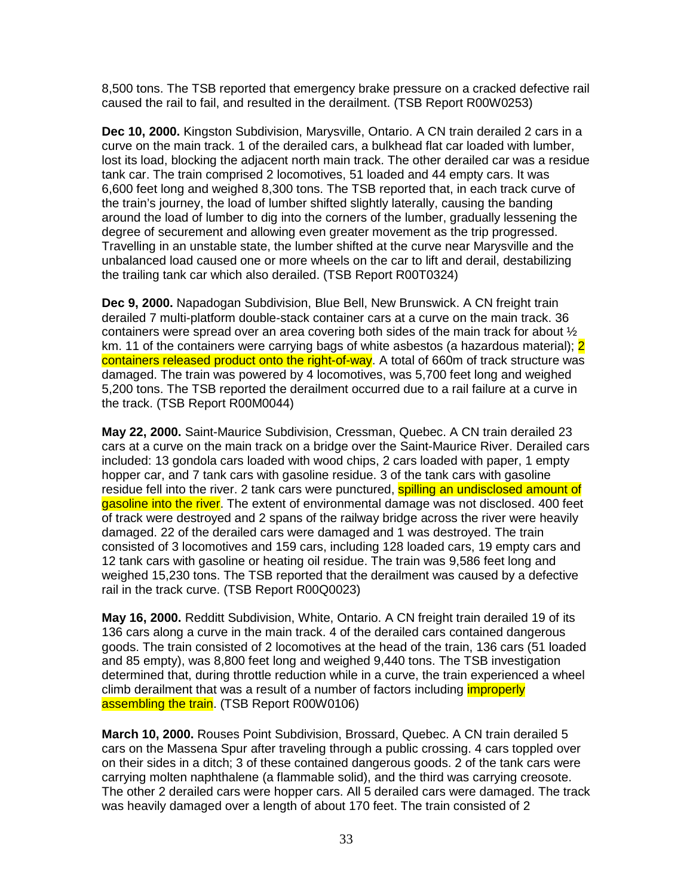8,500 tons. The TSB reported that emergency brake pressure on a cracked defective rail caused the rail to fail, and resulted in the derailment. (TSB Report R00W0253)

**Dec 10, 2000.** Kingston Subdivision, Marysville, Ontario. A CN train derailed 2 cars in a curve on the main track. 1 of the derailed cars, a bulkhead flat car loaded with lumber, lost its load, blocking the adjacent north main track. The other derailed car was a residue tank car. The train comprised 2 locomotives, 51 loaded and 44 empty cars. It was 6,600 feet long and weighed 8,300 tons. The TSB reported that, in each track curve of the train's journey, the load of lumber shifted slightly laterally, causing the banding around the load of lumber to dig into the corners of the lumber, gradually lessening the degree of securement and allowing even greater movement as the trip progressed. Travelling in an unstable state, the lumber shifted at the curve near Marysville and the unbalanced load caused one or more wheels on the car to lift and derail, destabilizing the trailing tank car which also derailed. (TSB Report R00T0324)

**Dec 9, 2000.** Napadogan Subdivision, Blue Bell, New Brunswick. A CN freight train derailed 7 multi-platform double-stack container cars at a curve on the main track. 36 containers were spread over an area covering both sides of the main track for about ½ km. 11 of the containers were carrying bags of white asbestos (a hazardous material); 2 containers released product onto the right-of-way. A total of 660m of track structure was damaged. The train was powered by 4 locomotives, was 5,700 feet long and weighed 5,200 tons. The TSB reported the derailment occurred due to a rail failure at a curve in the track. (TSB Report R00M0044)

**May 22, 2000.** Saint-Maurice Subdivision, Cressman, Quebec. A CN train derailed 23 cars at a curve on the main track on a bridge over the Saint-Maurice River. Derailed cars included: 13 gondola cars loaded with wood chips, 2 cars loaded with paper, 1 empty hopper car, and 7 tank cars with gasoline residue. 3 of the tank cars with gasoline residue fell into the river. 2 tank cars were punctured, spilling an undisclosed amount of gasoline into the river. The extent of environmental damage was not disclosed. 400 feet of track were destroyed and 2 spans of the railway bridge across the river were heavily damaged. 22 of the derailed cars were damaged and 1 was destroyed. The train consisted of 3 locomotives and 159 cars, including 128 loaded cars, 19 empty cars and 12 tank cars with gasoline or heating oil residue. The train was 9,586 feet long and weighed 15,230 tons. The TSB reported that the derailment was caused by a defective rail in the track curve. (TSB Report R00Q0023)

**May 16, 2000.** Redditt Subdivision, White, Ontario. A CN freight train derailed 19 of its 136 cars along a curve in the main track. 4 of the derailed cars contained dangerous goods. The train consisted of 2 locomotives at the head of the train, 136 cars (51 loaded and 85 empty), was 8,800 feet long and weighed 9,440 tons. The TSB investigation determined that, during throttle reduction while in a curve, the train experienced a wheel climb derailment that was a result of a number of factors including improperly assembling the train. (TSB Report R00W0106)

**March 10, 2000.** Rouses Point Subdivision, Brossard, Quebec. A CN train derailed 5 cars on the Massena Spur after traveling through a public crossing. 4 cars toppled over on their sides in a ditch; 3 of these contained dangerous goods. 2 of the tank cars were carrying molten naphthalene (a flammable solid), and the third was carrying creosote. The other 2 derailed cars were hopper cars. All 5 derailed cars were damaged. The track was heavily damaged over a length of about 170 feet. The train consisted of 2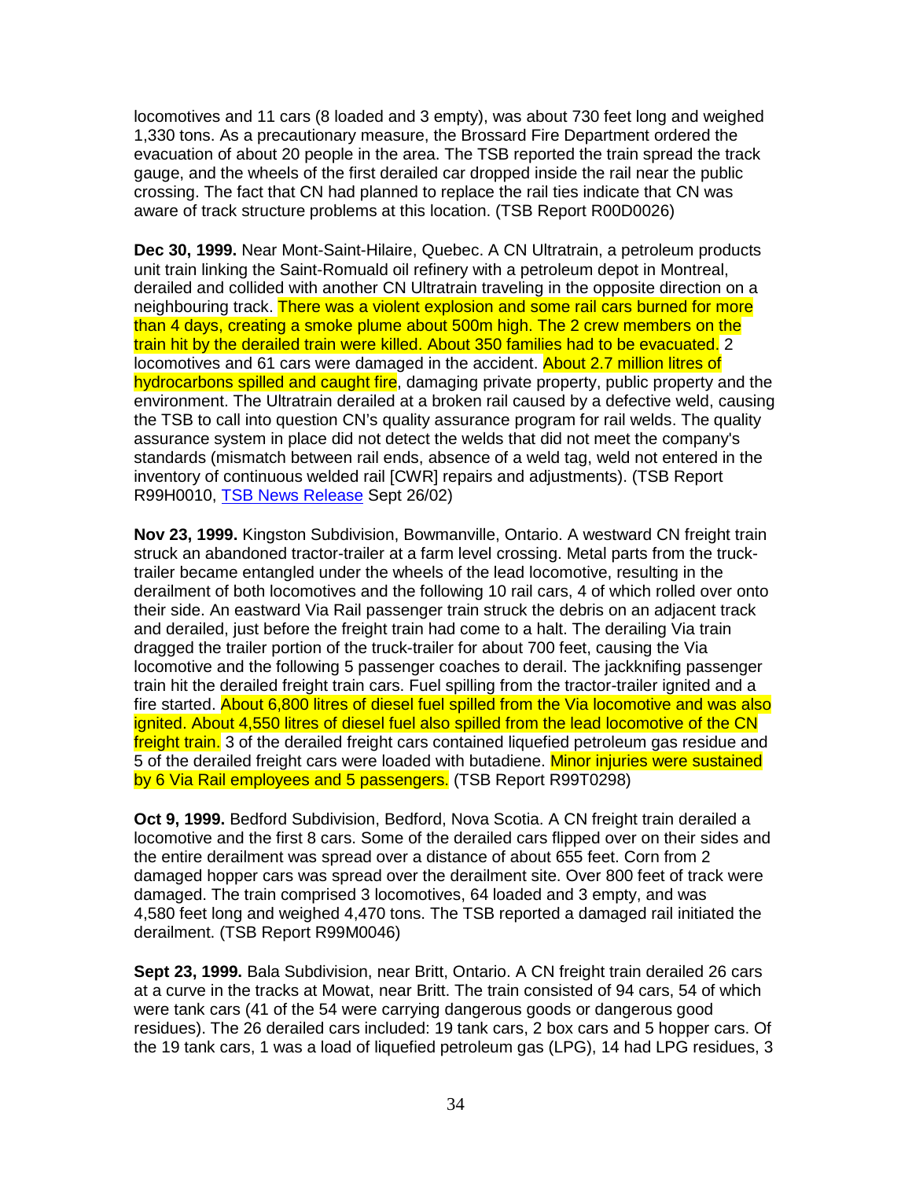locomotives and 11 cars (8 loaded and 3 empty), was about 730 feet long and weighed 1,330 tons. As a precautionary measure, the Brossard Fire Department ordered the evacuation of about 20 people in the area. The TSB reported the train spread the track gauge, and the wheels of the first derailed car dropped inside the rail near the public crossing. The fact that CN had planned to replace the rail ties indicate that CN was aware of track structure problems at this location. (TSB Report R00D0026)

**Dec 30, 1999.** Near Mont-Saint-Hilaire, Quebec. A CN Ultratrain, a petroleum products unit train linking the Saint-Romuald oil refinery with a petroleum depot in Montreal, derailed and collided with another CN Ultratrain traveling in the opposite direction on a neighbouring track. There was a violent explosion and some rail cars burned for more than 4 days, creating a smoke plume about 500m high. The 2 crew members on the train hit by the derailed train were killed. About 350 families had to be evacuated. 2 locomotives and 61 cars were damaged in the accident. About 2.7 million litres of hydrocarbons spilled and caught fire, damaging private property, public property and the environment. The Ultratrain derailed at a broken rail caused by a defective weld, causing the TSB to call into question CN's quality assurance program for rail welds. The quality assurance system in place did not detect the welds that did not meet the company's standards (mismatch between rail ends, absence of a weld tag, weld not entered in the inventory of continuous welded rail [CWR] repairs and adjustments). (TSB Report R99H0010, TSB News Release Sept 26/02)

**Nov 23, 1999.** Kingston Subdivision, Bowmanville, Ontario. A westward CN freight train struck an abandoned tractor-trailer at a farm level crossing. Metal parts from the truck-trailer became entangled under the wheels of the lead locomotive, resulting in the derailment of both locomotives and the following 10 rail cars, 4 of which rolled over onto their side. An eastward Via Rail passenger train struck the debris on an adjacent track and derailed, just before the freight train had come to a halt. The derailing Via train dragged the trailer portion of the truck-trailer for about 700 feet, causing the Via locomotive and the following 5 passenger coaches to derail. The jackknifing passenger train hit the derailed freight train cars. Fuel spilling from the tractor-trailer ignited and a fire started. About 6,800 litres of diesel fuel spilled from the Via locomotive and was also ignited. About 4,550 litres of diesel fuel also spilled from the lead locomotive of the CN freight train. 3 of the derailed freight cars contained liquefied petroleum gas residue and 5 of the derailed freight cars were loaded with butadiene. Minor injuries were sustained by 6 Via Rail employees and 5 passengers. (TSB Report R99T0298)

**Oct 9, 1999.** Bedford Subdivision, Bedford, Nova Scotia. A CN freight train derailed a locomotive and the first 8 cars. Some of the derailed cars flipped over on their sides and the entire derailment was spread over a distance of about 655 feet. Corn from 2 damaged hopper cars was spread over the derailment site. Over 800 feet of track were damaged. The train comprised 3 locomotives, 64 loaded and 3 empty, and was 4,580 feet long and weighed 4,470 tons. The TSB reported a damaged rail initiated the derailment. (TSB Report R99M0046)

**Sept 23, 1999.** Bala Subdivision, near Britt, Ontario. A CN freight train derailed 26 cars at a curve in the tracks at Mowat, near Britt. The train consisted of 94 cars, 54 of which were tank cars (41 of the 54 were carrying dangerous goods or dangerous good residues). The 26 derailed cars included: 19 tank cars, 2 box cars and 5 hopper cars. Of the 19 tank cars, 1 was a load of liquefied petroleum gas (LPG), 14 had LPG residues, 3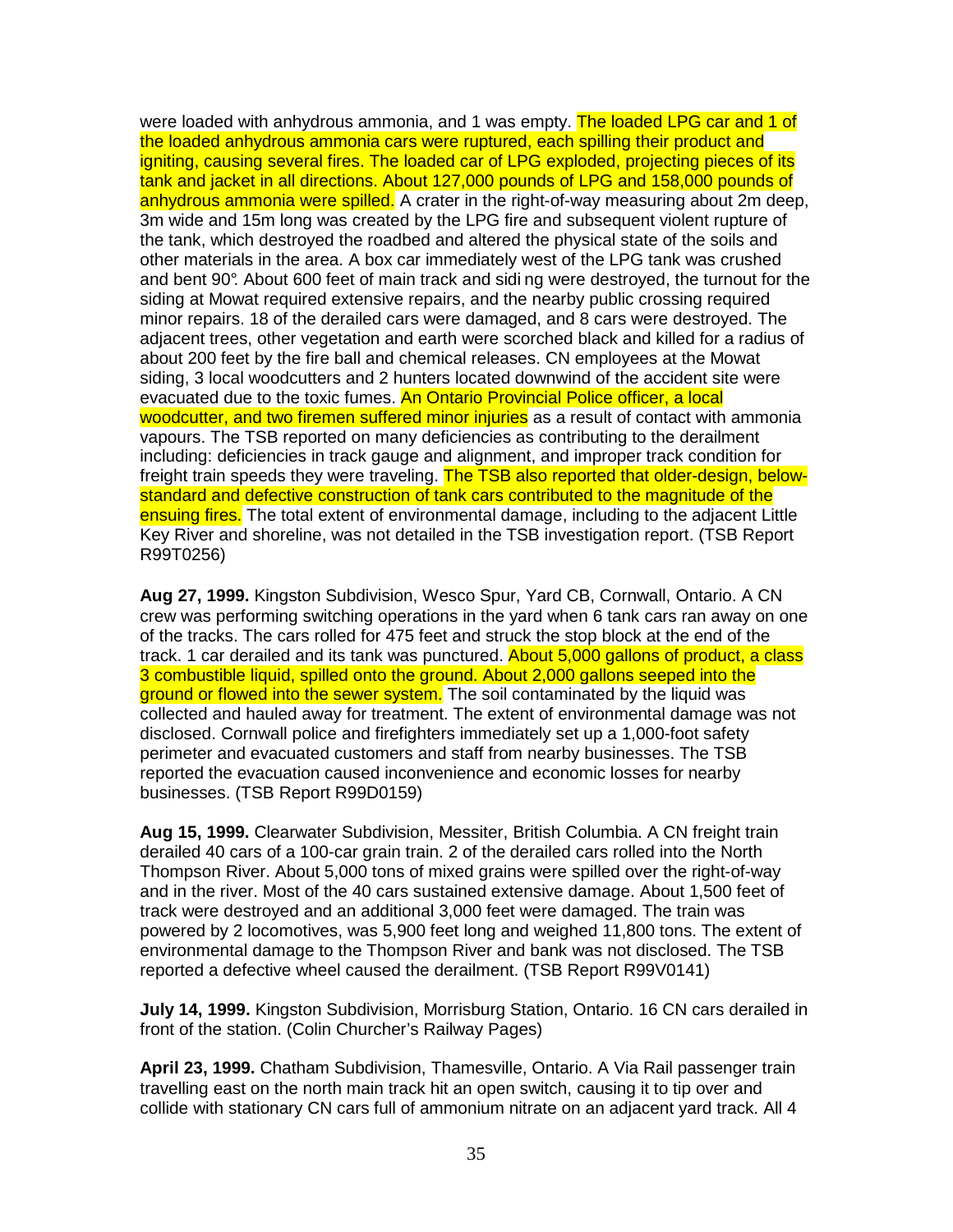were loaded with anhydrous ammonia, and 1 was empty. The loaded LPG car and 1 of the loaded anhydrous ammonia cars were ruptured, each spilling their product and igniting, causing several fires. The loaded car of LPG exploded, projecting pieces of its tank and jacket in all directions. About 127,000 pounds of LPG and 158,000 pounds of anhydrous ammonia were spilled. A crater in the right-of-way measuring about 2m deep, 3m wide and 15m long was created by the LPG fire and subsequent violent rupture of the tank, which destroyed the roadbed and altered the physical state of the soils and other materials in the area. A box car immediately west of the LPG tank was crushed and bent 90°. About 600 feet of main track and siding were destroyed, the turnout for the siding at Mowat required extensive repairs, and the nearby public crossing required minor repairs. 18 of the derailed cars were damaged, and 8 cars were destroyed. The adjacent trees, other vegetation and earth were scorched black and killed for a radius of about 200 feet by the fire ball and chemical releases. CN employees at the Mowat siding, 3 local woodcutters and 2 hunters located downwind of the accident site were evacuated due to the toxic fumes. An Ontario Provincial Police officer, a local woodcutter, and two firemen suffered minor injuries as a result of contact with ammonia vapours. The TSB reported on many deficiencies as contributing to the derailment including: deficiencies in track gauge and alignment, and improper track condition for freight train speeds they were traveling. The TSB also reported that older-design, below-standard and defective construction of tank cars contributed to the magnitude of the ensuing fires. The total extent of environmental damage, including to the adjacent Little Key River and shoreline, was not detailed in the TSB investigation report. (TSB Report R99T0256)

**Aug 27, 1999.** Kingston Subdivision, Wesco Spur, Yard CB, Cornwall, Ontario. A CN crew was performing switching operations in the yard when 6 tank cars ran away on one of the tracks. The cars rolled for 475 feet and struck the stop block at the end of the track. 1 car derailed and its tank was punctured. About 5,000 gallons of product, a class 3 combustible liquid, spilled onto the ground. About 2,000 gallons seeped into the ground or flowed into the sewer system. The soil contaminated by the liquid was collected and hauled away for treatment. The extent of environmental damage was not disclosed. Cornwall police and firefighters immediately set up a 1,000-foot safety perimeter and evacuated customers and staff from nearby businesses. The TSB reported the evacuation caused inconvenience and economic losses for nearby businesses. (TSB Report R99D0159)

**Aug 15, 1999.** Clearwater Subdivision, Messiter, British Columbia. A CN freight train derailed 40 cars of a 100-car grain train. 2 of the derailed cars rolled into the North Thompson River. About 5,000 tons of mixed grains were spilled over the right-of-way and in the river. Most of the 40 cars sustained extensive damage. About 1,500 feet of track were destroyed and an additional 3,000 feet were damaged. The train was powered by 2 locomotives, was 5,900 feet long and weighed 11,800 tons. The extent of environmental damage to the Thompson River and bank was not disclosed. The TSB reported a defective wheel caused the derailment. (TSB Report R99V0141)

**July 14, 1999.** Kingston Subdivision, Morrisburg Station, Ontario. 16 CN cars derailed in front of the station. (Colin Churcher's Railway Pages)

**April 23, 1999.** Chatham Subdivision, Thamesville, Ontario. A Via Rail passenger train travelling east on the north main track hit an open switch, causing it to tip over and collide with stationary CN cars full of ammonium nitrate on an adjacent yard track. All 4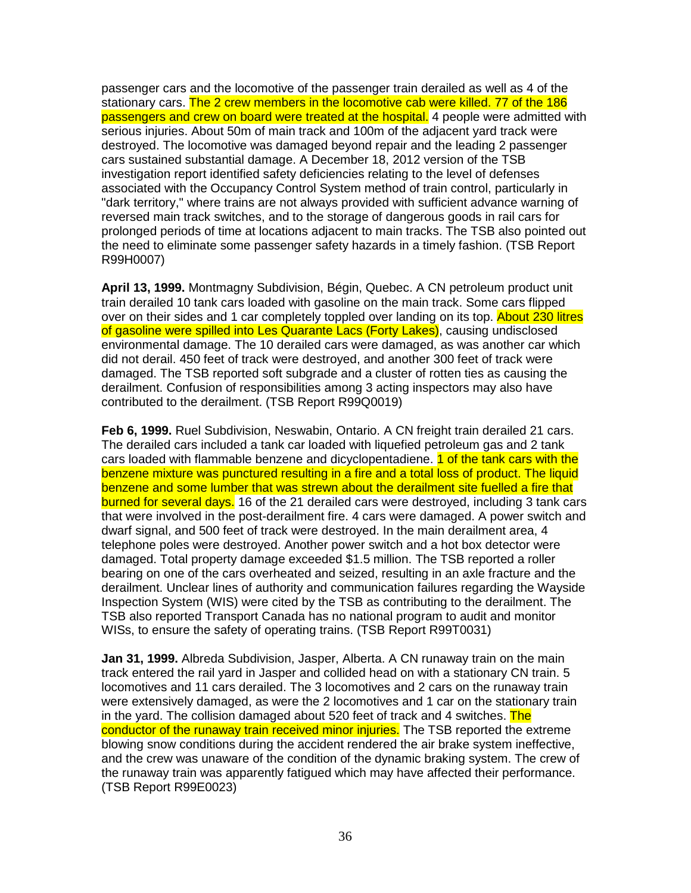passenger cars and the locomotive of the passenger train derailed as well as 4 of the stationary cars. The 2 crew members in the locomotive cab were killed. 77 of the 186 passengers and crew on board were treated at the hospital. 4 people were admitted with serious injuries. About 50m of main track and 100m of the adjacent yard track were destroyed. The locomotive was damaged beyond repair and the leading 2 passenger cars sustained substantial damage. A December 18, 2012 version of the TSB investigation report identified safety deficiencies relating to the level of defenses associated with the Occupancy Control System method of train control, particularly in "dark territory," where trains are not always provided with sufficient advance warning of reversed main track switches, and to the storage of dangerous goods in rail cars for prolonged periods of time at locations adjacent to main tracks. The TSB also pointed out the need to eliminate some passenger safety hazards in a timely fashion. (TSB Report R99H0007)

**April 13, 1999.** Montmagny Subdivision, Bégin, Quebec. A CN petroleum product unit train derailed 10 tank cars loaded with gasoline on the main track. Some cars flipped over on their sides and 1 car completely toppled over landing on its top. About 230 litres of gasoline were spilled into Les Quarante Lacs (Forty Lakes), causing undisclosed environmental damage. The 10 derailed cars were damaged, as was another car which did not derail. 450 feet of track were destroyed, and another 300 feet of track were damaged. The TSB reported soft subgrade and a cluster of rotten ties as causing the derailment. Confusion of responsibilities among 3 acting inspectors may also have contributed to the derailment. (TSB Report R99Q0019)

**Feb 6, 1999.** Ruel Subdivision, Neswabin, Ontario. A CN freight train derailed 21 cars. The derailed cars included a tank car loaded with liquefied petroleum gas and 2 tank cars loaded with flammable benzene and dicyclopentadiene. 1 of the tank cars with the benzene mixture was punctured resulting in a fire and a total loss of product. The liquid benzene and some lumber that was strewn about the derailment site fuelled a fire that burned for several days. 16 of the 21 derailed cars were destroyed, including 3 tank cars that were involved in the post-derailment fire. 4 cars were damaged. A power switch and dwarf signal, and 500 feet of track were destroyed. In the main derailment area, 4 telephone poles were destroyed. Another power switch and a hot box detector were damaged. Total property damage exceeded $1.5 million. The TSB reported a roller bearing on one of the cars overheated and seized, resulting in an axle fracture and the derailment. Unclear lines of authority and communication failures regarding the Wayside Inspection System (WIS) were cited by the TSB as contributing to the derailment. The TSB also reported Transport Canada has no national program to audit and monitor WISs, to ensure the safety of operating trains. (TSB Report R99T0031)

**Jan 31, 1999.** Albreda Subdivision, Jasper, Alberta. A CN runaway train on the main track entered the rail yard in Jasper and collided head on with a stationary CN train. 5 locomotives and 11 cars derailed. The 3 locomotives and 2 cars on the runaway train were extensively damaged, as were the 2 locomotives and 1 car on the stationary train in the yard. The collision damaged about 520 feet of track and 4 switches. The conductor of the runaway train received minor injuries. The TSB reported the extreme blowing snow conditions during the accident rendered the air brake system ineffective, and the crew was unaware of the condition of the dynamic braking system. The crew of the runaway train was apparently fatigued which may have affected their performance. (TSB Report R99E0023)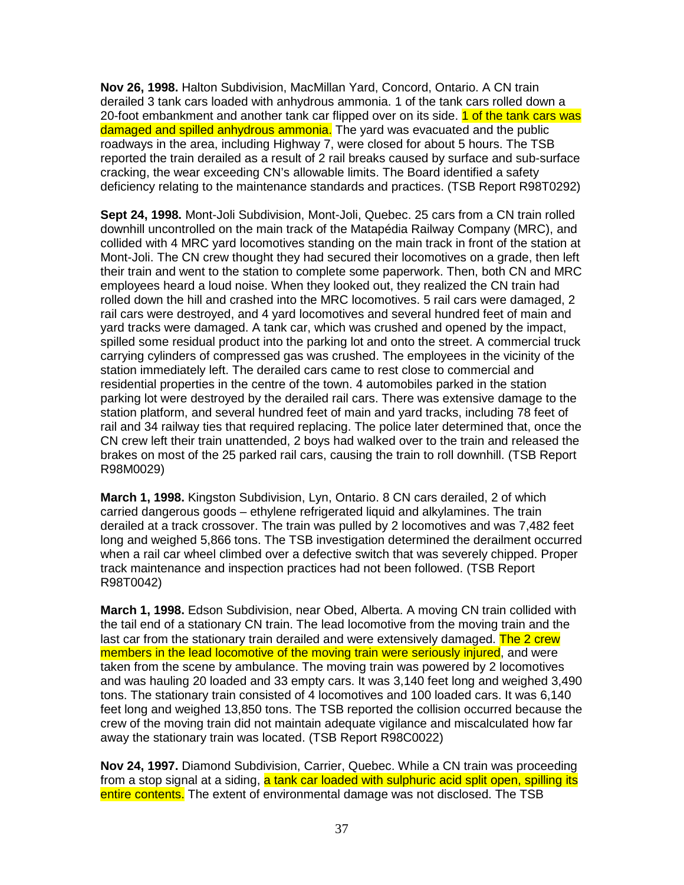**Nov 26, 1998.** Halton Subdivision, MacMillan Yard, Concord, Ontario. A CN train derailed 3 tank cars loaded with anhydrous ammonia. 1 of the tank cars rolled down a 20-foot embankment and another tank car flipped over on its side. 1 of the tank cars was damaged and spilled anhydrous ammonia. The yard was evacuated and the public roadways in the area, including Highway 7, were closed for about 5 hours. The TSB reported the train derailed as a result of 2 rail breaks caused by surface and sub-surface cracking, the wear exceeding CN's allowable limits. The Board identified a safety deficiency relating to the maintenance standards and practices. (TSB Report R98T0292)

**Sept 24, 1998.** Mont-Joli Subdivision, Mont-Joli, Quebec. 25 cars from a CN train rolled downhill uncontrolled on the main track of the Matapédia Railway Company (MRC), and collided with 4 MRC yard locomotives standing on the main track in front of the station at Mont-Joli. The CN crew thought they had secured their locomotives on a grade, then left their train and went to the station to complete some paperwork. Then, both CN and MRC employees heard a loud noise. When they looked out, they realized the CN train had rolled down the hill and crashed into the MRC locomotives. 5 rail cars were damaged, 2 rail cars were destroyed, and 4 yard locomotives and several hundred feet of main and yard tracks were damaged. A tank car, which was crushed and opened by the impact, spilled some residual product into the parking lot and onto the street. A commercial truck carrying cylinders of compressed gas was crushed. The employees in the vicinity of the station immediately left. The derailed cars came to rest close to commercial and residential properties in the centre of the town. 4 automobiles parked in the station parking lot were destroyed by the derailed rail cars. There was extensive damage to the station platform, and several hundred feet of main and yard tracks, including 78 feet of rail and 34 railway ties that required replacing. The police later determined that, once the CN crew left their train unattended, 2 boys had walked over to the train and released the brakes on most of the 25 parked rail cars, causing the train to roll downhill. (TSB Report R98M0029)

**March 1, 1998.** Kingston Subdivision, Lyn, Ontario. 8 CN cars derailed, 2 of which carried dangerous goods – ethylene refrigerated liquid and alkylamines. The train derailed at a track crossover. The train was pulled by 2 locomotives and was 7,482 feet long and weighed 5,866 tons. The TSB investigation determined the derailment occurred when a rail car wheel climbed over a defective switch that was severely chipped. Proper track maintenance and inspection practices had not been followed. (TSB Report R98T0042)

**March 1, 1998.** Edson Subdivision, near Obed, Alberta. A moving CN train collided with the tail end of a stationary CN train. The lead locomotive from the moving train and the last car from the stationary train derailed and were extensively damaged. The 2 crew members in the lead locomotive of the moving train were seriously injured, and were taken from the scene by ambulance. The moving train was powered by 2 locomotives and was hauling 20 loaded and 33 empty cars. It was 3,140 feet long and weighed 3,490 tons. The stationary train consisted of 4 locomotives and 100 loaded cars. It was 6,140 feet long and weighed 13,850 tons. The TSB reported the collision occurred because the crew of the moving train did not maintain adequate vigilance and miscalculated how far away the stationary train was located. (TSB Report R98C0022)

**Nov 24, 1997.** Diamond Subdivision, Carrier, Quebec. While a CN train was proceeding from a stop signal at a siding, a tank car loaded with sulphuric acid split open, spilling its entire contents. The extent of environmental damage was not disclosed. The TSB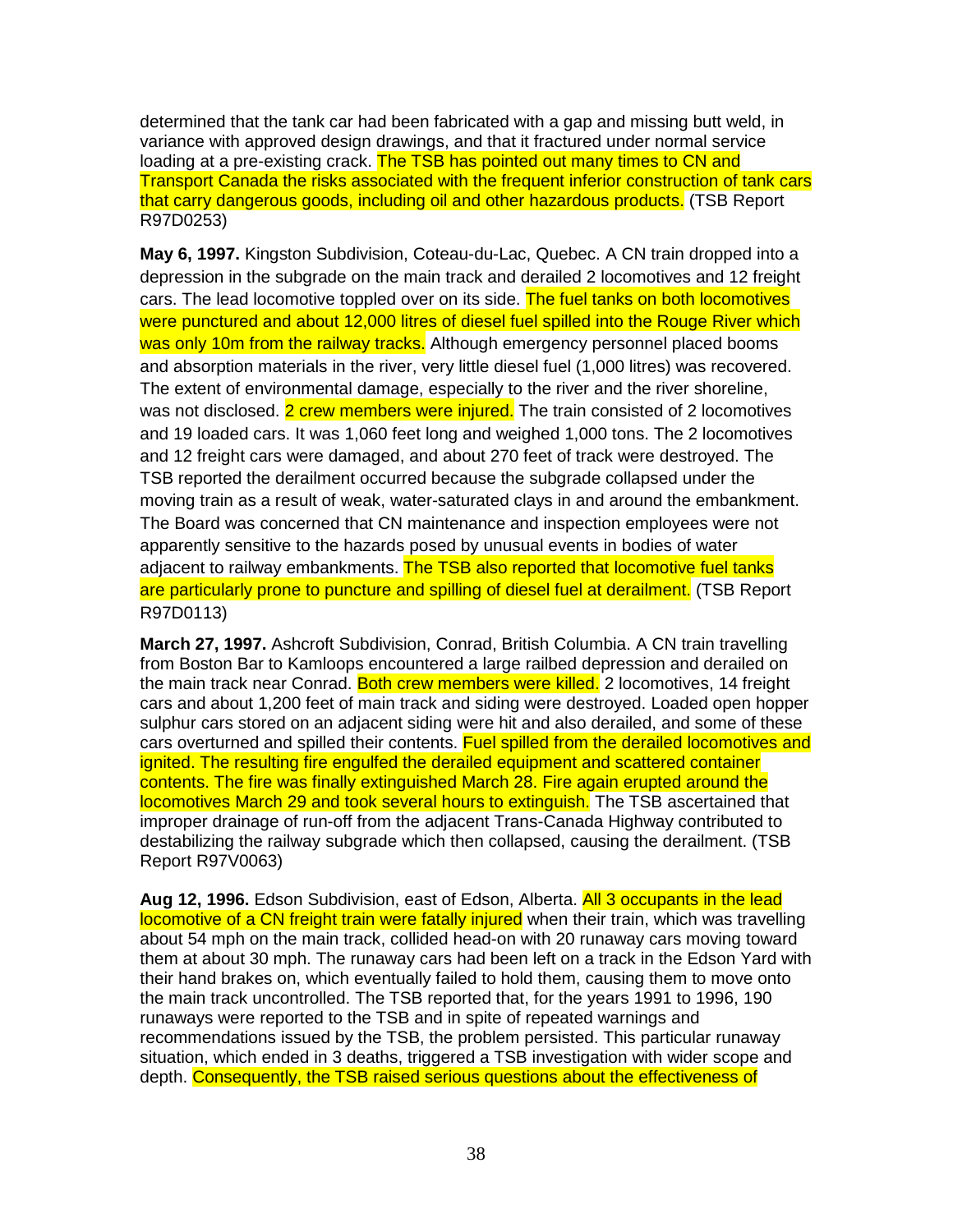determined that the tank car had been fabricated with a gap and missing butt weld, in variance with approved design drawings, and that it fractured under normal service loading at a pre-existing crack. The TSB has pointed out many times to CN and Transport Canada the risks associated with the frequent inferior construction of tank cars that carry dangerous goods, including oil and other hazardous products. (TSB Report R97D0253)

**May 6, 1997.** Kingston Subdivision, Coteau-du-Lac, Quebec. A CN train dropped into a depression in the subgrade on the main track and derailed 2 locomotives and 12 freight cars. The lead locomotive toppled over on its side. The fuel tanks on both locomotives were punctured and about 12,000 litres of diesel fuel spilled into the Rouge River which was only 10m from the railway tracks. Although emergency personnel placed booms and absorption materials in the river, very little diesel fuel (1,000 litres) was recovered. The extent of environmental damage, especially to the river and the river shoreline, was not disclosed. 2 crew members were injured. The train consisted of 2 locomotives and 19 loaded cars. It was 1,060 feet long and weighed 1,000 tons. The 2 locomotives and 12 freight cars were damaged, and about 270 feet of track were destroyed. The TSB reported the derailment occurred because the subgrade collapsed under the moving train as a result of weak, water-saturated clays in and around the embankment. The Board was concerned that CN maintenance and inspection employees were not apparently sensitive to the hazards posed by unusual events in bodies of water adjacent to railway embankments. The TSB also reported that locomotive fuel tanks are particularly prone to puncture and spilling of diesel fuel at derailment. (TSB Report R97D0113)

**March 27, 1997.** Ashcroft Subdivision, Conrad, British Columbia. A CN train travelling from Boston Bar to Kamloops encountered a large railbed depression and derailed on the main track near Conrad. Both crew members were killed. 2 locomotives, 14 freight cars and about 1,200 feet of main track and siding were destroyed. Loaded open hopper sulphur cars stored on an adjacent siding were hit and also derailed, and some of these cars overturned and spilled their contents. Fuel spilled from the derailed locomotives and ignited. The resulting fire engulfed the derailed equipment and scattered container contents. The fire was finally extinguished March 28. Fire again erupted around the locomotives March 29 and took several hours to extinguish. The TSB ascertained that improper drainage of run-off from the adjacent Trans-Canada Highway contributed to destabilizing the railway subgrade which then collapsed, causing the derailment. (TSB Report R97V0063)

**Aug 12, 1996.** Edson Subdivision, east of Edson, Alberta. All 3 occupants in the lead locomotive of a CN freight train were fatally injured when their train, which was travelling about 54 mph on the main track, collided head-on with 20 runaway cars moving toward them at about 30 mph. The runaway cars had been left on a track in the Edson Yard with their hand brakes on, which eventually failed to hold them, causing them to move onto the main track uncontrolled. The TSB reported that, for the years 1991 to 1996, 190 runaways were reported to the TSB and in spite of repeated warnings and recommendations issued by the TSB, the problem persisted. This particular runaway situation, which ended in 3 deaths, triggered a TSB investigation with wider scope and depth. Consequently, the TSB raised serious questions about the effectiveness of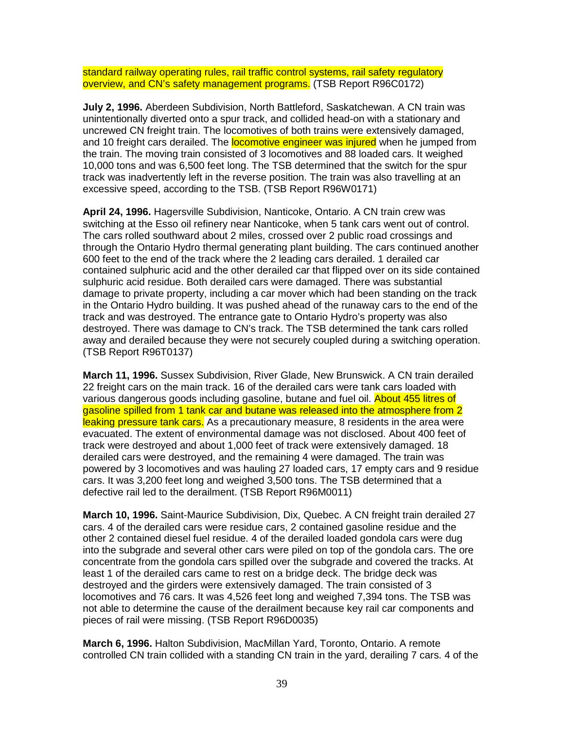standard railway operating rules, rail traffic control systems, rail safety regulatory overview, and CN's safety management programs. (TSB Report R96C0172)

**July 2, 1996.** Aberdeen Subdivision, North Battleford, Saskatchewan. A CN train was unintentionally diverted onto a spur track, and collided head-on with a stationary and uncrewed CN freight train. The locomotives of both trains were extensively damaged, and 10 freight cars derailed. The locomotive engineer was injured when he jumped from the train. The moving train consisted of 3 locomotives and 88 loaded cars. It weighed 10,000 tons and was 6,500 feet long. The TSB determined that the switch for the spur track was inadvertently left in the reverse position. The train was also travelling at an excessive speed, according to the TSB. (TSB Report R96W0171)

**April 24, 1996.** Hagersville Subdivision, Nanticoke, Ontario. A CN train crew was switching at the Esso oil refinery near Nanticoke, when 5 tank cars went out of control. The cars rolled southward about 2 miles, crossed over 2 public road crossings and through the Ontario Hydro thermal generating plant building. The cars continued another 600 feet to the end of the track where the 2 leading cars derailed. 1 derailed car contained sulphuric acid and the other derailed car that flipped over on its side contained sulphuric acid residue. Both derailed cars were damaged. There was substantial damage to private property, including a car mover which had been standing on the track in the Ontario Hydro building. It was pushed ahead of the runaway cars to the end of the track and was destroyed. The entrance gate to Ontario Hydro's property was also destroyed. There was damage to CN's track. The TSB determined the tank cars rolled away and derailed because they were not securely coupled during a switching operation. (TSB Report R96T0137)

**March 11, 1996.** Sussex Subdivision, River Glade, New Brunswick. A CN train derailed 22 freight cars on the main track. 16 of the derailed cars were tank cars loaded with various dangerous goods including gasoline, butane and fuel oil. About 455 litres of gasoline spilled from 1 tank car and butane was released into the atmosphere from 2 leaking pressure tank cars. As a precautionary measure, 8 residents in the area were evacuated. The extent of environmental damage was not disclosed. About 400 feet of track were destroyed and about 1,000 feet of track were extensively damaged. 18 derailed cars were destroyed, and the remaining 4 were damaged. The train was powered by 3 locomotives and was hauling 27 loaded cars, 17 empty cars and 9 residue cars. It was 3,200 feet long and weighed 3,500 tons. The TSB determined that a defective rail led to the derailment. (TSB Report R96M0011)

**March 10, 1996.** Saint-Maurice Subdivision, Dix, Quebec. A CN freight train derailed 27 cars. 4 of the derailed cars were residue cars, 2 contained gasoline residue and the other 2 contained diesel fuel residue. 4 of the derailed loaded gondola cars were dug into the subgrade and several other cars were piled on top of the gondola cars. The ore concentrate from the gondola cars spilled over the subgrade and covered the tracks. At least 1 of the derailed cars came to rest on a bridge deck. The bridge deck was destroyed and the girders were extensively damaged. The train consisted of 3 locomotives and 76 cars. It was 4,526 feet long and weighed 7,394 tons. The TSB was not able to determine the cause of the derailment because key rail car components and pieces of rail were missing. (TSB Report R96D0035)

**March 6, 1996.** Halton Subdivision, MacMillan Yard, Toronto, Ontario. A remote controlled CN train collided with a standing CN train in the yard, derailing 7 cars. 4 of the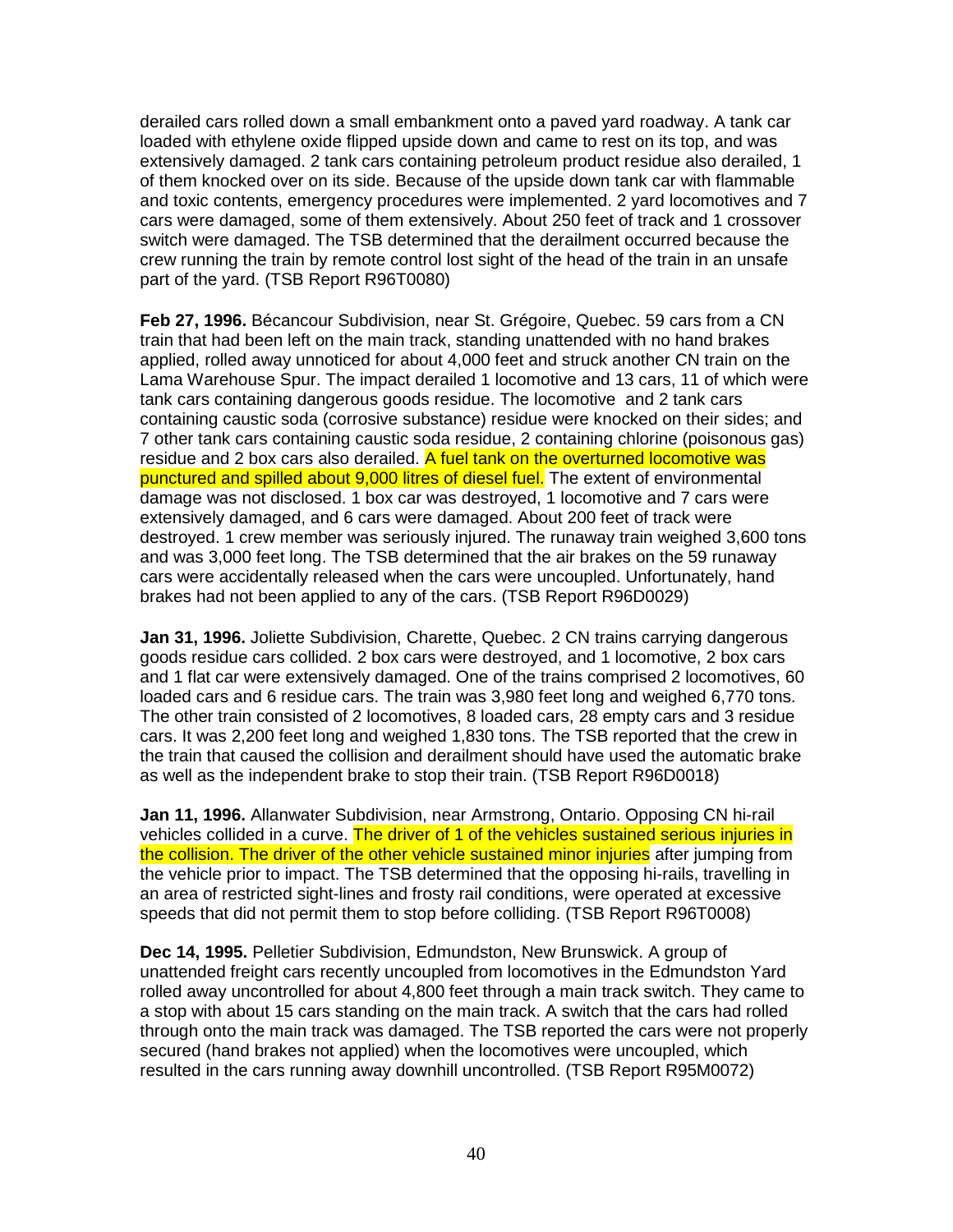derailed cars rolled down a small embankment onto a paved yard roadway. A tank car loaded with ethylene oxide flipped upside down and came to rest on its top, and was extensively damaged. 2 tank cars containing petroleum product residue also derailed, 1 of them knocked over on its side. Because of the upside down tank car with flammable and toxic contents, emergency procedures were implemented. 2 yard locomotives and 7 cars were damaged, some of them extensively. About 250 feet of track and 1 crossover switch were damaged. The TSB determined that the derailment occurred because the crew running the train by remote control lost sight of the head of the train in an unsafe part of the yard. (TSB Report R96T0080)

**Feb 27, 1996.** Bécancour Subdivision, near St. Grégoire, Quebec. 59 cars from a CN train that had been left on the main track, standing unattended with no hand brakes applied, rolled away unnoticed for about 4,000 feet and struck another CN train on the Lama Warehouse Spur. The impact derailed 1 locomotive and 13 cars, 11 of which were tank cars containing dangerous goods residue. The locomotive and 2 tank cars containing caustic soda (corrosive substance) residue were knocked on their sides; and 7 other tank cars containing caustic soda residue, 2 containing chlorine (poisonous gas) residue and 2 box cars also derailed. A fuel tank on the overturned locomotive was punctured and spilled about 9,000 litres of diesel fuel. The extent of environmental damage was not disclosed. 1 box car was destroyed, 1 locomotive and 7 cars were extensively damaged, and 6 cars were damaged. About 200 feet of track were destroyed. 1 crew member was seriously injured. The runaway train weighed 3,600 tons and was 3,000 feet long. The TSB determined that the air brakes on the 59 runaway cars were accidentally released when the cars were uncoupled. Unfortunately, hand brakes had not been applied to any of the cars. (TSB Report R96D0029)

**Jan 31, 1996.** Joliette Subdivision, Charette, Quebec. 2 CN trains carrying dangerous goods residue cars collided. 2 box cars were destroyed, and 1 locomotive, 2 box cars and 1 flat car were extensively damaged. One of the trains comprised 2 locomotives, 60 loaded cars and 6 residue cars. The train was 3,980 feet long and weighed 6,770 tons. The other train consisted of 2 locomotives, 8 loaded cars, 28 empty cars and 3 residue cars. It was 2,200 feet long and weighed 1,830 tons. The TSB reported that the crew in the train that caused the collision and derailment should have used the automatic brake as well as the independent brake to stop their train. (TSB Report R96D0018)

**Jan 11, 1996.** Allanwater Subdivision, near Armstrong, Ontario. Opposing CN hi-rail vehicles collided in a curve. The driver of 1 of the vehicles sustained serious injuries in the collision. The driver of the other vehicle sustained minor injuries after jumping from the vehicle prior to impact. The TSB determined that the opposing hi-rails, travelling in an area of restricted sight-lines and frosty rail conditions, were operated at excessive speeds that did not permit them to stop before colliding. (TSB Report R96T0008)

**Dec 14, 1995.** Pelletier Subdivision, Edmundston, New Brunswick. A group of unattended freight cars recently uncoupled from locomotives in the Edmundston Yard rolled away uncontrolled for about 4,800 feet through a main track switch. They came to a stop with about 15 cars standing on the main track. A switch that the cars had rolled through onto the main track was damaged. The TSB reported the cars were not properly secured (hand brakes not applied) when the locomotives were uncoupled, which resulted in the cars running away downhill uncontrolled. (TSB Report R95M0072)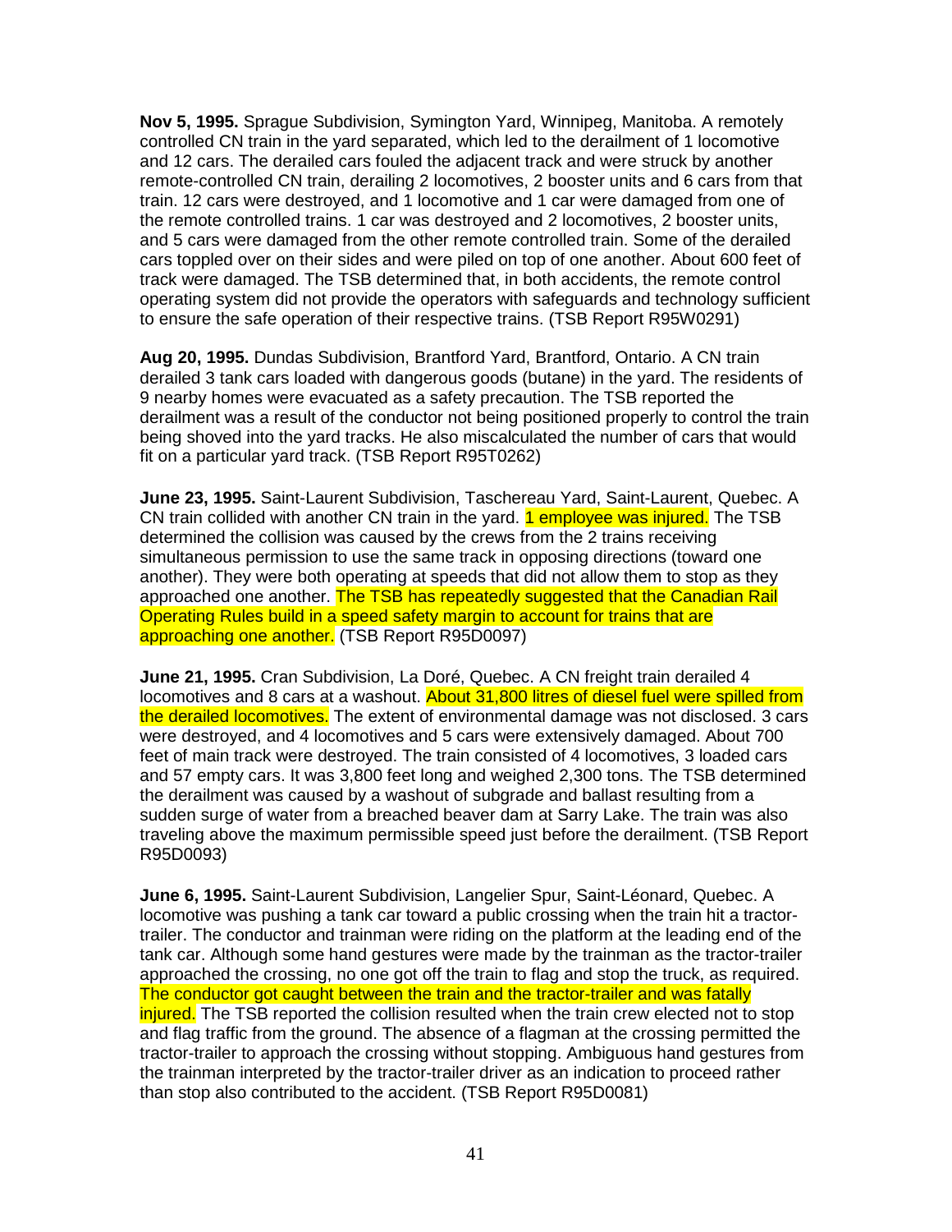**Nov 5, 1995.** Sprague Subdivision, Symington Yard, Winnipeg, Manitoba. A remotely controlled CN train in the yard separated, which led to the derailment of 1 locomotive and 12 cars. The derailed cars fouled the adjacent track and were struck by another remote-controlled CN train, derailing 2 locomotives, 2 booster units and 6 cars from that train. 12 cars were destroyed, and 1 locomotive and 1 car were damaged from one of the remote controlled trains. 1 car was destroyed and 2 locomotives, 2 booster units, and 5 cars were damaged from the other remote controlled train. Some of the derailed cars toppled over on their sides and were piled on top of one another. About 600 feet of track were damaged. The TSB determined that, in both accidents, the remote control operating system did not provide the operators with safeguards and technology sufficient to ensure the safe operation of their respective trains. (TSB Report R95W0291)

**Aug 20, 1995.** Dundas Subdivision, Brantford Yard, Brantford, Ontario. A CN train derailed 3 tank cars loaded with dangerous goods (butane) in the yard. The residents of 9 nearby homes were evacuated as a safety precaution. The TSB reported the derailment was a result of the conductor not being positioned properly to control the train being shoved into the yard tracks. He also miscalculated the number of cars that would fit on a particular yard track. (TSB Report R95T0262)

**June 23, 1995.** Saint-Laurent Subdivision, Taschereau Yard, Saint-Laurent, Quebec. A CN train collided with another CN train in the yard. 1 employee was injured. The TSB determined the collision was caused by the crews from the 2 trains receiving simultaneous permission to use the same track in opposing directions (toward one another). They were both operating at speeds that did not allow them to stop as they approached one another. The TSB has repeatedly suggested that the Canadian Rail Operating Rules build in a speed safety margin to account for trains that are approaching one another. (TSB Report R95D0097)

**June 21, 1995.** Cran Subdivision, La Doré, Quebec. A CN freight train derailed 4 locomotives and 8 cars at a washout. About 31,800 litres of diesel fuel were spilled from the derailed locomotives. The extent of environmental damage was not disclosed. 3 cars were destroyed, and 4 locomotives and 5 cars were extensively damaged. About 700 feet of main track were destroyed. The train consisted of 4 locomotives, 3 loaded cars and 57 empty cars. It was 3,800 feet long and weighed 2,300 tons. The TSB determined the derailment was caused by a washout of subgrade and ballast resulting from a sudden surge of water from a breached beaver dam at Sarry Lake. The train was also traveling above the maximum permissible speed just before the derailment. (TSB Report R95D0093)

**June 6, 1995.** Saint-Laurent Subdivision, Langelier Spur, Saint-Léonard, Quebec. A locomotive was pushing a tank car toward a public crossing when the train hit a tractor-trailer. The conductor and trainman were riding on the platform at the leading end of the tank car. Although some hand gestures were made by the trainman as the tractor-trailer approached the crossing, no one got off the train to flag and stop the truck, as required. The conductor got caught between the train and the tractor-trailer and was fatally injured. The TSB reported the collision resulted when the train crew elected not to stop and flag traffic from the ground. The absence of a flagman at the crossing permitted the tractor-trailer to approach the crossing without stopping. Ambiguous hand gestures from the trainman interpreted by the tractor-trailer driver as an indication to proceed rather than stop also contributed to the accident. (TSB Report R95D0081)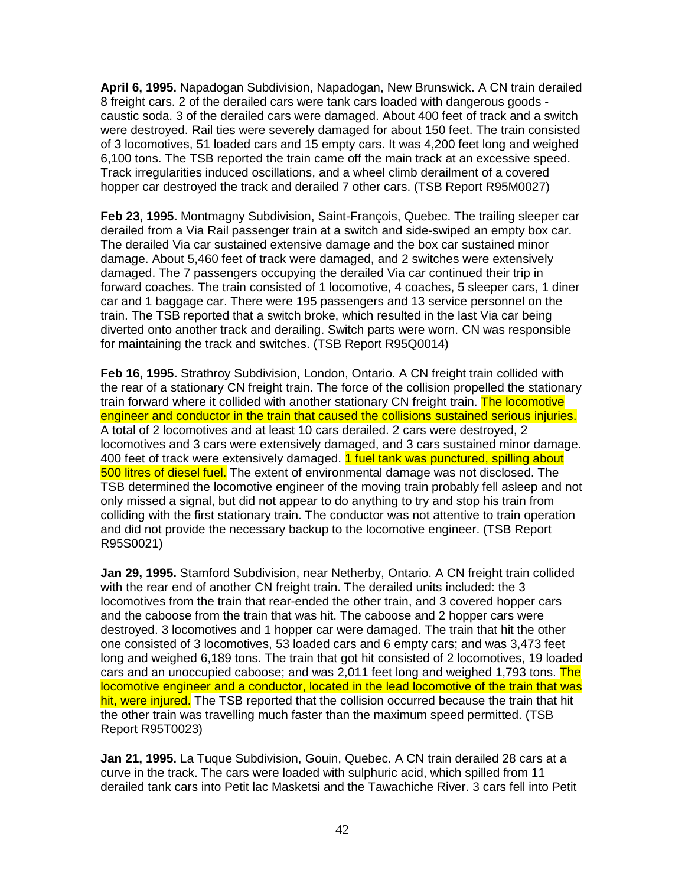**April 6, 1995.** Napadogan Subdivision, Napadogan, New Brunswick. A CN train derailed 8 freight cars. 2 of the derailed cars were tank cars loaded with dangerous goods - caustic soda. 3 of the derailed cars were damaged. About 400 feet of track and a switch were destroyed. Rail ties were severely damaged for about 150 feet. The train consisted of 3 locomotives, 51 loaded cars and 15 empty cars. It was 4,200 feet long and weighed 6,100 tons. The TSB reported the train came off the main track at an excessive speed. Track irregularities induced oscillations, and a wheel climb derailment of a covered hopper car destroyed the track and derailed 7 other cars. (TSB Report R95M0027)

**Feb 23, 1995.** Montmagny Subdivision, Saint-François, Quebec. The trailing sleeper car derailed from a Via Rail passenger train at a switch and side-swiped an empty box car. The derailed Via car sustained extensive damage and the box car sustained minor damage. About 5,460 feet of track were damaged, and 2 switches were extensively damaged. The 7 passengers occupying the derailed Via car continued their trip in forward coaches. The train consisted of 1 locomotive, 4 coaches, 5 sleeper cars, 1 diner car and 1 baggage car. There were 195 passengers and 13 service personnel on the train. The TSB reported that a switch broke, which resulted in the last Via car being diverted onto another track and derailing. Switch parts were worn. CN was responsible for maintaining the track and switches. (TSB Report R95Q0014)

**Feb 16, 1995.** Strathroy Subdivision, London, Ontario. A CN freight train collided with the rear of a stationary CN freight train. The force of the collision propelled the stationary train forward where it collided with another stationary CN freight train. The locomotive engineer and conductor in the train that caused the collisions sustained serious injuries. A total of 2 locomotives and at least 10 cars derailed. 2 cars were destroyed, 2 locomotives and 3 cars were extensively damaged, and 3 cars sustained minor damage. 400 feet of track were extensively damaged. 1 fuel tank was punctured, spilling about 500 litres of diesel fuel. The extent of environmental damage was not disclosed. The TSB determined the locomotive engineer of the moving train probably fell asleep and not only missed a signal, but did not appear to do anything to try and stop his train from colliding with the first stationary train. The conductor was not attentive to train operation and did not provide the necessary backup to the locomotive engineer. (TSB Report R95S0021)

**Jan 29, 1995.** Stamford Subdivision, near Netherby, Ontario. A CN freight train collided with the rear end of another CN freight train. The derailed units included: the 3 locomotives from the train that rear-ended the other train, and 3 covered hopper cars and the caboose from the train that was hit. The caboose and 2 hopper cars were destroyed. 3 locomotives and 1 hopper car were damaged. The train that hit the other one consisted of 3 locomotives, 53 loaded cars and 6 empty cars; and was 3,473 feet long and weighed 6,189 tons. The train that got hit consisted of 2 locomotives, 19 loaded cars and an unoccupied caboose; and was 2,011 feet long and weighed 1,793 tons. The locomotive engineer and a conductor, located in the lead locomotive of the train that was hit, were injured. The TSB reported that the collision occurred because the train that hit the other train was travelling much faster than the maximum speed permitted. (TSB Report R95T0023)

**Jan 21, 1995.** La Tuque Subdivision, Gouin, Quebec. A CN train derailed 28 cars at a curve in the track. The cars were loaded with sulphuric acid, which spilled from 11 derailed tank cars into Petit lac Masketsi and the Tawachiche River. 3 cars fell into Petit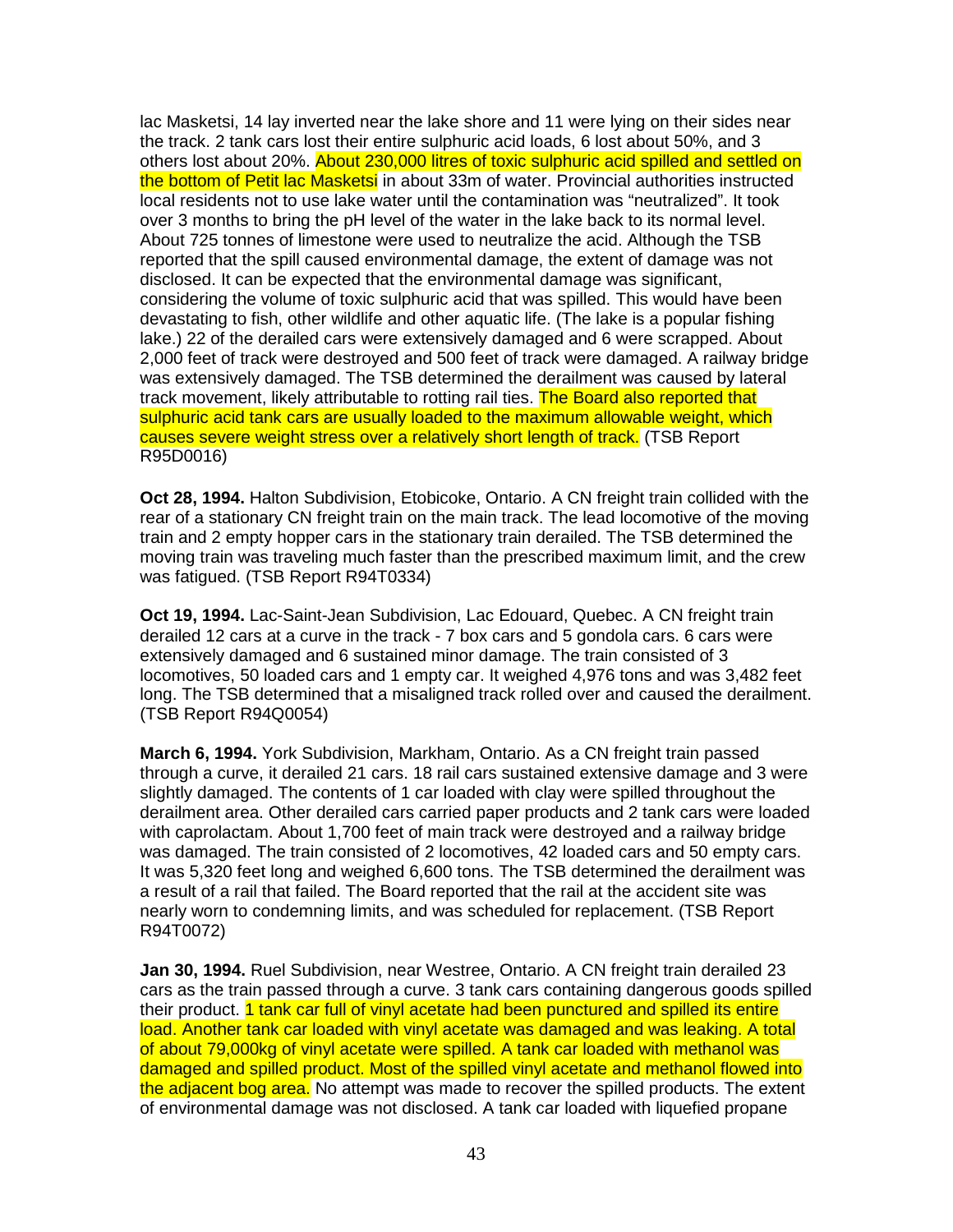lac Masketsi, 14 lay inverted near the lake shore and 11 were lying on their sides near the track. 2 tank cars lost their entire sulphuric acid loads, 6 lost about 50%, and 3 others lost about 20%. About 230,000 litres of toxic sulphuric acid spilled and settled on the bottom of Petit lac Masketsi in about 33m of water. Provincial authorities instructed local residents not to use lake water until the contamination was "neutralized". It took over 3 months to bring the pH level of the water in the lake back to its normal level. About 725 tonnes of limestone were used to neutralize the acid. Although the TSB reported that the spill caused environmental damage, the extent of damage was not disclosed. It can be expected that the environmental damage was significant, considering the volume of toxic sulphuric acid that was spilled. This would have been devastating to fish, other wildlife and other aquatic life. (The lake is a popular fishing lake.) 22 of the derailed cars were extensively damaged and 6 were scrapped. About 2,000 feet of track were destroyed and 500 feet of track were damaged. A railway bridge was extensively damaged. The TSB determined the derailment was caused by lateral track movement, likely attributable to rotting rail ties. The Board also reported that sulphuric acid tank cars are usually loaded to the maximum allowable weight, which causes severe weight stress over a relatively short length of track. (TSB Report R95D0016)

**Oct 28, 1994.** Halton Subdivision, Etobicoke, Ontario. A CN freight train collided with the rear of a stationary CN freight train on the main track. The lead locomotive of the moving train and 2 empty hopper cars in the stationary train derailed. The TSB determined the moving train was traveling much faster than the prescribed maximum limit, and the crew was fatigued. (TSB Report R94T0334)

**Oct 19, 1994.** Lac-Saint-Jean Subdivision, Lac Edouard, Quebec. A CN freight train derailed 12 cars at a curve in the track - 7 box cars and 5 gondola cars. 6 cars were extensively damaged and 6 sustained minor damage. The train consisted of 3 locomotives, 50 loaded cars and 1 empty car. It weighed 4,976 tons and was 3,482 feet long. The TSB determined that a misaligned track rolled over and caused the derailment. (TSB Report R94Q0054)

**March 6, 1994.** York Subdivision, Markham, Ontario. As a CN freight train passed through a curve, it derailed 21 cars. 18 rail cars sustained extensive damage and 3 were slightly damaged. The contents of 1 car loaded with clay were spilled throughout the derailment area. Other derailed cars carried paper products and 2 tank cars were loaded with caprolactam. About 1,700 feet of main track were destroyed and a railway bridge was damaged. The train consisted of 2 locomotives, 42 loaded cars and 50 empty cars. It was 5,320 feet long and weighed 6,600 tons. The TSB determined the derailment was a result of a rail that failed. The Board reported that the rail at the accident site was nearly worn to condemning limits, and was scheduled for replacement. (TSB Report R94T0072)

**Jan 30, 1994.** Ruel Subdivision, near Westree, Ontario. A CN freight train derailed 23 cars as the train passed through a curve. 3 tank cars containing dangerous goods spilled their product. 1 tank car full of vinyl acetate had been punctured and spilled its entire load. Another tank car loaded with vinyl acetate was damaged and was leaking. A total of about 79,000kg of vinyl acetate were spilled. A tank car loaded with methanol was damaged and spilled product. Most of the spilled vinyl acetate and methanol flowed into the adjacent bog area. No attempt was made to recover the spilled products. The extent of environmental damage was not disclosed. A tank car loaded with liquefied propane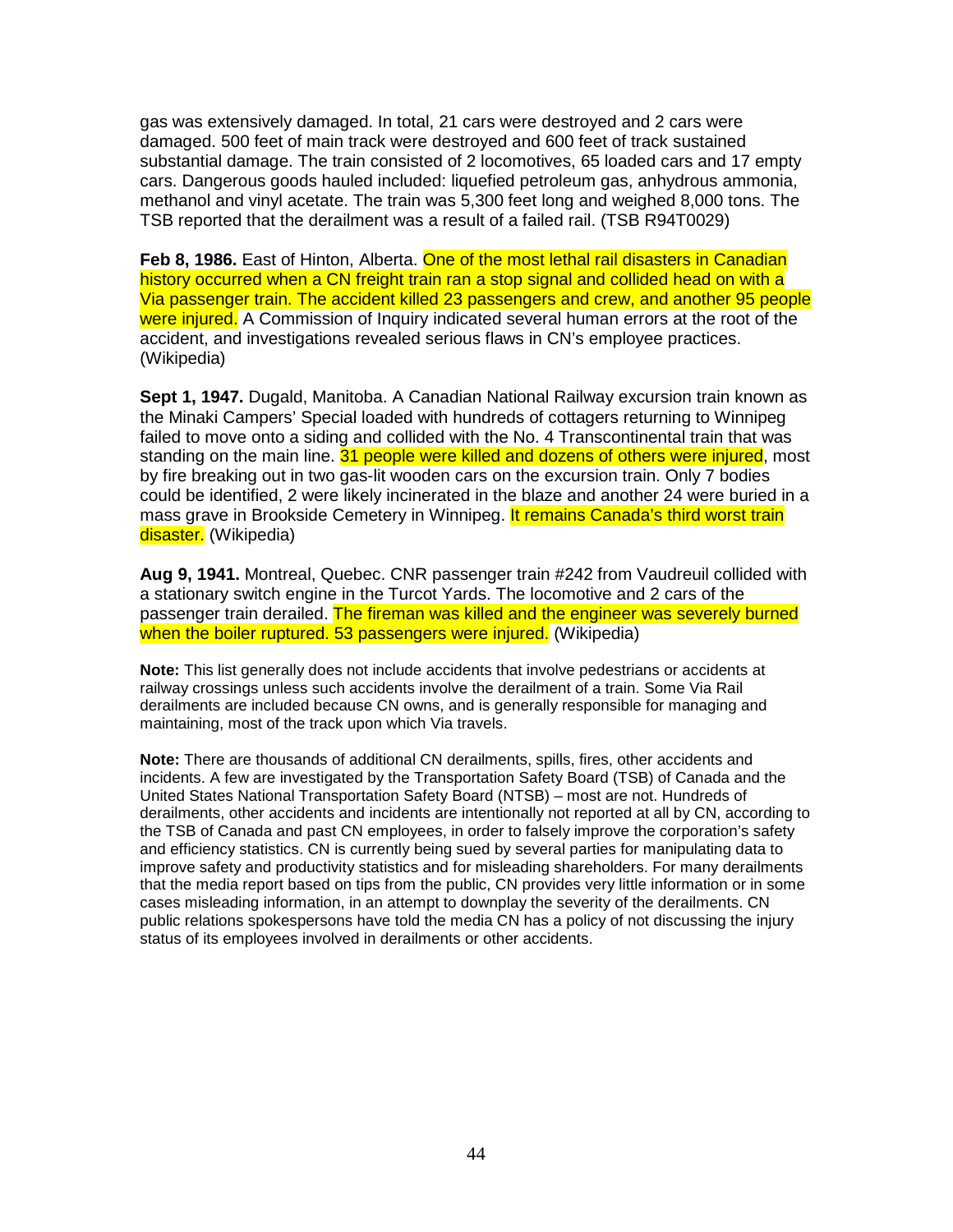gas was extensively damaged. In total, 21 cars were destroyed and 2 cars were damaged. 500 feet of main track were destroyed and 600 feet of track sustained substantial damage. The train consisted of 2 locomotives, 65 loaded cars and 17 empty cars. Dangerous goods hauled included: liquefied petroleum gas, anhydrous ammonia, methanol and vinyl acetate. The train was 5,300 feet long and weighed 8,000 tons. The TSB reported that the derailment was a result of a failed rail. (TSB R94T0029)

**Feb 8, 1986.** East of Hinton, Alberta. One of the most lethal rail disasters in Canadian history occurred when a CN freight train ran a stop signal and collided head on with a Via passenger train. The accident killed 23 passengers and crew, and another 95 people were injured. A Commission of Inquiry indicated several human errors at the root of the accident, and investigations revealed serious flaws in CN's employee practices. (Wikipedia)

**Sept 1, 1947.** Dugald, Manitoba. A Canadian National Railway excursion train known as the Minaki Campers' Special loaded with hundreds of cottagers returning to Winnipeg failed to move onto a siding and collided with the No. 4 Transcontinental train that was standing on the main line. 31 people were killed and dozens of others were injured, most by fire breaking out in two gas-lit wooden cars on the excursion train. Only 7 bodies could be identified, 2 were likely incinerated in the blaze and another 24 were buried in a mass grave in Brookside Cemetery in Winnipeg. It remains Canada's third worst train disaster. (Wikipedia)

**Aug 9, 1941.** Montreal, Quebec. CNR passenger train #242 from Vaudreuil collided with a stationary switch engine in the Turcot Yards. The locomotive and 2 cars of the passenger train derailed. The fireman was killed and the engineer was severely burned when the boiler ruptured. 53 passengers were injured. (Wikipedia)

**Note:** This list generally does not include accidents that involve pedestrians or accidents at railway crossings unless such accidents involve the derailment of a train. Some Via Rail derailments are included because CN owns, and is generally responsible for managing and maintaining, most of the track upon which Via travels.

**Note:** There are thousands of additional CN derailments, spills, fires, other accidents and incidents. A few are investigated by the Transportation Safety Board (TSB) of Canada and the United States National Transportation Safety Board (NTSB) – most are not. Hundreds of derailments, other accidents and incidents are intentionally not reported at all by CN, according to the TSB of Canada and past CN employees, in order to falsely improve the corporation's safety and efficiency statistics. CN is currently being sued by several parties for manipulating data to improve safety and productivity statistics and for misleading shareholders. For many derailments that the media report based on tips from the public, CN provides very little information or in some cases misleading information, in an attempt to downplay the severity of the derailments. CN public relations spokespersons have told the media CN has a policy of not discussing the injury status of its employees involved in derailments or other accidents.